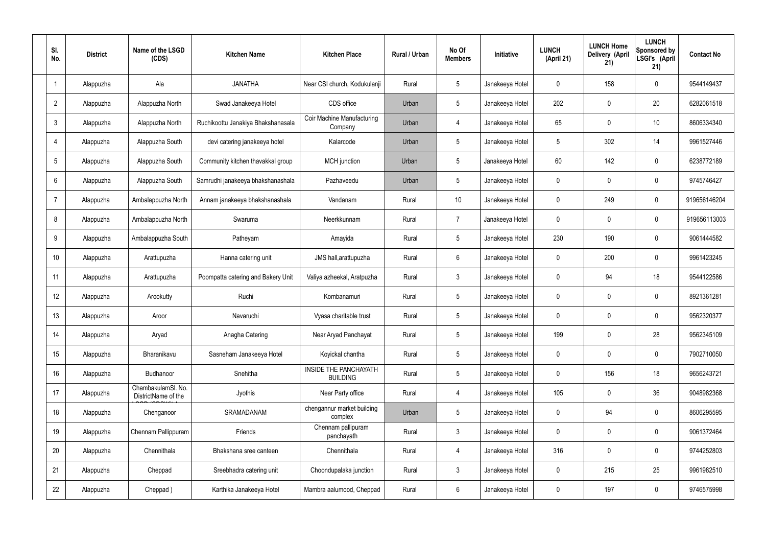| Sl. No. | District | Name of the LSGD (CDS) | Kitchen Name | Kitchen Place | Rural / Urban | No Of Members | Initiative | LUNCH (April 21) | LUNCH Home Delivery (April 21) | LUNCH Sponsored by LSGI's (April 21) | Contact No |
|---|---|---|---|---|---|---|---|---|---|---|---|
| 1 | Alappuzha | Ala | JANATHA | Near CSI church, Kodukulanji | Rural | 5 | Janakeeya Hotel | 0 | 158 | 0 | 9544149437 |
| 2 | Alappuzha | Alappuzha North | Swad Janakeeya Hotel | CDS office | Urban | 5 | Janakeeya Hotel | 202 | 0 | 20 | 6282061518 |
| 3 | Alappuzha | Alappuzha North | Ruchikoottu Janakiya Bhakshanasala | Coir Machine Manufacturing Company | Urban | 4 | Janakeeya Hotel | 65 | 0 | 10 | 8606334340 |
| 4 | Alappuzha | Alappuzha South | devi catering janakeeya hotel | Kalarcode | Urban | 5 | Janakeeya Hotel | 5 | 302 | 14 | 9961527446 |
| 5 | Alappuzha | Alappuzha South | Community kitchen thavakkal group | MCH junction | Urban | 5 | Janakeeya Hotel | 60 | 142 | 0 | 6238772189 |
| 6 | Alappuzha | Alappuzha South | Samrudhi janakeeya bhakshanashala | Pazhaveedu | Urban | 5 | Janakeeya Hotel | 0 | 0 | 0 | 9745746427 |
| 7 | Alappuzha | Ambalappuzha North | Annam janakeeya bhakshanashala | Vandanam | Rural | 10 | Janakeeya Hotel | 0 | 249 | 0 | 919656146204 |
| 8 | Alappuzha | Ambalappuzha North | Swaruma | Neerkkunnam | Rural | 7 | Janakeeya Hotel | 0 | 0 | 0 | 919656113003 |
| 9 | Alappuzha | Ambalappuzha South | Patheyam | Amayida | Rural | 5 | Janakeeya Hotel | 230 | 190 | 0 | 9061444582 |
| 10 | Alappuzha | Arattupuzha | Hanna catering unit | JMS hall,arattupuzha | Rural | 6 | Janakeeya Hotel | 0 | 200 | 0 | 9961423245 |
| 11 | Alappuzha | Arattupuzha | Poompatta catering and Bakery Unit | Valiya azheekal, Aratpuzha | Rural | 3 | Janakeeya Hotel | 0 | 94 | 18 | 9544122586 |
| 12 | Alappuzha | Arookutty | Ruchi | Kombanamuri | Rural | 5 | Janakeeya Hotel | 0 | 0 | 0 | 8921361281 |
| 13 | Alappuzha | Aroor | Navaruchi | Vyasa charitable trust | Rural | 5 | Janakeeya Hotel | 0 | 0 | 0 | 9562320377 |
| 14 | Alappuzha | Aryad | Anagha Catering | Near Aryad Panchayat | Rural | 5 | Janakeeya Hotel | 199 | 0 | 28 | 9562345109 |
| 15 | Alappuzha | Bharanikavu | Sasneham Janakeeya Hotel | Koyickal chantha | Rural | 5 | Janakeeya Hotel | 0 | 0 | 0 | 7902710050 |
| 16 | Alappuzha | Budhanoor | Snehitha | INSIDE THE PANCHAYATH BUILDING | Rural | 5 | Janakeeya Hotel | 0 | 156 | 18 | 9656243721 |
| 17 | Alappuzha | ChambakulamSl. No. DistrictName of the | Jyothis | Near Party office | Rural | 4 | Janakeeya Hotel | 105 | 0 | 36 | 9048982368 |
| 18 | Alappuzha | Chenganoor | SRAMADANAM | chengannur market building complex | Urban | 5 | Janakeeya Hotel | 0 | 94 | 0 | 8606295595 |
| 19 | Alappuzha | Chennam Pallippuram | Friends | Chennam pallipuram panchayath | Rural | 3 | Janakeeya Hotel | 0 | 0 | 0 | 9061372464 |
| 20 | Alappuzha | Chennithala | Bhakshana sree canteen | Chennithala | Rural | 4 | Janakeeya Hotel | 316 | 0 | 0 | 9744252803 |
| 21 | Alappuzha | Cheppad | Sreebhadra catering unit | Choondupalaka junction | Rural | 3 | Janakeeya Hotel | 0 | 215 | 25 | 9961982510 |
| 22 | Alappuzha | Cheppad ) | Karthika Janakeeya Hotel | Mambra aalumood, Cheppad | Rural | 6 | Janakeeya Hotel | 0 | 197 | 0 | 9746575998 |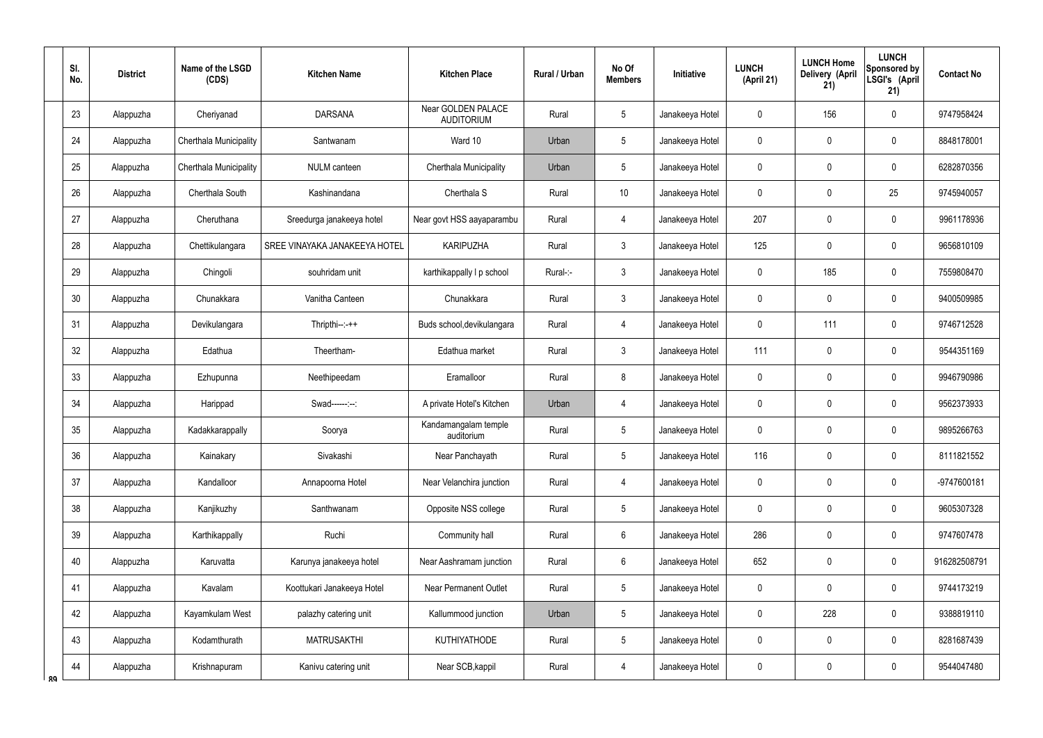| Sl. No. | District | Name of the LSGD (CDS) | Kitchen Name | Kitchen Place | Rural / Urban | No Of Members | Initiative | LUNCH (April 21) | LUNCH Home Delivery (April 21) | LUNCH Sponsored by LSGI's (April 21) | Contact No |
|---|---|---|---|---|---|---|---|---|---|---|---|
| 23 | Alappuzha | Cheriyanad | DARSANA | Near GOLDEN PALACE AUDITORIUM | Rural | 5 | Janakeeya Hotel | 0 | 156 | 0 | 9747958424 |
| 24 | Alappuzha | Cherthala Municipality | Santwanam | Ward 10 | Urban | 5 | Janakeeya Hotel | 0 | 0 | 0 | 8848178001 |
| 25 | Alappuzha | Cherthala Municipality | NULM canteen | Cherthala Municipality | Urban | 5 | Janakeeya Hotel | 0 | 0 | 0 | 6282870356 |
| 26 | Alappuzha | Cherthala South | Kashinandana | Cherthala S | Rural | 10 | Janakeeya Hotel | 0 | 0 | 25 | 9745940057 |
| 27 | Alappuzha | Cheruthana | Sreedurga janakeeya hotel | Near govt HSS aayaparambu | Rural | 4 | Janakeeya Hotel | 207 | 0 | 0 | 9961178936 |
| 28 | Alappuzha | Chettikulangara | SREE VINAYAKA JANAKEEYA HOTEL | KARIPUZHA | Rural | 3 | Janakeeya Hotel | 125 | 0 | 0 | 9656810109 |
| 29 | Alappuzha | Chingoli | souhridam unit | karthikappally l p school | Rural-:- | 3 | Janakeeya Hotel | 0 | 185 | 0 | 7559808470 |
| 30 | Alappuzha | Chunakkara | Vanitha Canteen | Chunakkara | Rural | 3 | Janakeeya Hotel | 0 | 0 | 0 | 9400509985 |
| 31 | Alappuzha | Devikulangara | Thripthi--:-++ | Buds school,devikulangara | Rural | 4 | Janakeeya Hotel | 0 | 111 | 0 | 9746712528 |
| 32 | Alappuzha | Edathua | Theertham- | Edathua market | Rural | 3 | Janakeeya Hotel | 111 | 0 | 0 | 9544351169 |
| 33 | Alappuzha | Ezhupunna | Neethipeedam | Eramalloor | Rural | 8 | Janakeeya Hotel | 0 | 0 | 0 | 9946790986 |
| 34 | Alappuzha | Harippad | Swad------:--: | A private Hotel's Kitchen | Urban | 4 | Janakeeya Hotel | 0 | 0 | 0 | 9562373933 |
| 35 | Alappuzha | Kadakkarappally | Soorya | Kandamangalam temple auditorium | Rural | 5 | Janakeeya Hotel | 0 | 0 | 0 | 9895266763 |
| 36 | Alappuzha | Kainakary | Sivakashi | Near Panchayath | Rural | 5 | Janakeeya Hotel | 116 | 0 | 0 | 8111821552 |
| 37 | Alappuzha | Kandalloor | Annapoorna Hotel | Near Velanchira junction | Rural | 4 | Janakeeya Hotel | 0 | 0 | 0 | -9747600181 |
| 38 | Alappuzha | Kanjikuzhy | Santhwanam | Opposite NSS college | Rural | 5 | Janakeeya Hotel | 0 | 0 | 0 | 9605307328 |
| 39 | Alappuzha | Karthikappally | Ruchi | Community hall | Rural | 6 | Janakeeya Hotel | 286 | 0 | 0 | 9747607478 |
| 40 | Alappuzha | Karuvatta | Karunya janakeeya hotel | Near Aashramam junction | Rural | 6 | Janakeeya Hotel | 652 | 0 | 0 | 916282508791 |
| 41 | Alappuzha | Kavalam | Koottukari Janakeeya Hotel | Near Permanent Outlet | Rural | 5 | Janakeeya Hotel | 0 | 0 | 0 | 9744173219 |
| 42 | Alappuzha | Kayamkulam West | palazhy catering unit | Kallummood junction | Urban | 5 | Janakeeya Hotel | 0 | 228 | 0 | 9388819110 |
| 43 | Alappuzha | Kodamthurath | MATRUSAKTHI | KUTHIYATHODE | Rural | 5 | Janakeeya Hotel | 0 | 0 | 0 | 8281687439 |
| 44 | Alappuzha | Krishnapuram | Kanivu catering unit | Near SCB,kappil | Rural | 4 | Janakeeya Hotel | 0 | 0 | 0 | 9544047480 |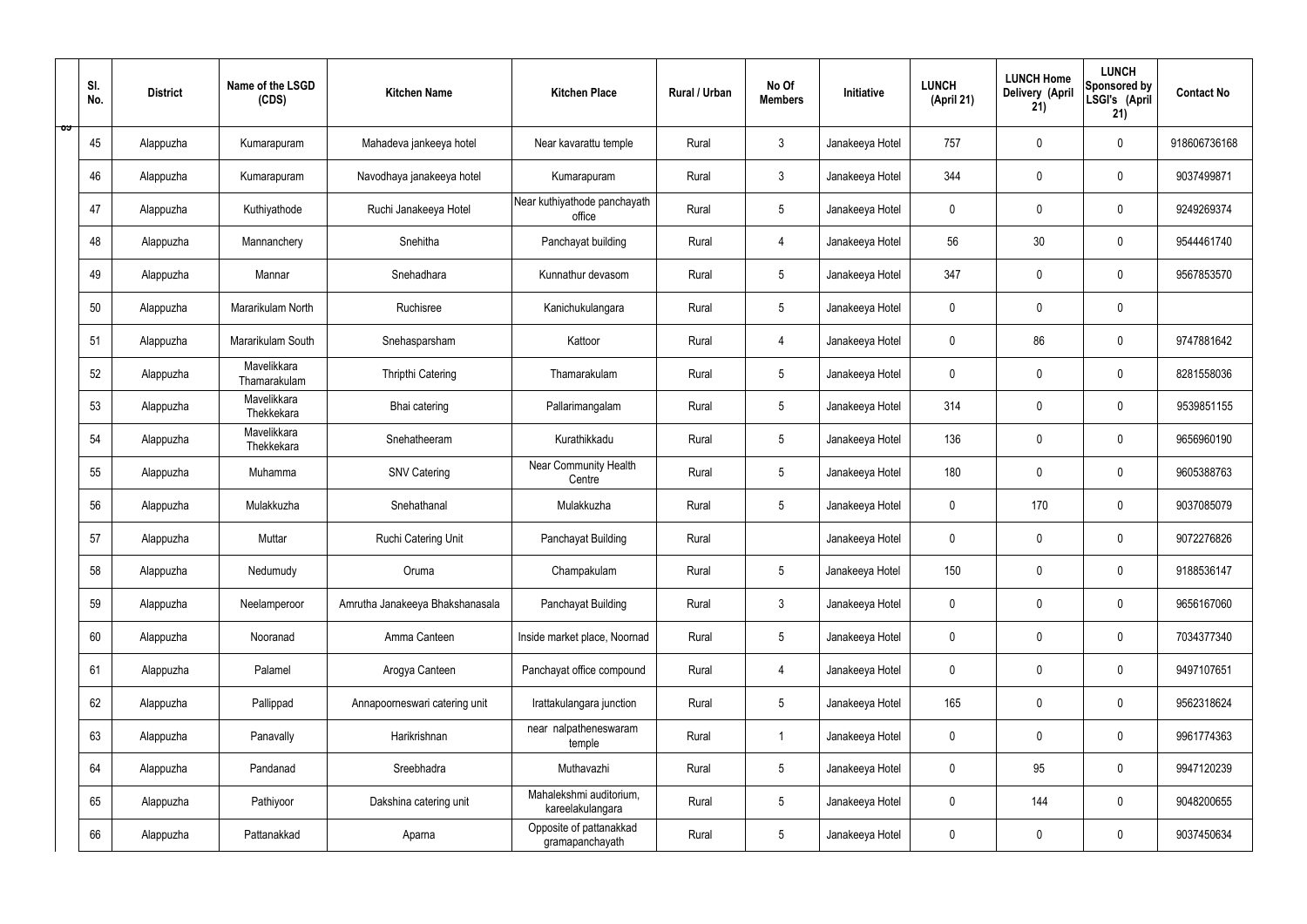| Sl. No. | District | Name of the LSGD (CDS) | Kitchen Name | Kitchen Place | Rural / Urban | No Of Members | Initiative | LUNCH (April 21) | LUNCH Home Delivery (April 21) | LUNCH Sponsored by LSGI's (April 21) | Contact No |
|---|---|---|---|---|---|---|---|---|---|---|---|
| 45 | Alappuzha | Kumarapuram | Mahadeva jankeeya hotel | Near kavarattu temple | Rural | 3 | Janakeeya Hotel | 757 | 0 | 0 | 918606736168 |
| 46 | Alappuzha | Kumarapuram | Navodhaya janakeeya hotel | Kumarapuram | Rural | 3 | Janakeeya Hotel | 344 | 0 | 0 | 9037499871 |
| 47 | Alappuzha | Kuthiyathode | Ruchi Janakeeya Hotel | Near kuthiyathode panchayath office | Rural | 5 | Janakeeya Hotel | 0 | 0 | 0 | 9249269374 |
| 48 | Alappuzha | Mannanchery | Snehitha | Panchayat building | Rural | 4 | Janakeeya Hotel | 56 | 30 | 0 | 9544461740 |
| 49 | Alappuzha | Mannar | Snehadhara | Kunnathur devasom | Rural | 5 | Janakeeya Hotel | 347 | 0 | 0 | 9567853570 |
| 50 | Alappuzha | Mararikulam North | Ruchisree | Kanichukulangara | Rural | 5 | Janakeeya Hotel | 0 | 0 | 0 | |
| 51 | Alappuzha | Mararikulam South | Snehasparsham | Kattoor | Rural | 4 | Janakeeya Hotel | 0 | 86 | 0 | 9747881642 |
| 52 | Alappuzha | Mavelikkara Thamarakulam | Thripthi Catering | Thamarakulam | Rural | 5 | Janakeeya Hotel | 0 | 0 | 0 | 8281558036 |
| 53 | Alappuzha | Mavelikkara Thekkekara | Bhai catering | Pallarimangalam | Rural | 5 | Janakeeya Hotel | 314 | 0 | 0 | 9539851155 |
| 54 | Alappuzha | Mavelikkara Thekkekara | Snehatheeram | Kurathikkadu | Rural | 5 | Janakeeya Hotel | 136 | 0 | 0 | 9656960190 |
| 55 | Alappuzha | Muhamma | SNV Catering | Near Community Health Centre | Rural | 5 | Janakeeya Hotel | 180 | 0 | 0 | 9605388763 |
| 56 | Alappuzha | Mulakkuzha | Snehathanal | Mulakkuzha | Rural | 5 | Janakeeya Hotel | 0 | 170 | 0 | 9037085079 |
| 57 | Alappuzha | Muttar | Ruchi Catering Unit | Panchayat Building | Rural | | Janakeeya Hotel | 0 | 0 | 0 | 9072276826 |
| 58 | Alappuzha | Nedumudy | Oruma | Champakulam | Rural | 5 | Janakeeya Hotel | 150 | 0 | 0 | 9188536147 |
| 59 | Alappuzha | Neelamperoor | Amrutha Janakeeya Bhakshanasala | Panchayat Building | Rural | 3 | Janakeeya Hotel | 0 | 0 | 0 | 9656167060 |
| 60 | Alappuzha | Nooranad | Amma Canteen | Inside market place, Noornad | Rural | 5 | Janakeeya Hotel | 0 | 0 | 0 | 7034377340 |
| 61 | Alappuzha | Palamel | Arogya Canteen | Panchayat office compound | Rural | 4 | Janakeeya Hotel | 0 | 0 | 0 | 9497107651 |
| 62 | Alappuzha | Pallippad | Annapoorneswari catering unit | Irattakulangara junction | Rural | 5 | Janakeeya Hotel | 165 | 0 | 0 | 9562318624 |
| 63 | Alappuzha | Panavally | Harikrishnan | near nalpatheneswaram temple | Rural | 1 | Janakeeya Hotel | 0 | 0 | 0 | 9961774363 |
| 64 | Alappuzha | Pandanad | Sreebhadra | Muthavazhi | Rural | 5 | Janakeeya Hotel | 0 | 95 | 0 | 9947120239 |
| 65 | Alappuzha | Pathiyoor | Dakshina catering unit | Mahalekshmi auditorium, kareelakulangara | Rural | 5 | Janakeeya Hotel | 0 | 144 | 0 | 9048200655 |
| 66 | Alappuzha | Pattanakkad | Aparna | Opposite of pattanakkad gramapanchayath | Rural | 5 | Janakeeya Hotel | 0 | 0 | 0 | 9037450634 |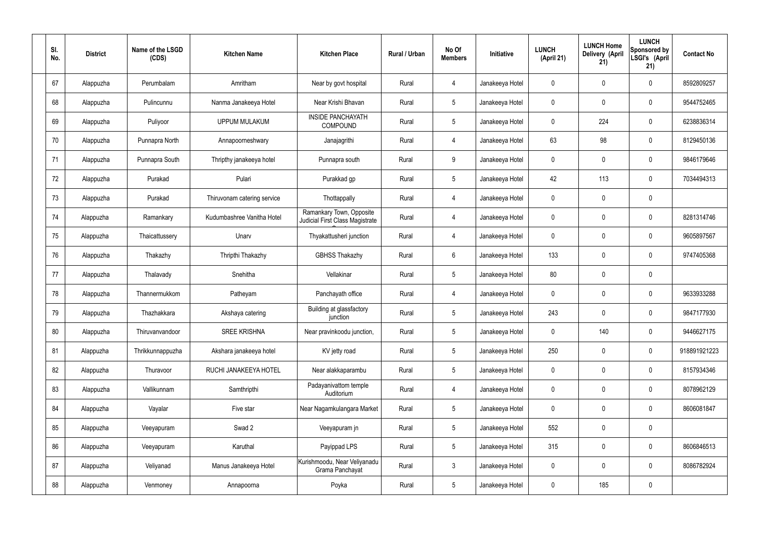| Sl. No. | District | Name of the LSGD (CDS) | Kitchen Name | Kitchen Place | Rural / Urban | No Of Members | Initiative | LUNCH (April 21) | LUNCH Home Delivery (April 21) | LUNCH Sponsored by LSGI's (April 21) | Contact No |
|---|---|---|---|---|---|---|---|---|---|---|---|
| 67 | Alappuzha | Perumbalam | Amritham | Near by govt hospital | Rural | 4 | Janakeeya Hotel | 0 | 0 | 0 | 8592809257 |
| 68 | Alappuzha | Pulincunnu | Nanma Janakeeya Hotel | Near Krishi Bhavan | Rural | 5 | Janakeeya Hotel | 0 | 0 | 0 | 9544752465 |
| 69 | Alappuzha | Puliyoor | UPPUM MULAKUM | INSIDE PANCHAYATH COMPOUND | Rural | 5 | Janakeeya Hotel | 0 | 224 | 0 | 6238836314 |
| 70 | Alappuzha | Punnapra North | Annapoorneshwary | Janajagrithi | Rural | 4 | Janakeeya Hotel | 63 | 98 | 0 | 8129450136 |
| 71 | Alappuzha | Punnapra South | Thripthy janakeeya hotel | Punnapra south | Rural | 9 | Janakeeya Hotel | 0 | 0 | 0 | 9846179646 |
| 72 | Alappuzha | Purakad | Pulari | Purakkad gp | Rural | 5 | Janakeeya Hotel | 42 | 113 | 0 | 7034494313 |
| 73 | Alappuzha | Purakad | Thiruvonam catering service | Thottappally | Rural | 4 | Janakeeya Hotel | 0 | 0 | 0 | |
| 74 | Alappuzha | Ramankary | Kudumbashree Vanitha Hotel | Ramankary Town, Opposite Judicial First Class Magistrate C | Rural | 4 | Janakeeya Hotel | 0 | 0 | 0 | 8281314746 |
| 75 | Alappuzha | Thaicattussery | Unarv | Thyakattusheri junction | Rural | 4 | Janakeeya Hotel | 0 | 0 | 0 | 9605897567 |
| 76 | Alappuzha | Thakazhy | Thripthi Thakazhy | GBHSS Thakazhy | Rural | 6 | Janakeeya Hotel | 133 | 0 | 0 | 9747405368 |
| 77 | Alappuzha | Thalavady | Snehitha | Vellakinar | Rural | 5 | Janakeeya Hotel | 80 | 0 | 0 | |
| 78 | Alappuzha | Thannermukkom | Patheyam | Panchayath office | Rural | 4 | Janakeeya Hotel | 0 | 0 | 0 | 9633933288 |
| 79 | Alappuzha | Thazhakkara | Akshaya catering | Building at glassfactory junction | Rural | 5 | Janakeeya Hotel | 243 | 0 | 0 | 9847177930 |
| 80 | Alappuzha | Thiruvanvandoor | SREE KRISHNA | Near pravinkoodu junction, | Rural | 5 | Janakeeya Hotel | 0 | 140 | 0 | 9446627175 |
| 81 | Alappuzha | Thrikkunnappuzha | Akshara janakeeya hotel | KV jetty road | Rural | 5 | Janakeeya Hotel | 250 | 0 | 0 | 918891921223 |
| 82 | Alappuzha | Thuravoor | RUCHI JANAKEEYA HOTEL | Near alakkaparambu | Rural | 5 | Janakeeya Hotel | 0 | 0 | 0 | 8157934346 |
| 83 | Alappuzha | Vallikunnam | Samthripthi | Padayanivattom temple Auditorium | Rural | 4 | Janakeeya Hotel | 0 | 0 | 0 | 8078962129 |
| 84 | Alappuzha | Vayalar | Five star | Near Nagamkulangara Market | Rural | 5 | Janakeeya Hotel | 0 | 0 | 0 | 8606081847 |
| 85 | Alappuzha | Veeyapuram | Swad 2 | Veeyapuram jn | Rural | 5 | Janakeeya Hotel | 552 | 0 | 0 | |
| 86 | Alappuzha | Veeyapuram | Karuthal | Payippad LPS | Rural | 5 | Janakeeya Hotel | 315 | 0 | 0 | 8606846513 |
| 87 | Alappuzha | Veliyanad | Manus Janakeeya Hotel | Kurishmoodu, Near Veliyanadu Grama Panchayat | Rural | 3 | Janakeeya Hotel | 0 | 0 | 0 | 8086782924 |
| 88 | Alappuzha | Venmoney | Annapoorna | Poyka | Rural | 5 | Janakeeya Hotel | 0 | 185 | 0 | |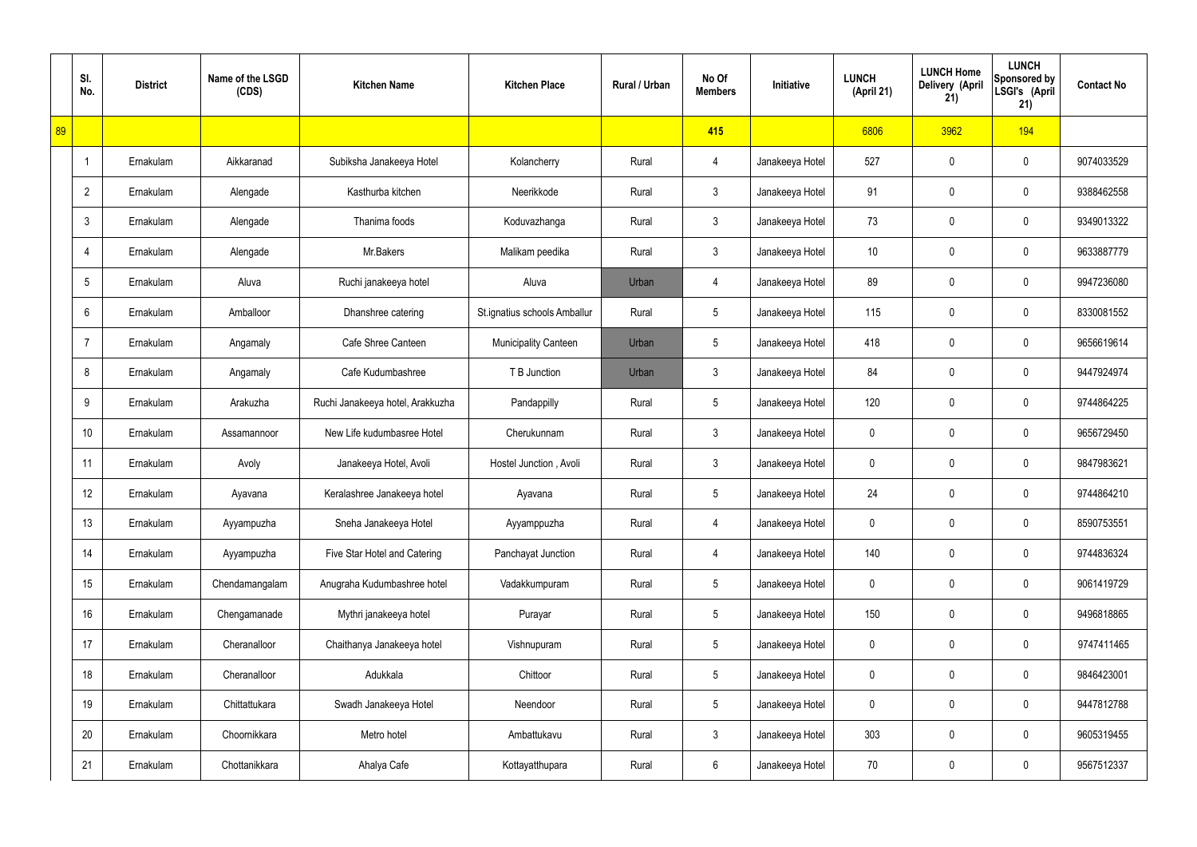| | Sl. No. | District | Name of the LSGD (CDS) | Kitchen Name | Kitchen Place | Rural / Urban | No Of Members | Initiative | LUNCH (April 21) | LUNCH Home Delivery (April 21) | LUNCH Sponsored by LSGI's (April 21) | Contact No |
|---|---|---|---|---|---|---|---|---|---|---|---|---|
| 89 | | | | | | | 415 | | 6806 | 3962 | 194 | |
| | 1 | Ernakulam | Aikkaranad | Subiksha Janakeeya Hotel | Kolancherry | Rural | 4 | Janakeeya Hotel | 527 | 0 | 0 | 9074033529 |
| | 2 | Ernakulam | Alengade | Kasthurba kitchen | Neerikkode | Rural | 3 | Janakeeya Hotel | 91 | 0 | 0 | 9388462558 |
| | 3 | Ernakulam | Alengade | Thanima foods | Koduvazhanga | Rural | 3 | Janakeeya Hotel | 73 | 0 | 0 | 9349013322 |
| | 4 | Ernakulam | Alengade | Mr.Bakers | Malikam peedika | Rural | 3 | Janakeeya Hotel | 10 | 0 | 0 | 9633887779 |
| | 5 | Ernakulam | Aluva | Ruchi janakeeya hotel | Aluva | Urban | 4 | Janakeeya Hotel | 89 | 0 | 0 | 9947236080 |
| | 6 | Ernakulam | Amballoor | Dhanshree catering | St.ignatius schools Amballur | Rural | 5 | Janakeeya Hotel | 115 | 0 | 0 | 8330081552 |
| | 7 | Ernakulam | Angamaly | Cafe Shree Canteen | Municipality Canteen | Urban | 5 | Janakeeya Hotel | 418 | 0 | 0 | 9656619614 |
| | 8 | Ernakulam | Angamaly | Cafe Kudumbashree | T B Junction | Urban | 3 | Janakeeya Hotel | 84 | 0 | 0 | 9447924974 |
| | 9 | Ernakulam | Arakuzha | Ruchi Janakeeya hotel, Arakkuzha | Pandappilly | Rural | 5 | Janakeeya Hotel | 120 | 0 | 0 | 9744864225 |
| | 10 | Ernakulam | Assamannoor | New Life kudumbasree Hotel | Cherukunnam | Rural | 3 | Janakeeya Hotel | 0 | 0 | 0 | 9656729450 |
| | 11 | Ernakulam | Avoly | Janakeeya Hotel, Avoli | Hostel Junction , Avoli | Rural | 3 | Janakeeya Hotel | 0 | 0 | 0 | 9847983621 |
| | 12 | Ernakulam | Ayavana | Keralashree Janakeeya hotel | Ayavana | Rural | 5 | Janakeeya Hotel | 24 | 0 | 0 | 9744864210 |
| | 13 | Ernakulam | Ayyampuzha | Sneha Janakeeya Hotel | Ayyamppuzha | Rural | 4 | Janakeeya Hotel | 0 | 0 | 0 | 8590753551 |
| | 14 | Ernakulam | Ayyampuzha | Five Star Hotel and Catering | Panchayat Junction | Rural | 4 | Janakeeya Hotel | 140 | 0 | 0 | 9744836324 |
| | 15 | Ernakulam | Chendamangalam | Anugraha Kudumbashree hotel | Vadakkumpuram | Rural | 5 | Janakeeya Hotel | 0 | 0 | 0 | 9061419729 |
| | 16 | Ernakulam | Chengamanade | Mythri janakeeya hotel | Purayar | Rural | 5 | Janakeeya Hotel | 150 | 0 | 0 | 9496818865 |
| | 17 | Ernakulam | Cheranalloor | Chaithanya Janakeeya hotel | Vishnupuram | Rural | 5 | Janakeeya Hotel | 0 | 0 | 0 | 9747411465 |
| | 18 | Ernakulam | Cheranalloor | Adukkala | Chittoor | Rural | 5 | Janakeeya Hotel | 0 | 0 | 0 | 9846423001 |
| | 19 | Ernakulam | Chittattukara | Swadh Janakeeya Hotel | Neendoor | Rural | 5 | Janakeeya Hotel | 0 | 0 | 0 | 9447812788 |
| | 20 | Ernakulam | Choornikkara | Metro hotel | Ambattukavu | Rural | 3 | Janakeeya Hotel | 303 | 0 | 0 | 9605319455 |
| | 21 | Ernakulam | Chottanikkara | Ahalya Cafe | Kottayatthupara | Rural | 6 | Janakeeya Hotel | 70 | 0 | 0 | 9567512337 |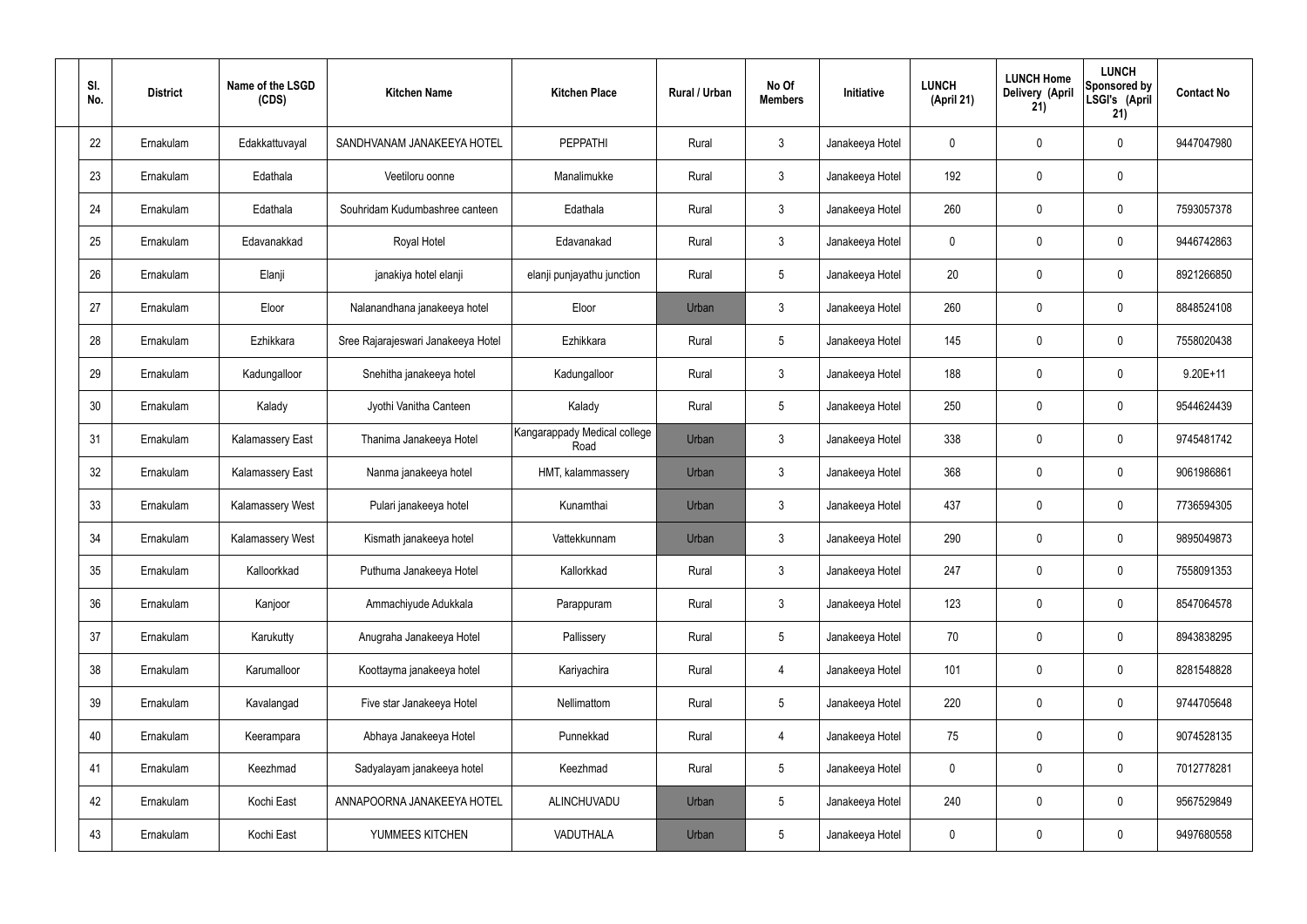| Sl. No. | District | Name of the LSGD (CDS) | Kitchen Name | Kitchen Place | Rural / Urban | No Of Members | Initiative | LUNCH (April 21) | LUNCH Home Delivery (April 21) | LUNCH Sponsored by LSGI's (April 21) | Contact No |
|---|---|---|---|---|---|---|---|---|---|---|---|
| 22 | Ernakulam | Edakkattuvayal | SANDHVANAM JANAKEEYA HOTEL | PEPPATHI | Rural | 3 | Janakeeya Hotel | 0 | 0 | 0 | 9447047980 |
| 23 | Ernakulam | Edathala | Veetiloru oonne | Manalimukke | Rural | 3 | Janakeeya Hotel | 192 | 0 | 0 | |
| 24 | Ernakulam | Edathala | Souhridam Kudumbashree canteen | Edathala | Rural | 3 | Janakeeya Hotel | 260 | 0 | 0 | 7593057378 |
| 25 | Ernakulam | Edavanakkad | Royal Hotel | Edavanakad | Rural | 3 | Janakeeya Hotel | 0 | 0 | 0 | 9446742863 |
| 26 | Ernakulam | Elanji | janakiya hotel elanji | elanji punjayathu junction | Rural | 5 | Janakeeya Hotel | 20 | 0 | 0 | 8921266850 |
| 27 | Ernakulam | Eloor | Nalanandhana janakeeya hotel | Eloor | Urban | 3 | Janakeeya Hotel | 260 | 0 | 0 | 8848524108 |
| 28 | Ernakulam | Ezhikkara | Sree Rajarajeswari Janakeeya Hotel | Ezhikkara | Rural | 5 | Janakeeya Hotel | 145 | 0 | 0 | 7558020438 |
| 29 | Ernakulam | Kadungalloor | Snehitha janakeeya hotel | Kadungalloor | Rural | 3 | Janakeeya Hotel | 188 | 0 | 0 | 9.20E+11 |
| 30 | Ernakulam | Kalady | Jyothi Vanitha Canteen | Kalady | Rural | 5 | Janakeeya Hotel | 250 | 0 | 0 | 9544624439 |
| 31 | Ernakulam | Kalamassery East | Thanima Janakeeya Hotel | Kangarappady Medical college Road | Urban | 3 | Janakeeya Hotel | 338 | 0 | 0 | 9745481742 |
| 32 | Ernakulam | Kalamassery East | Nanma janakeeya hotel | HMT, kalammassery | Urban | 3 | Janakeeya Hotel | 368 | 0 | 0 | 9061986861 |
| 33 | Ernakulam | Kalamassery West | Pulari janakeeya hotel | Kunamthai | Urban | 3 | Janakeeya Hotel | 437 | 0 | 0 | 7736594305 |
| 34 | Ernakulam | Kalamassery West | Kismath janakeeya hotel | Vattekkunnam | Urban | 3 | Janakeeya Hotel | 290 | 0 | 0 | 9895049873 |
| 35 | Ernakulam | Kalloorkkad | Puthuma Janakeeya Hotel | Kallorkkad | Rural | 3 | Janakeeya Hotel | 247 | 0 | 0 | 7558091353 |
| 36 | Ernakulam | Kanjoor | Ammachiyude Adukkala | Parappuram | Rural | 3 | Janakeeya Hotel | 123 | 0 | 0 | 8547064578 |
| 37 | Ernakulam | Karukutty | Anugraha Janakeeya Hotel | Pallissery | Rural | 5 | Janakeeya Hotel | 70 | 0 | 0 | 8943838295 |
| 38 | Ernakulam | Karumalloor | Koottayma janakeeya hotel | Kariyachira | Rural | 4 | Janakeeya Hotel | 101 | 0 | 0 | 8281548828 |
| 39 | Ernakulam | Kavalangad | Five star Janakeeya Hotel | Nellimattom | Rural | 5 | Janakeeya Hotel | 220 | 0 | 0 | 9744705648 |
| 40 | Ernakulam | Keerampara | Abhaya Janakeeya Hotel | Punnekkad | Rural | 4 | Janakeeya Hotel | 75 | 0 | 0 | 9074528135 |
| 41 | Ernakulam | Keezhmad | Sadyalayam janakeeya hotel | Keezhmad | Rural | 5 | Janakeeya Hotel | 0 | 0 | 0 | 7012778281 |
| 42 | Ernakulam | Kochi East | ANNAPOORNA JANAKEEYA HOTEL | ALINCHUVADU | Urban | 5 | Janakeeya Hotel | 240 | 0 | 0 | 9567529849 |
| 43 | Ernakulam | Kochi East | YUMMEES KITCHEN | VADUTHALA | Urban | 5 | Janakeeya Hotel | 0 | 0 | 0 | 9497680558 |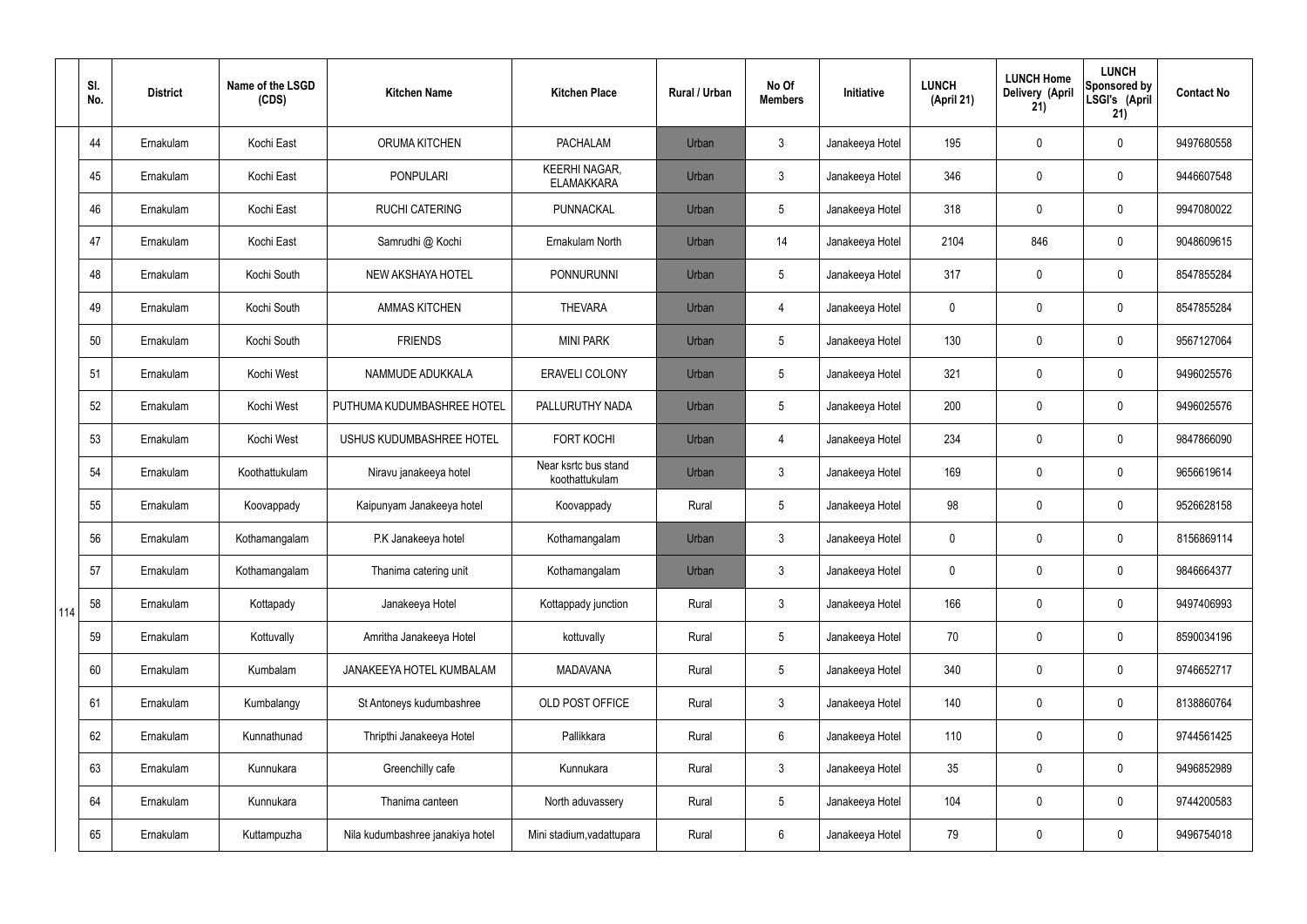|  | Sl. No. | District | Name of the LSGD (CDS) | Kitchen Name | Kitchen Place | Rural / Urban | No Of Members | Initiative | LUNCH (April 21) | LUNCH Home Delivery (April 21) | LUNCH Sponsored by LSGI's (April 21) | Contact No |
|---|---|---|---|---|---|---|---|---|---|---|---|---|
| 114 | 44 | Ernakulam | Kochi East | ORUMA KITCHEN | PACHALAM | Urban | 3 | Janakeeya Hotel | 195 | 0 | 0 | 9497680558 |
|  | 45 | Ernakulam | Kochi East | PONPULARI | KEERHI NAGAR, ELAMAKKARA | Urban | 3 | Janakeeya Hotel | 346 | 0 | 0 | 9446607548 |
|  | 46 | Ernakulam | Kochi East | RUCHI CATERING | PUNNACKAL | Urban | 5 | Janakeeya Hotel | 318 | 0 | 0 | 9947080022 |
|  | 47 | Ernakulam | Kochi East | Samrudhi @ Kochi | Ernakulam North | Urban | 14 | Janakeeya Hotel | 2104 | 846 | 0 | 9048609615 |
|  | 48 | Ernakulam | Kochi South | NEW AKSHAYA HOTEL | PONNURUNNI | Urban | 5 | Janakeeya Hotel | 317 | 0 | 0 | 8547855284 |
|  | 49 | Ernakulam | Kochi South | AMMAS KITCHEN | THEVARA | Urban | 4 | Janakeeya Hotel | 0 | 0 | 0 | 8547855284 |
|  | 50 | Ernakulam | Kochi South | FRIENDS | MINI PARK | Urban | 5 | Janakeeya Hotel | 130 | 0 | 0 | 9567127064 |
|  | 51 | Ernakulam | Kochi West | NAMMUDE ADUKKALA | ERAVELI COLONY | Urban | 5 | Janakeeya Hotel | 321 | 0 | 0 | 9496025576 |
|  | 52 | Ernakulam | Kochi West | PUTHUMA KUDUMBASHREE HOTEL | PALLURUTHY NADA | Urban | 5 | Janakeeya Hotel | 200 | 0 | 0 | 9496025576 |
|  | 53 | Ernakulam | Kochi West | USHUS KUDUMBASHREE HOTEL | FORT KOCHI | Urban | 4 | Janakeeya Hotel | 234 | 0 | 0 | 9847866090 |
|  | 54 | Ernakulam | Koothattukulam | Niravu janakeeya hotel | Near ksrtc bus stand koothattukulam | Urban | 3 | Janakeeya Hotel | 169 | 0 | 0 | 9656619614 |
|  | 55 | Ernakulam | Koovappady | Kaipunyam Janakeeya hotel | Koovappady | Rural | 5 | Janakeeya Hotel | 98 | 0 | 0 | 9526628158 |
|  | 56 | Ernakulam | Kothamangalam | P.K Janakeeya hotel | Kothamangalam | Urban | 3 | Janakeeya Hotel | 0 | 0 | 0 | 8156869114 |
|  | 57 | Ernakulam | Kothamangalam | Thanima catering unit | Kothamangalam | Urban | 3 | Janakeeya Hotel | 0 | 0 | 0 | 9846664377 |
|  | 58 | Ernakulam | Kottapady | Janakeeya Hotel | Kottappady junction | Rural | 3 | Janakeeya Hotel | 166 | 0 | 0 | 9497406993 |
|  | 59 | Ernakulam | Kottuvally | Amritha Janakeeya Hotel | kottuvally | Rural | 5 | Janakeeya Hotel | 70 | 0 | 0 | 8590034196 |
|  | 60 | Ernakulam | Kumbalam | JANAKEEYA HOTEL KUMBALAM | MADAVANA | Rural | 5 | Janakeeya Hotel | 340 | 0 | 0 | 9746652717 |
|  | 61 | Ernakulam | Kumbalangy | St Antoneys kudumbashree | OLD POST OFFICE | Rural | 3 | Janakeeya Hotel | 140 | 0 | 0 | 8138860764 |
|  | 62 | Ernakulam | Kunnathunad | Thripthi Janakeeya Hotel | Pallikkara | Rural | 6 | Janakeeya Hotel | 110 | 0 | 0 | 9744561425 |
|  | 63 | Ernakulam | Kunnukara | Greenchilly cafe | Kunnukara | Rural | 3 | Janakeeya Hotel | 35 | 0 | 0 | 9496852989 |
|  | 64 | Ernakulam | Kunnukara | Thanima canteen | North aduvassery | Rural | 5 | Janakeeya Hotel | 104 | 0 | 0 | 9744200583 |
|  | 65 | Ernakulam | Kuttampuzha | Nila kudumbashree janakiya hotel | Mini stadium,vadattupara | Rural | 6 | Janakeeya Hotel | 79 | 0 | 0 | 9496754018 |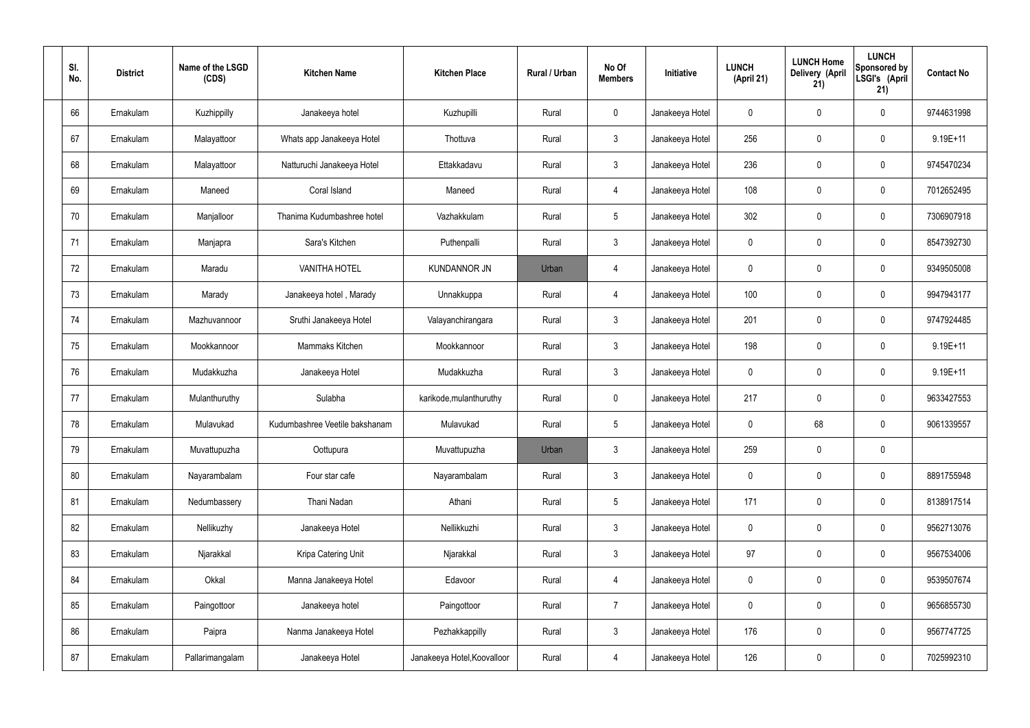| Sl. No. | District | Name of the LSGD (CDS) | Kitchen Name | Kitchen Place | Rural / Urban | No Of Members | Initiative | LUNCH (April 21) | LUNCH Home Delivery (April 21) | LUNCH Sponsored by LSGI's (April 21) | Contact No |
|---|---|---|---|---|---|---|---|---|---|---|---|
| 66 | Ernakulam | Kuzhippilly | Janakeeya hotel | Kuzhupilli | Rural | 0 | Janakeeya Hotel | 0 | 0 | 0 | 9744631998 |
| 67 | Ernakulam | Malayattoor | Whats app Janakeeya Hotel | Thottuva | Rural | 3 | Janakeeya Hotel | 256 | 0 | 0 | 9.19E+11 |
| 68 | Ernakulam | Malayattoor | Natturuchi Janakeeya Hotel | Ettakkadavu | Rural | 3 | Janakeeya Hotel | 236 | 0 | 0 | 9745470234 |
| 69 | Ernakulam | Maneed | Coral Island | Maneed | Rural | 4 | Janakeeya Hotel | 108 | 0 | 0 | 7012652495 |
| 70 | Ernakulam | Manjalloor | Thanima Kudumbashree hotel | Vazhakkulam | Rural | 5 | Janakeeya Hotel | 302 | 0 | 0 | 7306907918 |
| 71 | Ernakulam | Manjapra | Sara's Kitchen | Puthenpalli | Rural | 3 | Janakeeya Hotel | 0 | 0 | 0 | 8547392730 |
| 72 | Ernakulam | Maradu | VANITHA HOTEL | KUNDANNOR JN | Urban | 4 | Janakeeya Hotel | 0 | 0 | 0 | 9349505008 |
| 73 | Ernakulam | Marady | Janakeeya hotel , Marady | Unnakkuppa | Rural | 4 | Janakeeya Hotel | 100 | 0 | 0 | 9947943177 |
| 74 | Ernakulam | Mazhuvannoor | Sruthi Janakeeya Hotel | Valayanchirangara | Rural | 3 | Janakeeya Hotel | 201 | 0 | 0 | 9747924485 |
| 75 | Ernakulam | Mookkannoor | Mammaks Kitchen | Mookkannoor | Rural | 3 | Janakeeya Hotel | 198 | 0 | 0 | 9.19E+11 |
| 76 | Ernakulam | Mudakkuzha | Janakeeya Hotel | Mudakkuzha | Rural | 3 | Janakeeya Hotel | 0 | 0 | 0 | 9.19E+11 |
| 77 | Ernakulam | Mulanthuruthy | Sulabha | karikode,mulanthuruthy | Rural | 0 | Janakeeya Hotel | 217 | 0 | 0 | 9633427553 |
| 78 | Ernakulam | Mulavukad | Kudumbashree Veetile bakshanam | Mulavukad | Rural | 5 | Janakeeya Hotel | 0 | 68 | 0 | 9061339557 |
| 79 | Ernakulam | Muvattupuzha | Oottupura | Muvattupuzha | Urban | 3 | Janakeeya Hotel | 259 | 0 | 0 | |
| 80 | Ernakulam | Nayarambalam | Four star cafe | Nayarambalam | Rural | 3 | Janakeeya Hotel | 0 | 0 | 0 | 8891755948 |
| 81 | Ernakulam | Nedumbassery | Thani Nadan | Athani | Rural | 5 | Janakeeya Hotel | 171 | 0 | 0 | 8138917514 |
| 82 | Ernakulam | Nellikuzhy | Janakeeya Hotel | Nellikkuzhi | Rural | 3 | Janakeeya Hotel | 0 | 0 | 0 | 9562713076 |
| 83 | Ernakulam | Njarakkal | Kripa Catering Unit | Njarakkal | Rural | 3 | Janakeeya Hotel | 97 | 0 | 0 | 9567534006 |
| 84 | Ernakulam | Okkal | Manna Janakeeya Hotel | Edavoor | Rural | 4 | Janakeeya Hotel | 0 | 0 | 0 | 9539507674 |
| 85 | Ernakulam | Paingottoor | Janakeeya hotel | Paingottoor | Rural | 7 | Janakeeya Hotel | 0 | 0 | 0 | 9656855730 |
| 86 | Ernakulam | Paipra | Nanma Janakeeya Hotel | Pezhakkappilly | Rural | 3 | Janakeeya Hotel | 176 | 0 | 0 | 9567747725 |
| 87 | Ernakulam | Pallarimangalam | Janakeeya Hotel | Janakeeya Hotel,Koovalloor | Rural | 4 | Janakeeya Hotel | 126 | 0 | 0 | 7025992310 |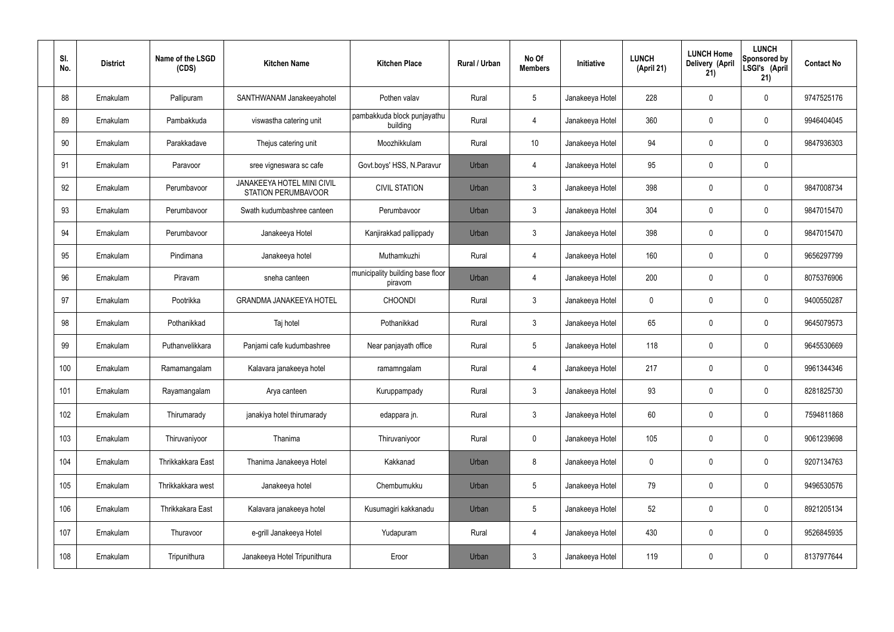| Sl. No. | District | Name of the LSGD (CDS) | Kitchen Name | Kitchen Place | Rural / Urban | No Of Members | Initiative | LUNCH (April 21) | LUNCH Home Delivery (April 21) | LUNCH Sponsored by LSGI's (April 21) | Contact No |
|---|---|---|---|---|---|---|---|---|---|---|---|
| 88 | Ernakulam | Pallipuram | SANTHWANAM Janakeeyahotel | Pothen valav | Rural | 5 | Janakeeya Hotel | 228 | 0 | 0 | 9747525176 |
| 89 | Ernakulam | Pambakkuda | viswastha catering unit | pambakkuda block punjayathu building | Rural | 4 | Janakeeya Hotel | 360 | 0 | 0 | 9946404045 |
| 90 | Ernakulam | Parakkadave | Thejus catering unit | Moozhikkulam | Rural | 10 | Janakeeya Hotel | 94 | 0 | 0 | 9847936303 |
| 91 | Ernakulam | Paravoor | sree vigneswara sc cafe | Govt.boys' HSS, N.Paravur | Urban | 4 | Janakeeya Hotel | 95 | 0 | 0 | |
| 92 | Ernakulam | Perumbavoor | JANAKEEYA HOTEL MINI CIVIL STATION PERUMBAVOOR | CIVIL STATION | Urban | 3 | Janakeeya Hotel | 398 | 0 | 0 | 9847008734 |
| 93 | Ernakulam | Perumbavoor | Swath kudumbashree canteen | Perumbavoor | Urban | 3 | Janakeeya Hotel | 304 | 0 | 0 | 9847015470 |
| 94 | Ernakulam | Perumbavoor | Janakeeya Hotel | Kanjirakkad pallippady | Urban | 3 | Janakeeya Hotel | 398 | 0 | 0 | 9847015470 |
| 95 | Ernakulam | Pindimana | Janakeeya hotel | Muthamkuzhi | Rural | 4 | Janakeeya Hotel | 160 | 0 | 0 | 9656297799 |
| 96 | Ernakulam | Piravam | sneha canteen | municipality building base floor piravom | Urban | 4 | Janakeeya Hotel | 200 | 0 | 0 | 8075376906 |
| 97 | Ernakulam | Pootrikka | GRANDMA JANAKEEYA HOTEL | CHOONDI | Rural | 3 | Janakeeya Hotel | 0 | 0 | 0 | 9400550287 |
| 98 | Ernakulam | Pothanikkad | Taj hotel | Pothanikkad | Rural | 3 | Janakeeya Hotel | 65 | 0 | 0 | 9645079573 |
| 99 | Ernakulam | Puthanvelikkara | Panjami cafe kudumbashree | Near panjayath office | Rural | 5 | Janakeeya Hotel | 118 | 0 | 0 | 9645530669 |
| 100 | Ernakulam | Ramamangalam | Kalavara janakeeya hotel | ramamngalam | Rural | 4 | Janakeeya Hotel | 217 | 0 | 0 | 9961344346 |
| 101 | Ernakulam | Rayamangalam | Arya canteen | Kuruppampady | Rural | 3 | Janakeeya Hotel | 93 | 0 | 0 | 8281825730 |
| 102 | Ernakulam | Thirumarady | janakiya hotel thirumarady | edappara jn. | Rural | 3 | Janakeeya Hotel | 60 | 0 | 0 | 7594811868 |
| 103 | Ernakulam | Thiruvaniyoor | Thanima | Thiruvaniyoor | Rural | 0 | Janakeeya Hotel | 105 | 0 | 0 | 9061239698 |
| 104 | Ernakulam | Thrikkakkara East | Thanima Janakeeya Hotel | Kakkanad | Urban | 8 | Janakeeya Hotel | 0 | 0 | 0 | 9207134763 |
| 105 | Ernakulam | Thrikkakkara west | Janakeeya hotel | Chembumukku | Urban | 5 | Janakeeya Hotel | 79 | 0 | 0 | 9496530576 |
| 106 | Ernakulam | Thrikkakara East | Kalavara janakeeya hotel | Kusumagiri kakkanadu | Urban | 5 | Janakeeya Hotel | 52 | 0 | 0 | 8921205134 |
| 107 | Ernakulam | Thuravoor | e-grill Janakeeya Hotel | Yudapuram | Rural | 4 | Janakeeya Hotel | 430 | 0 | 0 | 9526845935 |
| 108 | Ernakulam | Tripunithura | Janakeeya Hotel Tripunithura | Eroor | Urban | 3 | Janakeeya Hotel | 119 | 0 | 0 | 8137977644 |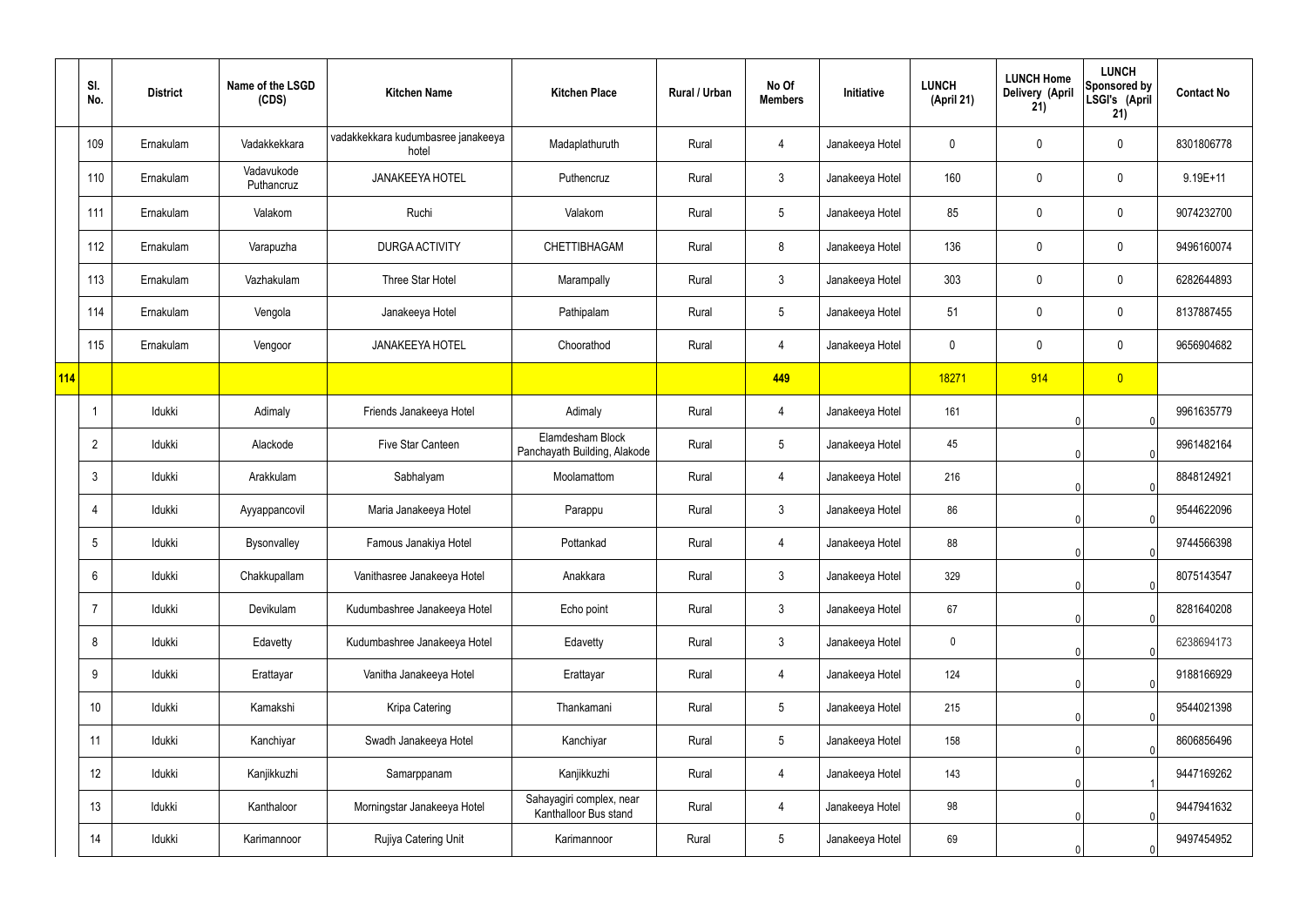|  | Sl. No. | District | Name of the LSGD (CDS) | Kitchen Name | Kitchen Place | Rural / Urban | No Of Members | Initiative | LUNCH (April 21) | LUNCH Home Delivery (April 21) | LUNCH Sponsored by LSGI's (April 21) | Contact No |
|---|---|---|---|---|---|---|---|---|---|---|---|---|
|  | 109 | Ernakulam | Vadakkekkara | vadakkekkara kudumbasree janakeeya hotel | Madaplathuruth | Rural | 4 | Janakeeya Hotel | 0 | 0 | 0 | 8301806778 |
|  | 110 | Ernakulam | Vadavukode Puthancruz | JANAKEEYA HOTEL | Puthencruz | Rural | 3 | Janakeeya Hotel | 160 | 0 | 0 | 9.19E+11 |
|  | 111 | Ernakulam | Valakom | Ruchi | Valakom | Rural | 5 | Janakeeya Hotel | 85 | 0 | 0 | 9074232700 |
|  | 112 | Ernakulam | Varapuzha | DURGA ACTIVITY | CHETTIBHAGAM | Rural | 8 | Janakeeya Hotel | 136 | 0 | 0 | 9496160074 |
|  | 113 | Ernakulam | Vazhakulam | Three Star Hotel | Marampally | Rural | 3 | Janakeeya Hotel | 303 | 0 | 0 | 6282644893 |
|  | 114 | Ernakulam | Vengola | Janakeeya Hotel | Pathipalam | Rural | 5 | Janakeeya Hotel | 51 | 0 | 0 | 8137887455 |
|  | 115 | Ernakulam | Vengoor | JANAKEEYA HOTEL | Choorathod | Rural | 4 | Janakeeya Hotel | 0 | 0 | 0 | 9656904682 |
| 114 |  |  |  |  |  |  | 449 |  | 18271 | 914 | 0 |  |
|  | 1 | Idukki | Adimaly | Friends Janakeeya Hotel | Adimaly | Rural | 4 | Janakeeya Hotel | 161 | 0 | 0 | 9961635779 |
|  | 2 | Idukki | Alackode | Five Star Canteen | Elamdesham Block Panchayath Building, Alakode | Rural | 5 | Janakeeya Hotel | 45 | 0 | 0 | 9961482164 |
|  | 3 | Idukki | Arakkulam | Sabhalyam | Moolamattom | Rural | 4 | Janakeeya Hotel | 216 | 0 | 0 | 8848124921 |
|  | 4 | Idukki | Ayyappancovil | Maria Janakeeya Hotel | Parappu | Rural | 3 | Janakeeya Hotel | 86 | 0 | 0 | 9544622096 |
|  | 5 | Idukki | Bysonvalley | Famous Janakiya Hotel | Pottankad | Rural | 4 | Janakeeya Hotel | 88 | 0 | 0 | 9744566398 |
|  | 6 | Idukki | Chakkupallam | Vanithasree Janakeeya Hotel | Anakkara | Rural | 3 | Janakeeya Hotel | 329 | 0 | 0 | 8075143547 |
|  | 7 | Idukki | Devikulam | Kudumbashree Janakeeya Hotel | Echo point | Rural | 3 | Janakeeya Hotel | 67 | 0 | 0 | 8281640208 |
|  | 8 | Idukki | Edavetty | Kudumbashree Janakeeya Hotel | Edavetty | Rural | 3 | Janakeeya Hotel | 0 | 0 | 0 | 6238694173 |
|  | 9 | Idukki | Erattayar | Vanitha Janakeeya Hotel | Erattayar | Rural | 4 | Janakeeya Hotel | 124 | 0 | 0 | 9188166929 |
|  | 10 | Idukki | Kamakshi | Kripa Catering | Thankamani | Rural | 5 | Janakeeya Hotel | 215 | 0 | 0 | 9544021398 |
|  | 11 | Idukki | Kanchiyar | Swadh Janakeeya Hotel | Kanchiyar | Rural | 5 | Janakeeya Hotel | 158 | 0 | 0 | 8606856496 |
|  | 12 | Idukki | Kanjikkuzhi | Samarppanam | Kanjikkuzhi | Rural | 4 | Janakeeya Hotel | 143 | 0 | 1 | 9447169262 |
|  | 13 | Idukki | Kanthaloor | Morningstar Janakeeya Hotel | Sahayagiri complex, near Kanthalloor Bus stand | Rural | 4 | Janakeeya Hotel | 98 | 0 | 0 | 9447941632 |
|  | 14 | Idukki | Karimannoor | Rujiya Catering Unit | Karimannoor | Rural | 5 | Janakeeya Hotel | 69 | 0 | 0 | 9497454952 |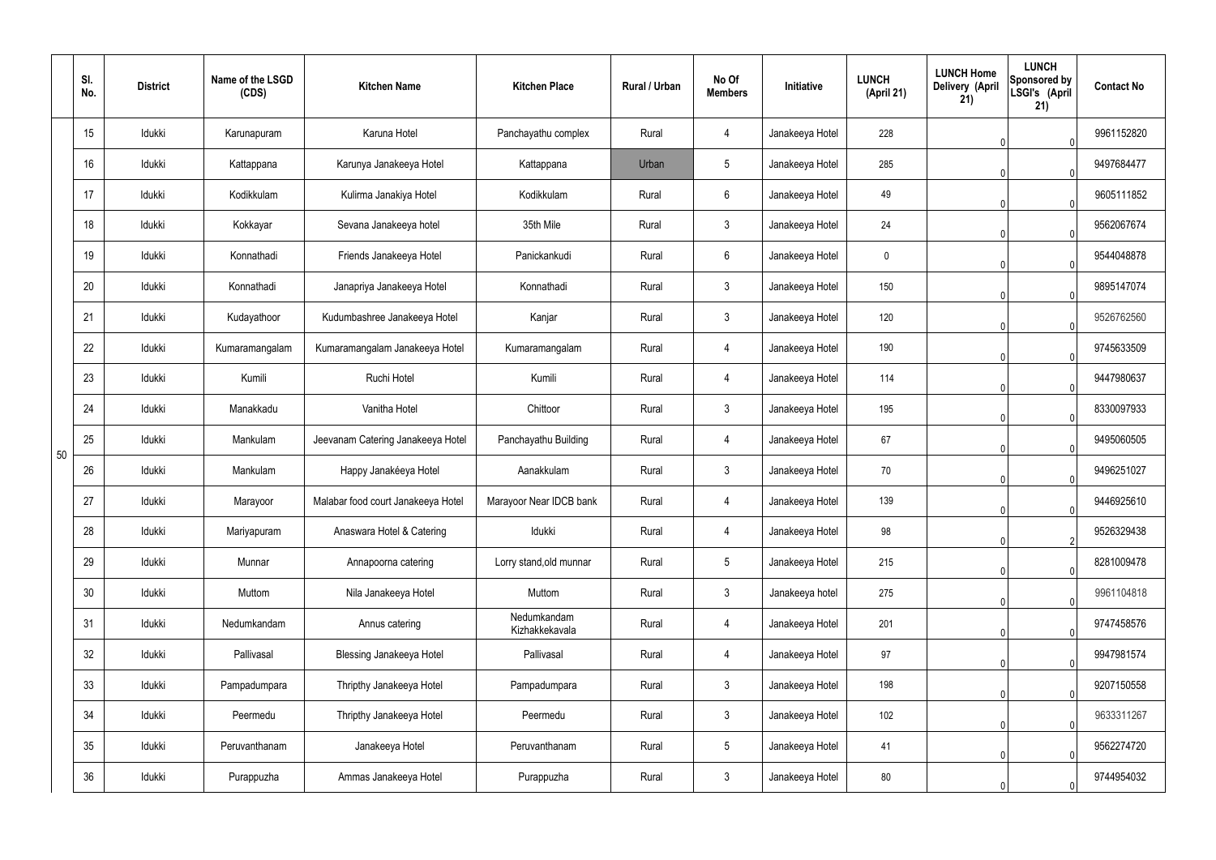| | Sl. No. | District | Name of the LSGD (CDS) | Kitchen Name | Kitchen Place | Rural / Urban | No Of Members | Initiative | LUNCH (April 21) | LUNCH Home Delivery (April 21) | LUNCH Sponsored by LSGI's (April 21) | Contact No |
|---|---|---|---|---|---|---|---|---|---|---|---|---|
| 50 | 15 | Idukki | Karunapuram | Karuna Hotel | Panchayathu complex | Rural | 4 | Janakeeya Hotel | 228 | 0 | 0 | 9961152820 |
| | 16 | Idukki | Kattappana | Karunya Janakeeya Hotel | Kattappana | Urban | 5 | Janakeeya Hotel | 285 | 0 | 0 | 9497684477 |
| | 17 | Idukki | Kodikkulam | Kulirma Janakiya Hotel | Kodikkulam | Rural | 6 | Janakeeya Hotel | 49 | 0 | 0 | 9605111852 |
| | 18 | Idukki | Kokkayar | Sevana Janakeeya hotel | 35th Mile | Rural | 3 | Janakeeya Hotel | 24 | 0 | 0 | 9562067674 |
| | 19 | Idukki | Konnathadi | Friends Janakeeya Hotel | Panickankudi | Rural | 6 | Janakeeya Hotel | 0 | 0 | 0 | 9544048878 |
| | 20 | Idukki | Konnathadi | Janapriya Janakeeya Hotel | Konnathadi | Rural | 3 | Janakeeya Hotel | 150 | 0 | 0 | 9895147074 |
| | 21 | Idukki | Kudayathoor | Kudumbashree Janakeeya Hotel | Kanjar | Rural | 3 | Janakeeya Hotel | 120 | 0 | 0 | 9526762560 |
| | 22 | Idukki | Kumaramangalam | Kumaramangalam Janakeeya Hotel | Kumaramangalam | Rural | 4 | Janakeeya Hotel | 190 | 0 | 0 | 9745633509 |
| | 23 | Idukki | Kumili | Ruchi Hotel | Kumili | Rural | 4 | Janakeeya Hotel | 114 | 0 | 0 | 9447980637 |
| | 24 | Idukki | Manakkadu | Vanitha Hotel | Chittoor | Rural | 3 | Janakeeya Hotel | 195 | 0 | 0 | 8330097933 |
| | 25 | Idukki | Mankulam | Jeevanam Catering Janakeeya Hotel | Panchayathu Building | Rural | 4 | Janakeeya Hotel | 67 | 0 | 0 | 9495060505 |
| | 26 | Idukki | Mankulam | Happy Janakéeya Hotel | Aanakkulam | Rural | 3 | Janakeeya Hotel | 70 | 0 | 0 | 9496251027 |
| | 27 | Idukki | Marayoor | Malabar food court Janakeeya Hotel | Marayoor Near IDCB bank | Rural | 4 | Janakeeya Hotel | 139 | 0 | 0 | 9446925610 |
| | 28 | Idukki | Mariyapuram | Anaswara Hotel & Catering | Idukki | Rural | 4 | Janakeeya Hotel | 98 | 0 | 2 | 9526329438 |
| | 29 | Idukki | Munnar | Annapoorna catering | Lorry stand,old munnar | Rural | 5 | Janakeeya Hotel | 215 | 0 | 0 | 8281009478 |
| | 30 | Idukki | Muttom | Nila Janakeeya Hotel | Muttom | Rural | 3 | Janakeeya hotel | 275 | 0 | 0 | 9961104818 |
| | 31 | Idukki | Nedumkandam | Annus catering | Nedumkandam Kizhakkekavala | Rural | 4 | Janakeeya Hotel | 201 | 0 | 0 | 9747458576 |
| | 32 | Idukki | Pallivasal | Blessing Janakeeya Hotel | Pallivasal | Rural | 4 | Janakeeya Hotel | 97 | 0 | 0 | 9947981574 |
| | 33 | Idukki | Pampadumpara | Thripthy Janakeeya Hotel | Pampadumpara | Rural | 3 | Janakeeya Hotel | 198 | 0 | 0 | 9207150558 |
| | 34 | Idukki | Peermedu | Thripthy Janakeeya Hotel | Peermedu | Rural | 3 | Janakeeya Hotel | 102 | 0 | 0 | 9633311267 |
| | 35 | Idukki | Peruvanthanam | Janakeeya Hotel | Peruvanthanam | Rural | 5 | Janakeeya Hotel | 41 | 0 | 0 | 9562274720 |
| | 36 | Idukki | Purappuzha | Ammas Janakeeya Hotel | Purappuzha | Rural | 3 | Janakeeya Hotel | 80 | 0 | 0 | 9744954032 |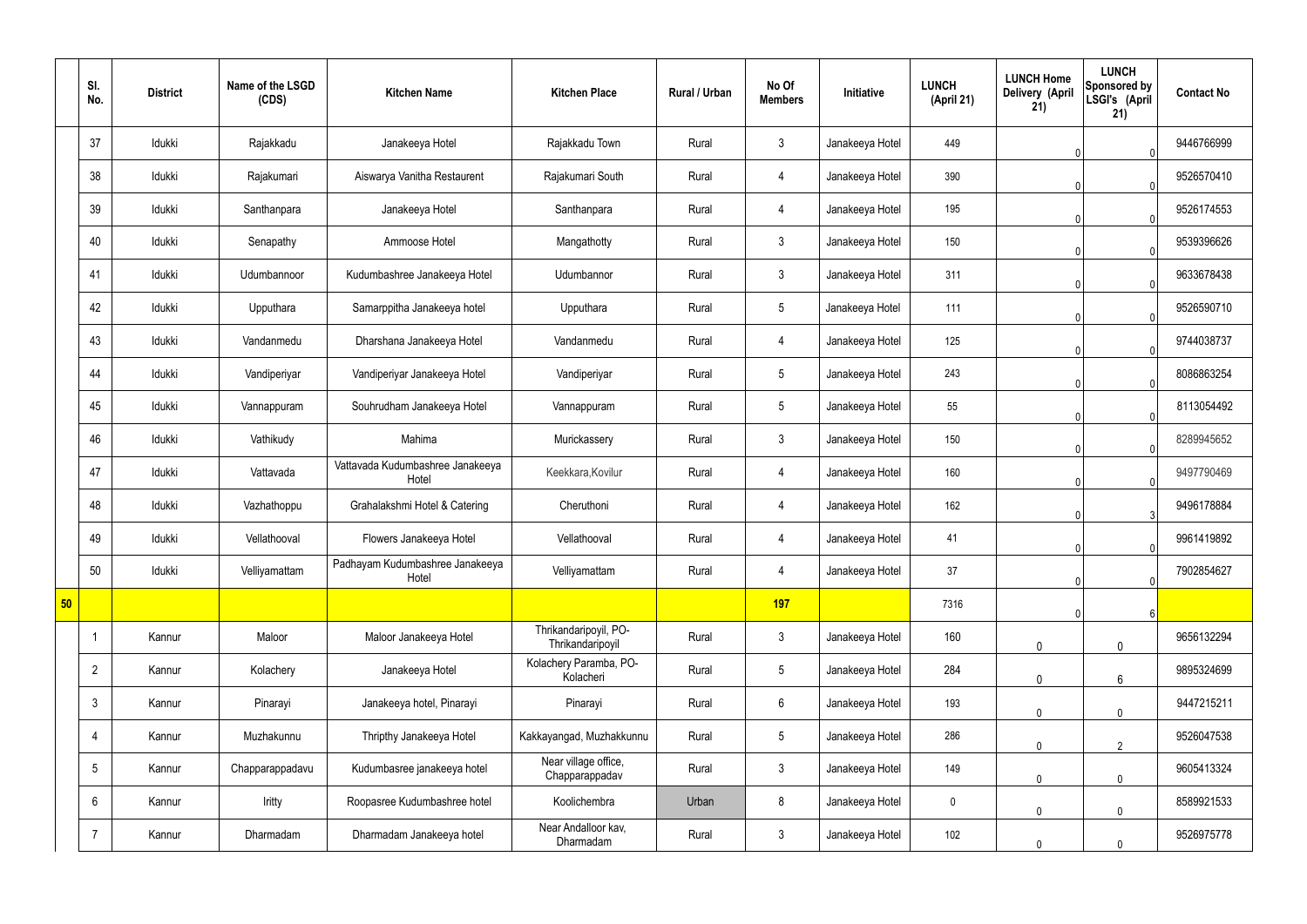|  | Sl. No. | District | Name of the LSGD (CDS) | Kitchen Name | Kitchen Place | Rural / Urban | No Of Members | Initiative | LUNCH (April 21) | LUNCH Home Delivery (April 21) | LUNCH Sponsored by LSGI's (April 21) | Contact No |
|---|---|---|---|---|---|---|---|---|---|---|---|---|
|  | 37 | Idukki | Rajakkadu | Janakeeya Hotel | Rajakkadu Town | Rural | 3 | Janakeeya Hotel | 449 | 0 | 0 | 9446766999 |
|  | 38 | Idukki | Rajakumari | Aiswarya Vanitha Restaurent | Rajakumari South | Rural | 4 | Janakeeya Hotel | 390 | 0 | 0 | 9526570410 |
|  | 39 | Idukki | Santhanpara | Janakeeya Hotel | Santhanpara | Rural | 4 | Janakeeya Hotel | 195 | 0 | 0 | 9526174553 |
|  | 40 | Idukki | Senapathy | Ammoose Hotel | Mangathotty | Rural | 3 | Janakeeya Hotel | 150 | 0 | 0 | 9539396626 |
|  | 41 | Idukki | Udumbannoor | Kudumbashree Janakeeya Hotel | Udumbannor | Rural | 3 | Janakeeya Hotel | 311 | 0 | 0 | 9633678438 |
|  | 42 | Idukki | Upputhara | Samarppitha Janakeeya hotel | Upputhara | Rural | 5 | Janakeeya Hotel | 111 | 0 | 0 | 9526590710 |
|  | 43 | Idukki | Vandanmedu | Dharshana Janakeeya Hotel | Vandanmedu | Rural | 4 | Janakeeya Hotel | 125 | 0 | 0 | 9744038737 |
|  | 44 | Idukki | Vandiperiyar | Vandiperiyar Janakeeya Hotel | Vandiperiyar | Rural | 5 | Janakeeya Hotel | 243 | 0 | 0 | 8086863254 |
|  | 45 | Idukki | Vannappuram | Souhrudham Janakeeya Hotel | Vannappuram | Rural | 5 | Janakeeya Hotel | 55 | 0 | 0 | 8113054492 |
|  | 46 | Idukki | Vathikudy | Mahima | Murickassery | Rural | 3 | Janakeeya Hotel | 150 | 0 | 0 | 8289945652 |
|  | 47 | Idukki | Vattavada | Vattavada Kudumbashree Janakeeya Hotel | Keekkara,Kovilur | Rural | 4 | Janakeeya Hotel | 160 | 0 | 0 | 9497790469 |
|  | 48 | Idukki | Vazhathoppu | Grahalakshmi Hotel & Catering | Cheruthoni | Rural | 4 | Janakeeya Hotel | 162 | 0 | 3 | 9496178884 |
|  | 49 | Idukki | Vellathooval | Flowers Janakeeya Hotel | Vellathooval | Rural | 4 | Janakeeya Hotel | 41 | 0 | 0 | 9961419892 |
|  | 50 | Idukki | Velliyamattam | Padhayam Kudumbashree Janakeeya Hotel | Velliyamattam | Rural | 4 | Janakeeya Hotel | 37 | 0 | 0 | 7902854627 |
| **50** |  |  |  |  |  |  | **197** |  | 7316 | 0 | 6 |  |
|  | 1 | Kannur | Maloor | Maloor Janakeeya Hotel | Thrikandaripoyil, PO-Thrikandaripoyil | Rural | 3 | Janakeeya Hotel | 160 | 0 | 0 | 9656132294 |
|  | 2 | Kannur | Kolachery | Janakeeya Hotel | Kolachery Paramba, PO-Kolacheri | Rural | 5 | Janakeeya Hotel | 284 | 0 | 6 | 9895324699 |
|  | 3 | Kannur | Pinarayi | Janakeeya hotel, Pinarayi | Pinarayi | Rural | 6 | Janakeeya Hotel | 193 | 0 | 0 | 9447215211 |
|  | 4 | Kannur | Muzhakunnu | Thripthy Janakeeya Hotel | Kakkayangad, Muzhakkunnu | Rural | 5 | Janakeeya Hotel | 286 | 0 | 2 | 9526047538 |
|  | 5 | Kannur | Chapparappadavu | Kudumbasree janakeeya hotel | Near village office, Chapparappadav | Rural | 3 | Janakeeya Hotel | 149 | 0 | 0 | 9605413324 |
|  | 6 | Kannur | Iritty | Roopasree Kudumbashree hotel | Koolichembra | Urban | 8 | Janakeeya Hotel | 0 | 0 | 0 | 8589921533 |
|  | 7 | Kannur | Dharmadam | Dharmadam Janakeeya hotel | Near Andalloor kav, Dharmadam | Rural | 3 | Janakeeya Hotel | 102 | 0 | 0 | 9526975778 |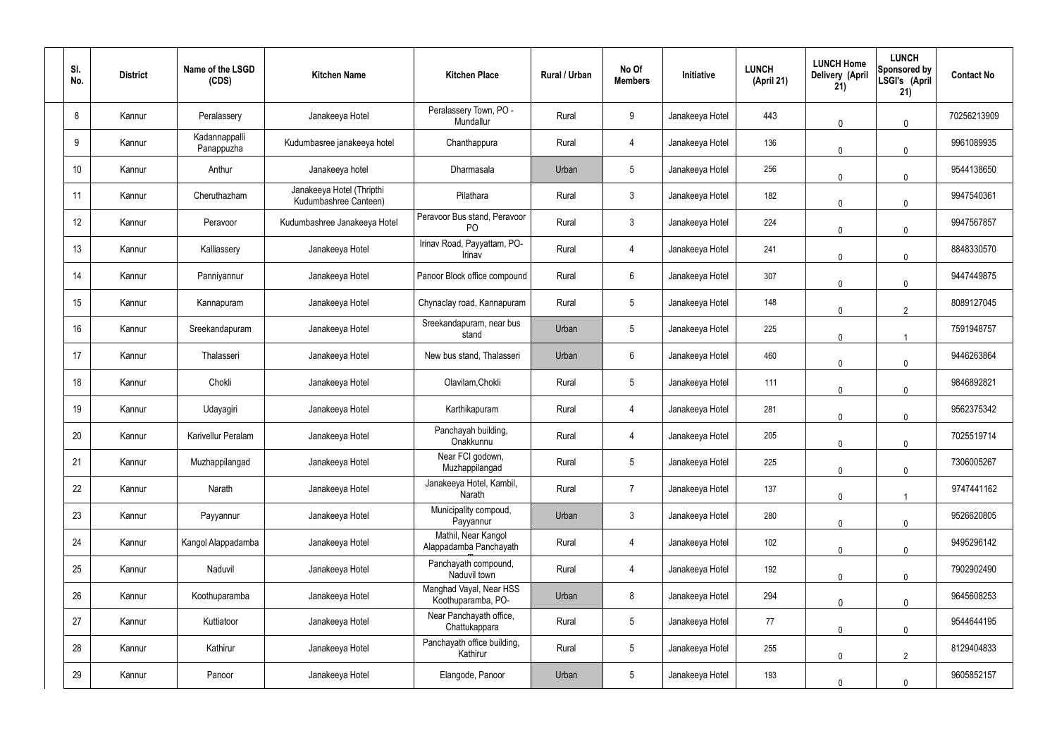| Sl. No. | District | Name of the LSGD (CDS) | Kitchen Name | Kitchen Place | Rural / Urban | No Of Members | Initiative | LUNCH (April 21) | LUNCH Home Delivery (April 21) | LUNCH Sponsored by LSGI's (April 21) | Contact No |
|---|---|---|---|---|---|---|---|---|---|---|---|
| 8 | Kannur | Peralassery | Janakeeya Hotel | Peralassery Town, PO - Mundallur | Rural | 9 | Janakeeya Hotel | 443 | 0 | 0 | 70256213909 |
| 9 | Kannur | Kadannappalli Panappuzha | Kudumbasree janakeeya hotel | Chanthappura | Rural | 4 | Janakeeya Hotel | 136 | 0 | 0 | 9961089935 |
| 10 | Kannur | Anthur | Janakeeya hotel | Dharmasala | Urban | 5 | Janakeeya Hotel | 256 | 0 | 0 | 9544138650 |
| 11 | Kannur | Cheruthazham | Janakeeya Hotel (Thripthi Kudumbashree Canteen) | Pilathara | Rural | 3 | Janakeeya Hotel | 182 | 0 | 0 | 9947540361 |
| 12 | Kannur | Peravoor | Kudumbashree Janakeeya Hotel | Peravoor Bus stand, Peravoor PO | Rural | 3 | Janakeeya Hotel | 224 | 0 | 0 | 9947567857 |
| 13 | Kannur | Kalliassery | Janakeeya Hotel | Irinav Road, Payyattam, PO-Irinav | Rural | 4 | Janakeeya Hotel | 241 | 0 | 0 | 8848330570 |
| 14 | Kannur | Panniyannur | Janakeeya Hotel | Panoor Block office compound | Rural | 6 | Janakeeya Hotel | 307 | 0 | 0 | 9447449875 |
| 15 | Kannur | Kannapuram | Janakeeya Hotel | Chynaclay road, Kannapuram | Rural | 5 | Janakeeya Hotel | 148 | 0 | 2 | 8089127045 |
| 16 | Kannur | Sreekandapuram | Janakeeya Hotel | Sreekandapuram, near bus stand | Urban | 5 | Janakeeya Hotel | 225 | 0 | 1 | 7591948757 |
| 17 | Kannur | Thalasseri | Janakeeya Hotel | New bus stand, Thalasseri | Urban | 6 | Janakeeya Hotel | 460 | 0 | 0 | 9446263864 |
| 18 | Kannur | Chokli | Janakeeya Hotel | Olavilam,Chokli | Rural | 5 | Janakeeya Hotel | 111 | 0 | 0 | 9846892821 |
| 19 | Kannur | Udayagiri | Janakeeya Hotel | Karthikapuram | Rural | 4 | Janakeeya Hotel | 281 | 0 | 0 | 9562375342 |
| 20 | Kannur | Karivellur Peralam | Janakeeya Hotel | Panchayah building, Onakkunnu | Rural | 4 | Janakeeya Hotel | 205 | 0 | 0 | 7025519714 |
| 21 | Kannur | Muzhappilangad | Janakeeya Hotel | Near FCI godown, Muzhappilangad | Rural | 5 | Janakeeya Hotel | 225 | 0 | 0 | 7306005267 |
| 22 | Kannur | Narath | Janakeeya Hotel | Janakeeya Hotel, Kambil, Narath | Rural | 7 | Janakeeya Hotel | 137 | 0 | 1 | 9747441162 |
| 23 | Kannur | Payyannur | Janakeeya Hotel | Municipality compoud, Payyannur | Urban | 3 | Janakeeya Hotel | 280 | 0 | 0 | 9526620805 |
| 24 | Kannur | Kangol Alappadamba | Janakeeya Hotel | Mathil, Near Kangol Alappadamba Panchayath | Rural | 4 | Janakeeya Hotel | 102 | 0 | 0 | 9495296142 |
| 25 | Kannur | Naduvil | Janakeeya Hotel | Panchayath compound, Naduvil town | Rural | 4 | Janakeeya Hotel | 192 | 0 | 0 | 7902902490 |
| 26 | Kannur | Koothuparamba | Janakeeya Hotel | Manghad Vayal, Near HSS Koothuparamba, PO- | Urban | 8 | Janakeeya Hotel | 294 | 0 | 0 | 9645608253 |
| 27 | Kannur | Kuttiatoor | Janakeeya Hotel | Near Panchayath office, Chattukappara | Rural | 5 | Janakeeya Hotel | 77 | 0 | 0 | 9544644195 |
| 28 | Kannur | Kathirur | Janakeeya Hotel | Panchayath office building, Kathirur | Rural | 5 | Janakeeya Hotel | 255 | 0 | 2 | 8129404833 |
| 29 | Kannur | Panoor | Janakeeya Hotel | Elangode, Panoor | Urban | 5 | Janakeeya Hotel | 193 | 0 | 0 | 9605852157 |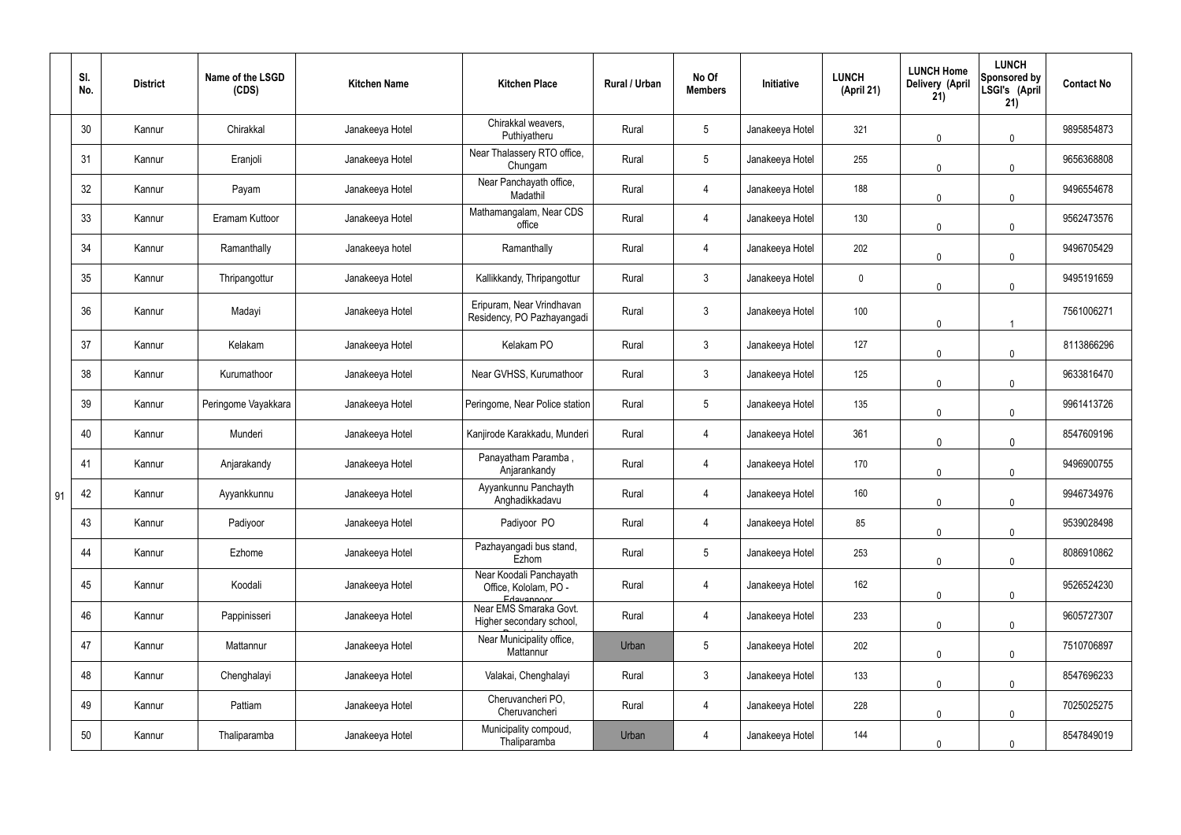| | Sl. No. | District | Name of the LSGD (CDS) | Kitchen Name | Kitchen Place | Rural / Urban | No Of Members | Initiative | LUNCH (April 21) | LUNCH Home Delivery (April 21) | LUNCH Sponsored by LSGI's (April 21) | Contact No |
|---|---|---|---|---|---|---|---|---|---|---|---|---|
| 91 | 30 | Kannur | Chirakkal | Janakeeya Hotel | Chirakkal weavers, Puthiyatheru | Rural | 5 | Janakeeya Hotel | 321 | 0 | 0 | 9895854873 |
| | 31 | Kannur | Eranjoli | Janakeeya Hotel | Near Thalassery RTO office, Chungam | Rural | 5 | Janakeeya Hotel | 255 | 0 | 0 | 9656368808 |
| | 32 | Kannur | Payam | Janakeeya Hotel | Near Panchayath office, Madathil | Rural | 4 | Janakeeya Hotel | 188 | 0 | 0 | 9496554678 |
| | 33 | Kannur | Eramam Kuttoor | Janakeeya Hotel | Mathamangalam, Near CDS office | Rural | 4 | Janakeeya Hotel | 130 | 0 | 0 | 9562473576 |
| | 34 | Kannur | Ramanthally | Janakeeya hotel | Ramanthally | Rural | 4 | Janakeeya Hotel | 202 | 0 | 0 | 9496705429 |
| | 35 | Kannur | Thripangottur | Janakeeya Hotel | Kallikkandy, Thripangottur | Rural | 3 | Janakeeya Hotel | 0 | 0 | 0 | 9495191659 |
| | 36 | Kannur | Madayi | Janakeeya Hotel | Eripuram, Near Vrindhavan Residency, PO Pazhayangadi | Rural | 3 | Janakeeya Hotel | 100 | 0 | 1 | 7561006271 |
| | 37 | Kannur | Kelakam | Janakeeya Hotel | Kelakam PO | Rural | 3 | Janakeeya Hotel | 127 | 0 | 0 | 8113866296 |
| | 38 | Kannur | Kurumathoor | Janakeeya Hotel | Near GVHSS, Kurumathoor | Rural | 3 | Janakeeya Hotel | 125 | 0 | 0 | 9633816470 |
| | 39 | Kannur | Peringome Vayakkara | Janakeeya Hotel | Peringome, Near Police station | Rural | 5 | Janakeeya Hotel | 135 | 0 | 0 | 9961413726 |
| | 40 | Kannur | Munderi | Janakeeya Hotel | Kanjirode Karakkadu, Munderi | Rural | 4 | Janakeeya Hotel | 361 | 0 | 0 | 8547609196 |
| | 41 | Kannur | Anjarakandy | Janakeeya Hotel | Panayatham Paramba , Anjarankandy | Rural | 4 | Janakeeya Hotel | 170 | 0 | 0 | 9496900755 |
| | 42 | Kannur | Ayyankkunnu | Janakeeya Hotel | Ayyankunnu Panchayth Anghadikkadavu | Rural | 4 | Janakeeya Hotel | 160 | 0 | 0 | 9946734976 |
| | 43 | Kannur | Padiyoor | Janakeeya Hotel | Padiyoor PO | Rural | 4 | Janakeeya Hotel | 85 | 0 | 0 | 9539028498 |
| | 44 | Kannur | Ezhome | Janakeeya Hotel | Pazhayangadi bus stand, Ezhom | Rural | 5 | Janakeeya Hotel | 253 | 0 | 0 | 8086910862 |
| | 45 | Kannur | Koodali | Janakeeya Hotel | Near Koodali Panchayath Office, Kololam, PO - Edavannoor | Rural | 4 | Janakeeya Hotel | 162 | 0 | 0 | 9526524230 |
| | 46 | Kannur | Pappinisseri | Janakeeya Hotel | Near EMS Smaraka Govt. Higher secondary school, | Rural | 4 | Janakeeya Hotel | 233 | 0 | 0 | 9605727307 |
| | 47 | Kannur | Mattannur | Janakeeya Hotel | Near Municipality office, Mattannur | Urban | 5 | Janakeeya Hotel | 202 | 0 | 0 | 7510706897 |
| | 48 | Kannur | Chenghalayi | Janakeeya Hotel | Valakai, Chenghalayi | Rural | 3 | Janakeeya Hotel | 133 | 0 | 0 | 8547696233 |
| | 49 | Kannur | Pattiam | Janakeeya Hotel | Cheruvancheri PO, Cheruvancheri | Rural | 4 | Janakeeya Hotel | 228 | 0 | 0 | 7025025275 |
| | 50 | Kannur | Thaliparamba | Janakeeya Hotel | Municipality compoud, Thaliparamba | Urban | 4 | Janakeeya Hotel | 144 | 0 | 0 | 8547849019 |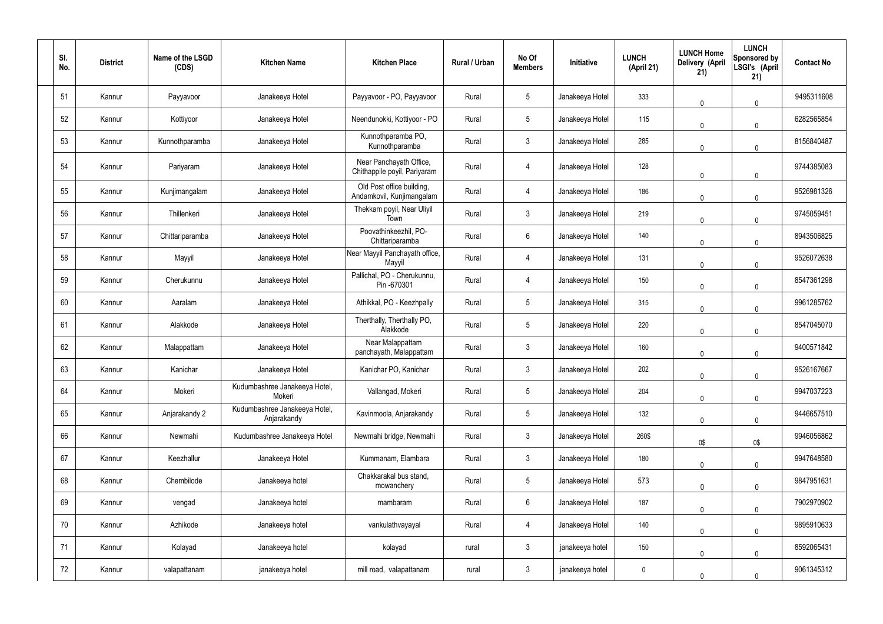| Sl. No. | District | Name of the LSGD (CDS) | Kitchen Name | Kitchen Place | Rural / Urban | No Of Members | Initiative | LUNCH (April 21) | LUNCH Home Delivery (April 21) | LUNCH Sponsored by LSGI's (April 21) | Contact No |
|---|---|---|---|---|---|---|---|---|---|---|---|
| 51 | Kannur | Payyavoor | Janakeeya Hotel | Payyavoor - PO, Payyavoor | Rural | 5 | Janakeeya Hotel | 333 | 0 | 0 | 9495311608 |
| 52 | Kannur | Kottiyoor | Janakeeya Hotel | Neendunokki, Kottiyoor - PO | Rural | 5 | Janakeeya Hotel | 115 | 0 | 0 | 6282565854 |
| 53 | Kannur | Kunnothparamba | Janakeeya Hotel | Kunnothparamba PO, Kunnothparamba | Rural | 3 | Janakeeya Hotel | 285 | 0 | 0 | 8156840487 |
| 54 | Kannur | Pariyaram | Janakeeya Hotel | Near Panchayath Office, Chithappile poyil, Pariyaram | Rural | 4 | Janakeeya Hotel | 128 | 0 | 0 | 9744385083 |
| 55 | Kannur | Kunjimangalam | Janakeeya Hotel | Old Post office building, Andamkovil, Kunjimangalam | Rural | 4 | Janakeeya Hotel | 186 | 0 | 0 | 9526981326 |
| 56 | Kannur | Thillenkeri | Janakeeya Hotel | Thekkam poyil, Near Uliyil Town | Rural | 3 | Janakeeya Hotel | 219 | 0 | 0 | 9745059451 |
| 57 | Kannur | Chittariparamba | Janakeeya Hotel | Poovathinkeezhil, PO-Chittariparamba | Rural | 6 | Janakeeya Hotel | 140 | 0 | 0 | 8943506825 |
| 58 | Kannur | Mayyil | Janakeeya Hotel | Near Mayyil Panchayath office, Mayyil | Rural | 4 | Janakeeya Hotel | 131 | 0 | 0 | 9526072638 |
| 59 | Kannur | Cherukunnu | Janakeeya Hotel | Pallichal, PO - Cherukunnu, Pin -670301 | Rural | 4 | Janakeeya Hotel | 150 | 0 | 0 | 8547361298 |
| 60 | Kannur | Aaralam | Janakeeya Hotel | Athikkal, PO - Keezhpally | Rural | 5 | Janakeeya Hotel | 315 | 0 | 0 | 9961285762 |
| 61 | Kannur | Alakkode | Janakeeya Hotel | Therthally, Therthally PO, Alakkode | Rural | 5 | Janakeeya Hotel | 220 | 0 | 0 | 8547045070 |
| 62 | Kannur | Malappattam | Janakeeya Hotel | Near Malappattam panchayath, Malappattam | Rural | 3 | Janakeeya Hotel | 160 | 0 | 0 | 9400571842 |
| 63 | Kannur | Kanichar | Janakeeya Hotel | Kanichar PO, Kanichar | Rural | 3 | Janakeeya Hotel | 202 | 0 | 0 | 9526167667 |
| 64 | Kannur | Mokeri | Kudumbashree Janakeeya Hotel, Mokeri | Vallangad, Mokeri | Rural | 5 | Janakeeya Hotel | 204 | 0 | 0 | 9947037223 |
| 65 | Kannur | Anjarakandy 2 | Kudumbashree Janakeeya Hotel, Anjarakandy | Kavinmoola, Anjarakandy | Rural | 5 | Janakeeya Hotel | 132 | 0 | 0 | 9446657510 |
| 66 | Kannur | Newmahi | Kudumbashree Janakeeya Hotel | Newmahi bridge, Newmahi | Rural | 3 | Janakeeya Hotel | 260$ | 0$ | 0$ | 9946056862 |
| 67 | Kannur | Keezhallur | Janakeeya Hotel | Kummanam, Elambara | Rural | 3 | Janakeeya Hotel | 180 | 0 | 0 | 9947648580 |
| 68 | Kannur | Chembilode | Janakeeya hotel | Chakkarakal bus stand, mowanchery | Rural | 5 | Janakeeya Hotel | 573 | 0 | 0 | 9847951631 |
| 69 | Kannur | vengad | Janakeeya hotel | mambaram | Rural | 6 | Janakeeya Hotel | 187 | 0 | 0 | 7902970902 |
| 70 | Kannur | Azhikode | Janakeeya hotel | vankulathvayayal | Rural | 4 | Janakeeya Hotel | 140 | 0 | 0 | 9895910633 |
| 71 | Kannur | Kolayad | Janakeeya hotel | kolayad | rural | 3 | janakeeya hotel | 150 | 0 | 0 | 8592065431 |
| 72 | Kannur | valapattanam | janakeeya hotel | mill road, valapattanam | rural | 3 | janakeeya hotel | 0 | 0 | 0 | 9061345312 |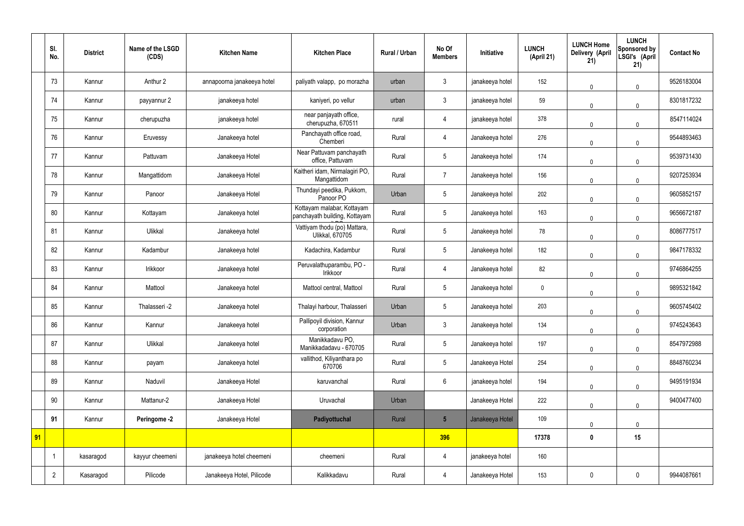|  | Sl. No. | District | Name of the LSGD (CDS) | Kitchen Name | Kitchen Place | Rural / Urban | No Of Members | Initiative | LUNCH (April 21) | LUNCH Home Delivery (April 21) | LUNCH Sponsored by LSGI's (April 21) | Contact No |
|---|---|---|---|---|---|---|---|---|---|---|---|---|
|  | 73 | Kannur | Anthur 2 | annapoorna janakeeya hotel | paliyath valapp, po morazha | urban | 3 | janakeeya hotel | 152 | 0 | 0 | 9526183004 |
|  | 74 | Kannur | payyannur 2 | janakeeya hotel | kaniyeri, po vellur | urban | 3 | janakeeya hotel | 59 | 0 | 0 | 8301817232 |
|  | 75 | Kannur | cherupuzha | janakeeya hotel | near panjayath office, cherupuzha, 670511 | rural | 4 | janakeeya hotel | 378 | 0 | 0 | 8547114024 |
|  | 76 | Kannur | Eruvessy | Janakeeya hotel | Panchayath office road, Chemberi | Rural | 4 | Janakeeya hotel | 276 | 0 | 0 | 9544893463 |
|  | 77 | Kannur | Pattuvam | Janakeeya Hotel | Near Pattuvam panchayath office, Pattuvam | Rural | 5 | Janakeeya hotel | 174 | 0 | 0 | 9539731430 |
|  | 78 | Kannur | Mangattidom | Janakeeya Hotel | Kaitheri idam, Nirmalagiri PO, Mangattidom | Rural | 7 | Janakeeya hotel | 156 | 0 | 0 | 9207253934 |
|  | 79 | Kannur | Panoor | Janakeeya Hotel | Thundayi peedika, Pukkom, Panoor PO | Urban | 5 | Janakeeya hotel | 202 | 0 | 0 | 9605852157 |
|  | 80 | Kannur | Kottayam | Janakeeya hotel | Kottayam malabar, Kottayam panchayath building, Kottayam | Rural | 5 | Janakeeya hotel | 163 | 0 | 0 | 9656672187 |
|  | 81 | Kannur | Ulikkal | Janakeeya hotel | Vattiyam thodu (po) Mattara, Ulikkal, 670705 | Rural | 5 | Janakeeya hotel | 78 | 0 | 0 | 8086777517 |
|  | 82 | Kannur | Kadambur | Janakeeya hotel | Kadachira, Kadambur | Rural | 5 | Janakeeya hotel | 182 | 0 | 0 | 9847178332 |
|  | 83 | Kannur | Irikkoor | Janakeeya hotel | Peruvalathuparambu, PO - Irikkoor | Rural | 4 | Janakeeya hotel | 82 | 0 | 0 | 9746864255 |
|  | 84 | Kannur | Mattool | Janakeeya hotel | Mattool central, Mattool | Rural | 5 | Janakeeya hotel | 0 | 0 | 0 | 9895321842 |
|  | 85 | Kannur | Thalasseri -2 | Janakeeya hotel | Thalayi harbour, Thalasseri | Urban | 5 | Janakeeya hotel | 203 | 0 | 0 | 9605745402 |
|  | 86 | Kannur | Kannur | Janakeeya hotel | Pallipoyil division, Kannur corporation | Urban | 3 | Janakeeya hotel | 134 | 0 | 0 | 9745243643 |
|  | 87 | Kannur | Ulikkal | Janakeeya hotel | Manikkadavu PO, Manikkadadavu - 670705 | Rural | 5 | Janakeeya hotel | 197 | 0 | 0 | 8547972988 |
|  | 88 | Kannur | payam | Janakeeya hotel | vallithod, Kiliyanthara po 670706 | Rural | 5 | Janakeeya Hotel | 254 | 0 | 0 | 8848760234 |
|  | 89 | Kannur | Naduvil | Janakeeya Hotel | karuvanchal | Rural | 6 | janakeeya hotel | 194 | 0 | 0 | 9495191934 |
|  | 90 | Kannur | Mattanur-2 | Janakeeya Hotel | Uruvachal | Urban |  | Janakeeya Hotel | 222 | 0 | 0 | 9400477400 |
|  | **91** | Kannur | **Peringome -2** | Janakeeya Hotel | **Padiyottuchal** | Rural | **5** | Janakeeya Hotel | 109 | 0 | 0 |  |
| **91** |  |  |  |  |  |  | **396** |  | **17378** | **0** | **15** |  |
|  | 1 | kasaragod | kayyur cheemeni | janakeeya hotel cheemeni | cheemeni | Rural | 4 | janakeeya hotel | 160 |  |  |  |
|  | 2 | Kasaragod | Pilicode | Janakeeya Hotel, Pilicode | Kalikkadavu | Rural | 4 | Janakeeya Hotel | 153 | 0 | 0 | 9944087661 |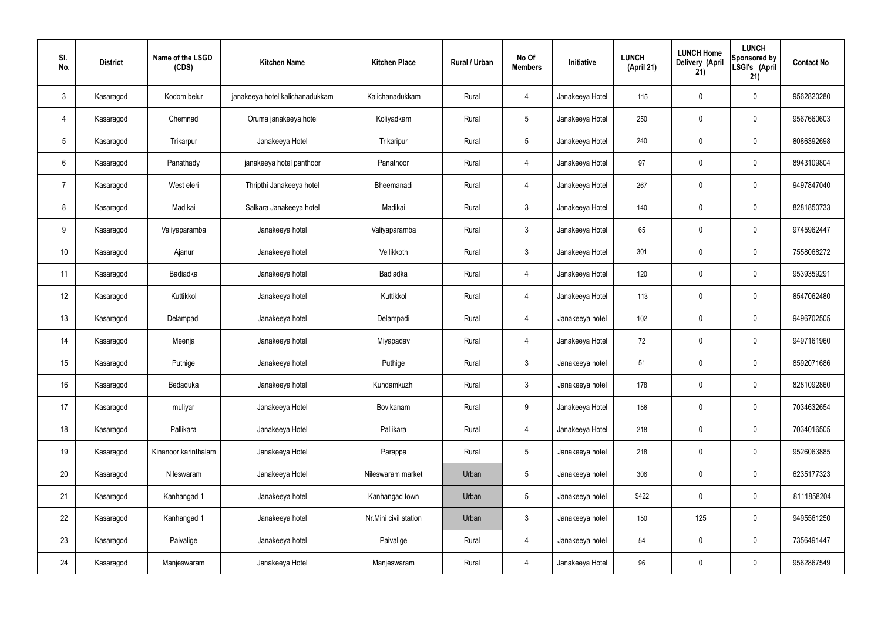| Sl. No. | District | Name of the LSGD (CDS) | Kitchen Name | Kitchen Place | Rural / Urban | No Of Members | Initiative | LUNCH (April 21) | LUNCH Home Delivery (April 21) | LUNCH Sponsored by LSGI's (April 21) | Contact No |
|---|---|---|---|---|---|---|---|---|---|---|---|
| 3 | Kasaragod | Kodom belur | janakeeya hotel kalichanadukkam | Kalichanadukkam | Rural | 4 | Janakeeya Hotel | 115 | 0 | 0 | 9562820280 |
| 4 | Kasaragod | Chemnad | Oruma janakeeya hotel | Koliyadkam | Rural | 5 | Janakeeya Hotel | 250 | 0 | 0 | 9567660603 |
| 5 | Kasaragod | Trikarpur | Janakeeya Hotel | Trikaripur | Rural | 5 | Janakeeya Hotel | 240 | 0 | 0 | 8086392698 |
| 6 | Kasaragod | Panathady | janakeeya hotel panthoor | Panathoor | Rural | 4 | Janakeeya Hotel | 97 | 0 | 0 | 8943109804 |
| 7 | Kasaragod | West eleri | Thripthi Janakeeya hotel | Bheemanadi | Rural | 4 | Janakeeya Hotel | 267 | 0 | 0 | 9497847040 |
| 8 | Kasaragod | Madikai | Salkara Janakeeya hotel | Madikai | Rural | 3 | Janakeeya Hotel | 140 | 0 | 0 | 8281850733 |
| 9 | Kasaragod | Valiyaparamba | Janakeeya hotel | Valiyaparamba | Rural | 3 | Janakeeya Hotel | 65 | 0 | 0 | 9745962447 |
| 10 | Kasaragod | Ajanur | Janakeeya hotel | Vellikkoth | Rural | 3 | Janakeeya Hotel | 301 | 0 | 0 | 7558068272 |
| 11 | Kasaragod | Badiadka | Janakeeya hotel | Badiadka | Rural | 4 | Janakeeya Hotel | 120 | 0 | 0 | 9539359291 |
| 12 | Kasaragod | Kuttikkol | Janakeeya hotel | Kuttikkol | Rural | 4 | Janakeeya Hotel | 113 | 0 | 0 | 8547062480 |
| 13 | Kasaragod | Delampadi | Janakeeya hotel | Delampadi | Rural | 4 | Janakeeya hotel | 102 | 0 | 0 | 9496702505 |
| 14 | Kasaragod | Meenja | Janakeeya hotel | Miyapadav | Rural | 4 | Janakeeya Hotel | 72 | 0 | 0 | 9497161960 |
| 15 | Kasaragod | Puthige | Janakeeya hotel | Puthige | Rural | 3 | Janakeeya hotel | 51 | 0 | 0 | 8592071686 |
| 16 | Kasaragod | Bedaduka | Janakeeya hotel | Kundamkuzhi | Rural | 3 | Janakeeya hotel | 178 | 0 | 0 | 8281092860 |
| 17 | Kasaragod | muliyar | Janakeeya Hotel | Bovikanam | Rural | 9 | Janakeeya Hotel | 156 | 0 | 0 | 7034632654 |
| 18 | Kasaragod | Pallikara | Janakeeya Hotel | Pallikara | Rural | 4 | Janakeeya Hotel | 218 | 0 | 0 | 7034016505 |
| 19 | Kasaragod | Kinanoor karinthalam | Janakeeya Hotel | Parappa | Rural | 5 | Janakeeya hotel | 218 | 0 | 0 | 9526063885 |
| 20 | Kasaragod | Nileswaram | Janakeeya Hotel | Nileswaram market | Urban | 5 | Janakeeya hotel | 306 | 0 | 0 | 6235177323 |
| 21 | Kasaragod | Kanhangad 1 | Janakeeya hotel | Kanhangad town | Urban | 5 | Janakeeya hotel | $422 | 0 | 0 | 8111858204 |
| 22 | Kasaragod | Kanhangad 1 | Janakeeya hotel | Nr.Mini civil station | Urban | 3 | Janakeeya hotel | 150 | 125 | 0 | 9495561250 |
| 23 | Kasaragod | Paivalige | Janakeeya hotel | Paivalige | Rural | 4 | Janakeeya hotel | 54 | 0 | 0 | 7356491447 |
| 24 | Kasaragod | Manjeswaram | Janakeeya Hotel | Manjeswaram | Rural | 4 | Janakeeya Hotel | 96 | 0 | 0 | 9562867549 |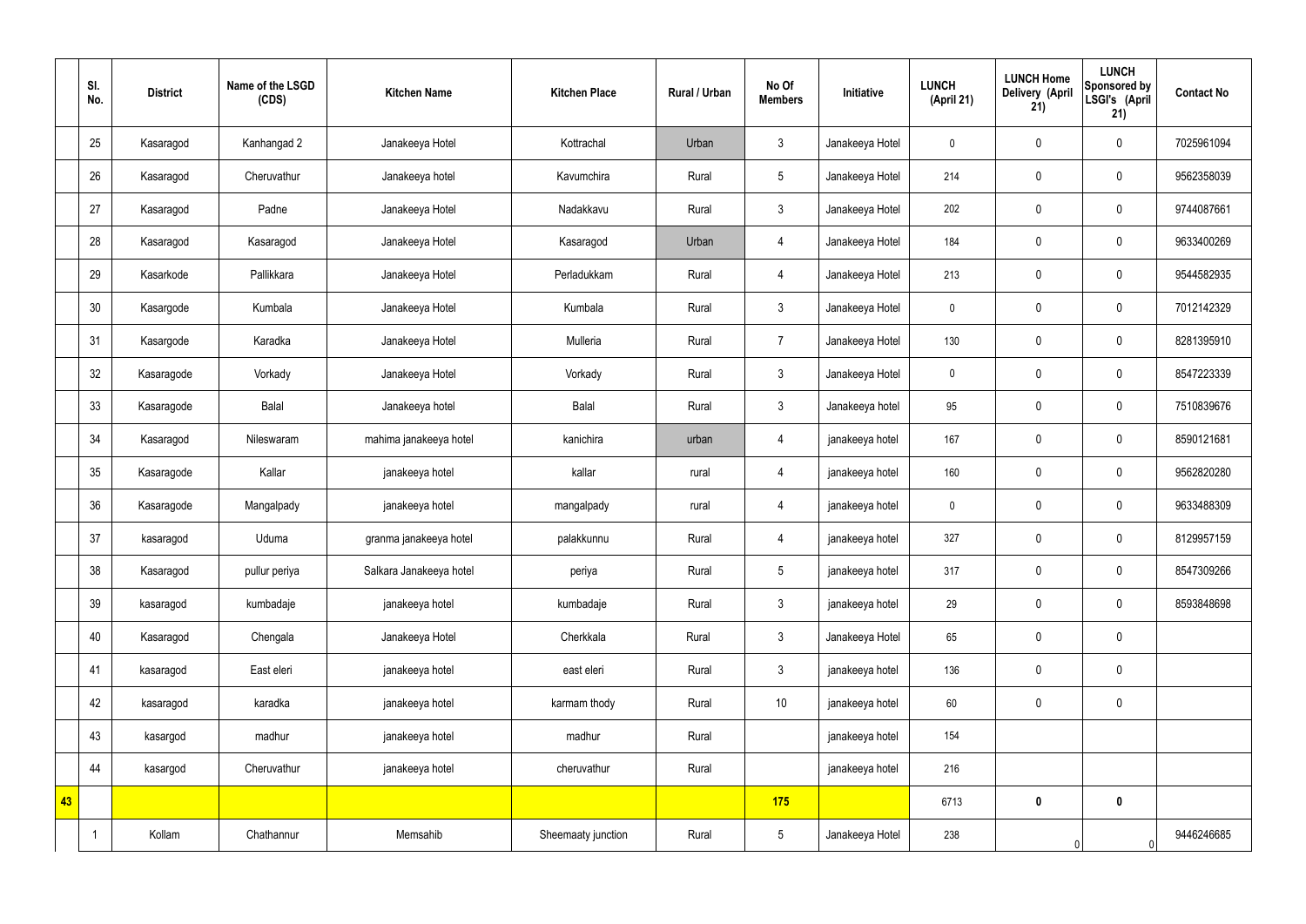| | Sl. No. | District | Name of the LSGD (CDS) | Kitchen Name | Kitchen Place | Rural / Urban | No Of Members | Initiative | LUNCH (April 21) | LUNCH Home Delivery (April 21) | LUNCH Sponsored by LSGI's (April 21) | Contact No |
|---|---|---|---|---|---|---|---|---|---|---|---|---|
| | 25 | Kasaragod | Kanhangad 2 | Janakeeya Hotel | Kottrachal | Urban | 3 | Janakeeya Hotel | 0 | 0 | 0 | 7025961094 |
| | 26 | Kasaragod | Cheruvathur | Janakeeya hotel | Kavumchira | Rural | 5 | Janakeeya Hotel | 214 | 0 | 0 | 9562358039 |
| | 27 | Kasaragod | Padne | Janakeeya Hotel | Nadakkavu | Rural | 3 | Janakeeya Hotel | 202 | 0 | 0 | 9744087661 |
| | 28 | Kasaragod | Kasaragod | Janakeeya Hotel | Kasaragod | Urban | 4 | Janakeeya Hotel | 184 | 0 | 0 | 9633400269 |
| | 29 | Kasarkode | Pallikkara | Janakeeya Hotel | Perladukkam | Rural | 4 | Janakeeya Hotel | 213 | 0 | 0 | 9544582935 |
| | 30 | Kasargode | Kumbala | Janakeeya Hotel | Kumbala | Rural | 3 | Janakeeya Hotel | 0 | 0 | 0 | 7012142329 |
| | 31 | Kasargode | Karadka | Janakeeya Hotel | Mulleria | Rural | 7 | Janakeeya Hotel | 130 | 0 | 0 | 8281395910 |
| | 32 | Kasaragode | Vorkady | Janakeeya Hotel | Vorkady | Rural | 3 | Janakeeya Hotel | 0 | 0 | 0 | 8547223339 |
| | 33 | Kasaragode | Balal | Janakeeya hotel | Balal | Rural | 3 | Janakeeya hotel | 95 | 0 | 0 | 7510839676 |
| | 34 | Kasaragod | Nileswaram | mahima janakeeya hotel | kanichira | urban | 4 | janakeeya hotel | 167 | 0 | 0 | 8590121681 |
| | 35 | Kasaragode | Kallar | janakeeya hotel | kallar | rural | 4 | janakeeya hotel | 160 | 0 | 0 | 9562820280 |
| | 36 | Kasaragode | Mangalpady | janakeeya hotel | mangalpady | rural | 4 | janakeeya hotel | 0 | 0 | 0 | 9633488309 |
| | 37 | kasaragod | Uduma | granma janakeeya hotel | palakkunnu | Rural | 4 | janakeeya hotel | 327 | 0 | 0 | 8129957159 |
| | 38 | Kasaragod | pullur periya | Salkara Janakeeya hotel | periya | Rural | 5 | janakeeya hotel | 317 | 0 | 0 | 8547309266 |
| | 39 | kasaragod | kumbadaje | janakeeya hotel | kumbadaje | Rural | 3 | janakeeya hotel | 29 | 0 | 0 | 8593848698 |
| | 40 | Kasaragod | Chengala | Janakeeya Hotel | Cherkkala | Rural | 3 | Janakeeya Hotel | 65 | 0 | 0 | |
| | 41 | kasaragod | East eleri | janakeeya hotel | east eleri | Rural | 3 | janakeeya hotel | 136 | 0 | 0 | |
| | 42 | kasaragod | karadka | janakeeya hotel | karmam thody | Rural | 10 | janakeeya hotel | 60 | 0 | 0 | |
| | 43 | kasargod | madhur | janakeeya hotel | madhur | Rural | | janakeeya hotel | 154 | | | |
| | 44 | kasargod | Cheruvathur | janakeeya hotel | cheruvathur | Rural | | janakeeya hotel | 216 | | | |
| 43 | | | | | | | 175 | | 6713 | 0 | 0 | |
| | 1 | Kollam | Chathannur | Memsahib | Sheemaaty junction | Rural | 5 | Janakeeya Hotel | 238 | 0 | 0 | 9446246685 |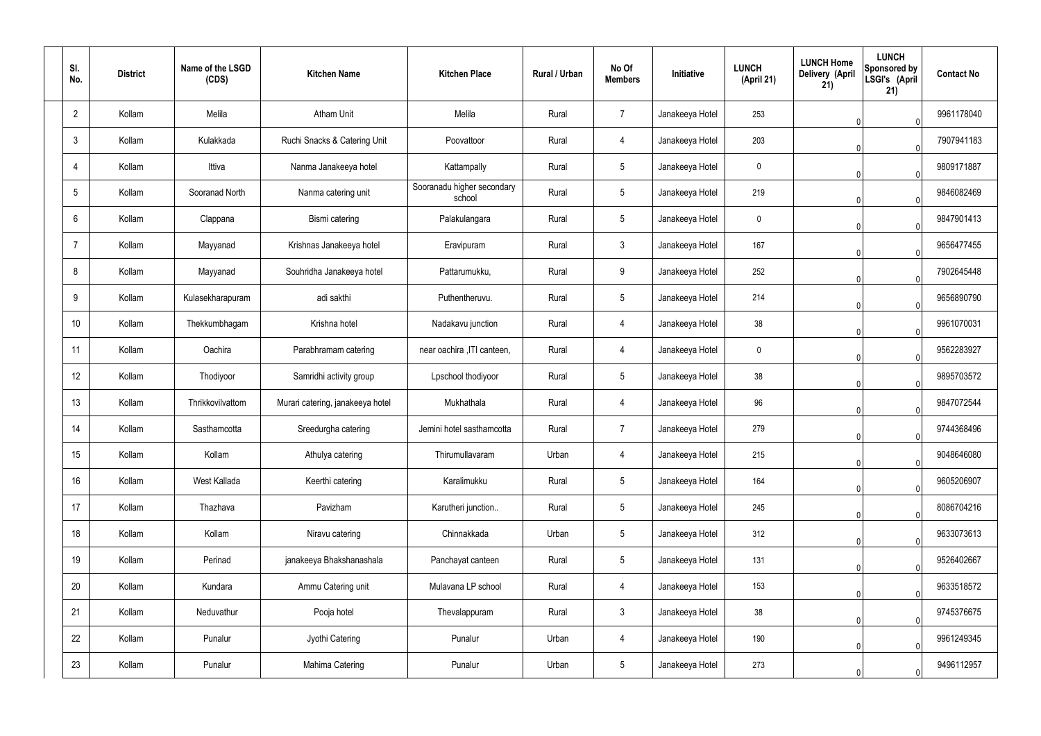| Sl. No. | District | Name of the LSGD (CDS) | Kitchen Name | Kitchen Place | Rural / Urban | No Of Members | Initiative | LUNCH (April 21) | LUNCH Home Delivery (April 21) | LUNCH Sponsored by LSGI's (April 21) | Contact No |
|---|---|---|---|---|---|---|---|---|---|---|---|
| 2 | Kollam | Melila | Atham Unit | Melila | Rural | 7 | Janakeeya Hotel | 253 | 0 | 0 | 9961178040 |
| 3 | Kollam | Kulakkada | Ruchi Snacks & Catering Unit | Poovattoor | Rural | 4 | Janakeeya Hotel | 203 | 0 | 0 | 7907941183 |
| 4 | Kollam | Ittiva | Nanma Janakeeya hotel | Kattampally | Rural | 5 | Janakeeya Hotel | 0 | 0 | 0 | 9809171887 |
| 5 | Kollam | Sooranad North | Nanma catering unit | Sooranadu higher secondary school | Rural | 5 | Janakeeya Hotel | 219 | 0 | 0 | 9846082469 |
| 6 | Kollam | Clappana | Bismi catering | Palakulangara | Rural | 5 | Janakeeya Hotel | 0 | 0 | 0 | 9847901413 |
| 7 | Kollam | Mayyanad | Krishnas Janakeeya hotel | Eravipuram | Rural | 3 | Janakeeya Hotel | 167 | 0 | 0 | 9656477455 |
| 8 | Kollam | Mayyanad | Souhridha Janakeeya hotel | Pattarumukku, | Rural | 9 | Janakeeya Hotel | 252 | 0 | 0 | 7902645448 |
| 9 | Kollam | Kulasekharapuram | adi sakthi | Puthentheruvu. | Rural | 5 | Janakeeya Hotel | 214 | 0 | 0 | 9656890790 |
| 10 | Kollam | Thekkumbhagam | Krishna hotel | Nadakavu junction | Rural | 4 | Janakeeya Hotel | 38 | 0 | 0 | 9961070031 |
| 11 | Kollam | Oachira | Parabhramam catering | near oachira ,ITI canteen, | Rural | 4 | Janakeeya Hotel | 0 | 0 | 0 | 9562283927 |
| 12 | Kollam | Thodiyoor | Samridhi activity group | Lpschool thodiyoor | Rural | 5 | Janakeeya Hotel | 38 | 0 | 0 | 9895703572 |
| 13 | Kollam | Thrikkovilvattom | Murari catering, janakeeya hotel | Mukhathala | Rural | 4 | Janakeeya Hotel | 96 | 0 | 0 | 9847072544 |
| 14 | Kollam | Sasthamcotta | Sreedurgha catering | Jemini hotel sasthamcotta | Rural | 7 | Janakeeya Hotel | 279 | 0 | 0 | 9744368496 |
| 15 | Kollam | Kollam | Athulya catering | Thirumullavaram | Urban | 4 | Janakeeya Hotel | 215 | 0 | 0 | 9048646080 |
| 16 | Kollam | West Kallada | Keerthi catering | Karalimukku | Rural | 5 | Janakeeya Hotel | 164 | 0 | 0 | 9605206907 |
| 17 | Kollam | Thazhava | Pavizham | Karutheri junction.. | Rural | 5 | Janakeeya Hotel | 245 | 0 | 0 | 8086704216 |
| 18 | Kollam | Kollam | Niravu catering | Chinnakkada | Urban | 5 | Janakeeya Hotel | 312 | 0 | 0 | 9633073613 |
| 19 | Kollam | Perinad | janakeeya Bhakshanashala | Panchayat canteen | Rural | 5 | Janakeeya Hotel | 131 | 0 | 0 | 9526402667 |
| 20 | Kollam | Kundara | Ammu Catering unit | Mulavana LP school | Rural | 4 | Janakeeya Hotel | 153 | 0 | 0 | 9633518572 |
| 21 | Kollam | Neduvathur | Pooja hotel | Thevalappuram | Rural | 3 | Janakeeya Hotel | 38 | 0 | 0 | 9745376675 |
| 22 | Kollam | Punalur | Jyothi Catering | Punalur | Urban | 4 | Janakeeya Hotel | 190 | 0 | 0 | 9961249345 |
| 23 | Kollam | Punalur | Mahima Catering | Punalur | Urban | 5 | Janakeeya Hotel | 273 | 0 | 0 | 9496112957 |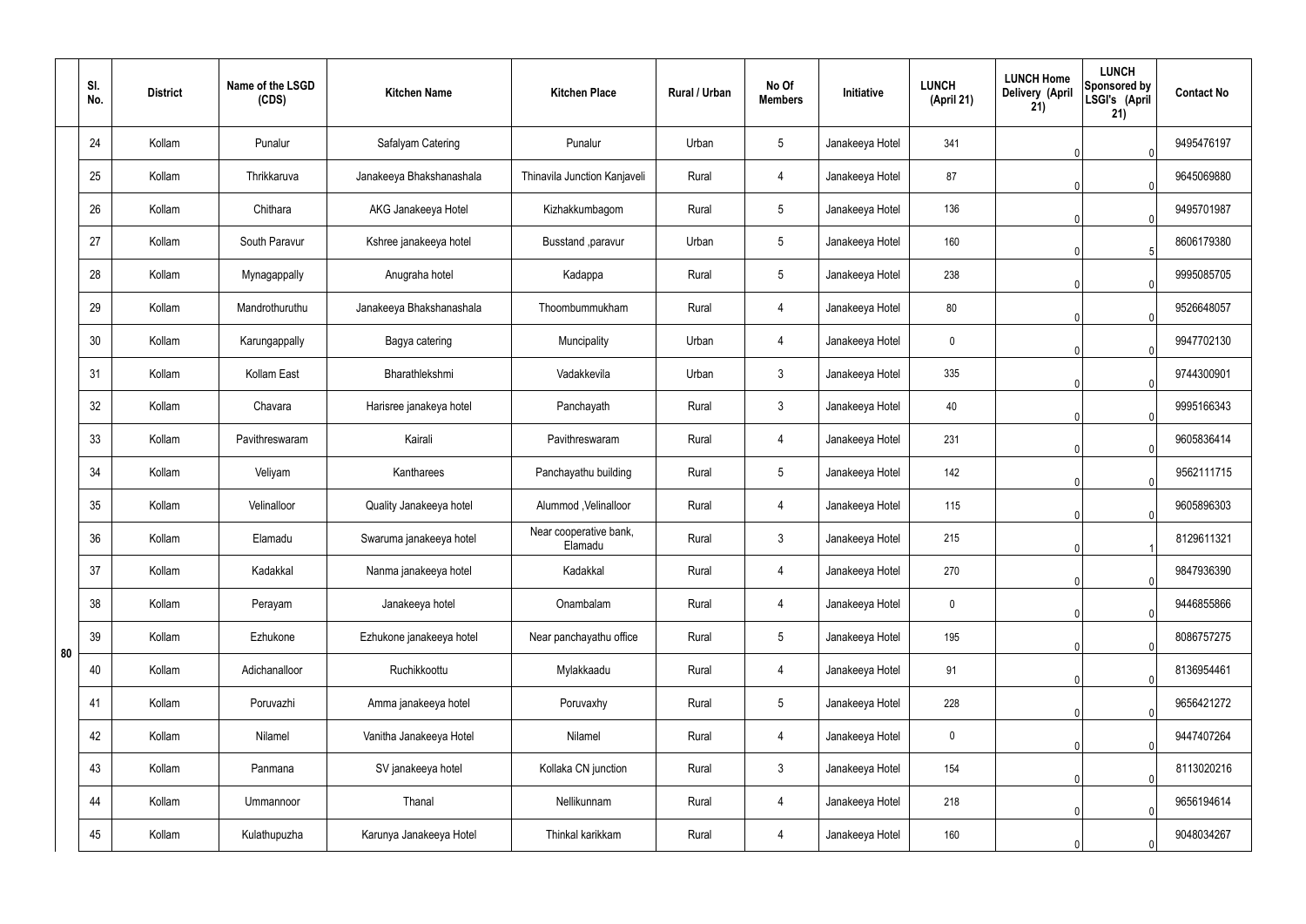| | Sl. No. | District | Name of the LSGD (CDS) | Kitchen Name | Kitchen Place | Rural / Urban | No Of Members | Initiative | LUNCH (April 21) | LUNCH Home Delivery (April 21) | LUNCH Sponsored by LSGI's (April 21) | Contact No |
|---|---|---|---|---|---|---|---|---|---|---|---|---|
| 80 | 24 | Kollam | Punalur | Safalyam Catering | Punalur | Urban | 5 | Janakeeya Hotel | 341 | 0 | 0 | 9495476197 |
| | 25 | Kollam | Thrikkaruva | Janakeeya Bhakshanashala | Thinavila Junction Kanjaveli | Rural | 4 | Janakeeya Hotel | 87 | 0 | 0 | 9645069880 |
| | 26 | Kollam | Chithara | AKG Janakeeya Hotel | Kizhakkumbagom | Rural | 5 | Janakeeya Hotel | 136 | 0 | 0 | 9495701987 |
| | 27 | Kollam | South Paravur | Kshree janakeeya hotel | Busstand ,paravur | Urban | 5 | Janakeeya Hotel | 160 | 0 | 5 | 8606179380 |
| | 28 | Kollam | Mynagappally | Anugraha hotel | Kadappa | Rural | 5 | Janakeeya Hotel | 238 | 0 | 0 | 9995085705 |
| | 29 | Kollam | Mandrothuruthu | Janakeeya Bhakshanashala | Thoombummukham | Rural | 4 | Janakeeya Hotel | 80 | 0 | 0 | 9526648057 |
| | 30 | Kollam | Karungappally | Bagya catering | Muncipality | Urban | 4 | Janakeeya Hotel | 0 | 0 | 0 | 9947702130 |
| | 31 | Kollam | Kollam East | Bharathlekshmi | Vadakkevila | Urban | 3 | Janakeeya Hotel | 335 | 0 | 0 | 9744300901 |
| | 32 | Kollam | Chavara | Harisree janakeya hotel | Panchayath | Rural | 3 | Janakeeya Hotel | 40 | 0 | 0 | 9995166343 |
| | 33 | Kollam | Pavithreswaram | Kairali | Pavithreswaram | Rural | 4 | Janakeeya Hotel | 231 | 0 | 0 | 9605836414 |
| | 34 | Kollam | Veliyam | Kantharees | Panchayathu building | Rural | 5 | Janakeeya Hotel | 142 | 0 | 0 | 9562111715 |
| | 35 | Kollam | Velinalloor | Quality Janakeeya hotel | Alummod ,Velinalloor | Rural | 4 | Janakeeya Hotel | 115 | 0 | 0 | 9605896303 |
| | 36 | Kollam | Elamadu | Swaruma janakeeya hotel | Near cooperative bank, Elamadu | Rural | 3 | Janakeeya Hotel | 215 | 0 | 1 | 8129611321 |
| | 37 | Kollam | Kadakkal | Nanma janakeeya hotel | Kadakkal | Rural | 4 | Janakeeya Hotel | 270 | 0 | 0 | 9847936390 |
| | 38 | Kollam | Perayam | Janakeeya hotel | Onambalam | Rural | 4 | Janakeeya Hotel | 0 | 0 | 0 | 9446855866 |
| | 39 | Kollam | Ezhukone | Ezhukone janakeeya hotel | Near panchayathu office | Rural | 5 | Janakeeya Hotel | 195 | 0 | 0 | 8086757275 |
| | 40 | Kollam | Adichanalloor | Ruchikkoottu | Mylakkaadu | Rural | 4 | Janakeeya Hotel | 91 | 0 | 0 | 8136954461 |
| | 41 | Kollam | Poruvazhi | Amma janakeeya hotel | Poruvaxhy | Rural | 5 | Janakeeya Hotel | 228 | 0 | 0 | 9656421272 |
| | 42 | Kollam | Nilamel | Vanitha Janakeeya Hotel | Nilamel | Rural | 4 | Janakeeya Hotel | 0 | 0 | 0 | 9447407264 |
| | 43 | Kollam | Panmana | SV janakeeya hotel | Kollaka CN junction | Rural | 3 | Janakeeya Hotel | 154 | 0 | 0 | 8113020216 |
| | 44 | Kollam | Ummannoor | Thanal | Nellikunnam | Rural | 4 | Janakeeya Hotel | 218 | 0 | 0 | 9656194614 |
| | 45 | Kollam | Kulathupuzha | Karunya Janakeeya Hotel | Thinkal karikkam | Rural | 4 | Janakeeya Hotel | 160 | 0 | 0 | 9048034267 |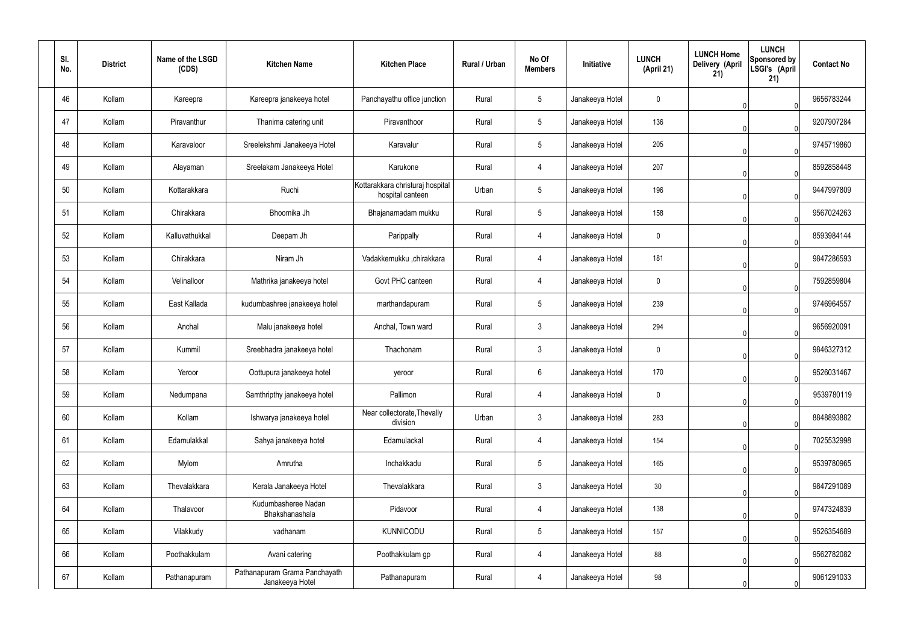| Sl. No. | District | Name of the LSGD (CDS) | Kitchen Name | Kitchen Place | Rural / Urban | No Of Members | Initiative | LUNCH (April 21) | LUNCH Home Delivery (April 21) | LUNCH Sponsored by LSGI's (April 21) | Contact No |
|---|---|---|---|---|---|---|---|---|---|---|---|
| 46 | Kollam | Kareepra | Kareepra janakeeya hotel | Panchayathu office junction | Rural | 5 | Janakeeya Hotel | 0 | 0 | 0 | 9656783244 |
| 47 | Kollam | Piravanthur | Thanima catering unit | Piravanthoor | Rural | 5 | Janakeeya Hotel | 136 | 0 | 0 | 9207907284 |
| 48 | Kollam | Karavaloor | Sreelekshmi Janakeeya Hotel | Karavalur | Rural | 5 | Janakeeya Hotel | 205 | 0 | 0 | 9745719860 |
| 49 | Kollam | Alayaman | Sreelakam Janakeeya Hotel | Karukone | Rural | 4 | Janakeeya Hotel | 207 | 0 | 0 | 8592858448 |
| 50 | Kollam | Kottarakkara | Ruchi | Kottarakkara christuraj hospital hospital canteen | Urban | 5 | Janakeeya Hotel | 196 | 0 | 0 | 9447997809 |
| 51 | Kollam | Chirakkara | Bhoomika Jh | Bhajanamadam mukku | Rural | 5 | Janakeeya Hotel | 158 | 0 | 0 | 9567024263 |
| 52 | Kollam | Kalluvathukkal | Deepam Jh | Parippally | Rural | 4 | Janakeeya Hotel | 0 | 0 | 0 | 8593984144 |
| 53 | Kollam | Chirakkara | Niram Jh | Vadakkemukku ,chirakkara | Rural | 4 | Janakeeya Hotel | 181 | 0 | 0 | 9847286593 |
| 54 | Kollam | Velinalloor | Mathrika janakeeya hotel | Govt PHC canteen | Rural | 4 | Janakeeya Hotel | 0 | 0 | 0 | 7592859804 |
| 55 | Kollam | East Kallada | kudumbashree janakeeya hotel | marthandapuram | Rural | 5 | Janakeeya Hotel | 239 | 0 | 0 | 9746964557 |
| 56 | Kollam | Anchal | Malu janakeeya hotel | Anchal, Town ward | Rural | 3 | Janakeeya Hotel | 294 | 0 | 0 | 9656920091 |
| 57 | Kollam | Kummil | Sreebhadra janakeeya hotel | Thachonam | Rural | 3 | Janakeeya Hotel | 0 | 0 | 0 | 9846327312 |
| 58 | Kollam | Yeroor | Oottupura janakeeya hotel | yeroor | Rural | 6 | Janakeeya Hotel | 170 | 0 | 0 | 9526031467 |
| 59 | Kollam | Nedumpana | Samthripthy janakeeya hotel | Pallimon | Rural | 4 | Janakeeya Hotel | 0 | 0 | 0 | 9539780119 |
| 60 | Kollam | Kollam | Ishwarya janakeeya hotel | Near collectorate,Thevally division | Urban | 3 | Janakeeya Hotel | 283 | 0 | 0 | 8848893882 |
| 61 | Kollam | Edamulakkal | Sahya janakeeya hotel | Edamulackal | Rural | 4 | Janakeeya Hotel | 154 | 0 | 0 | 7025532998 |
| 62 | Kollam | Mylom | Amrutha | Inchakkadu | Rural | 5 | Janakeeya Hotel | 165 | 0 | 0 | 9539780965 |
| 63 | Kollam | Thevalakkara | Kerala Janakeeya Hotel | Thevalakkara | Rural | 3 | Janakeeya Hotel | 30 | 0 | 0 | 9847291089 |
| 64 | Kollam | Thalavoor | Kudumbasheree Nadan Bhakshanashala | Pidavoor | Rural | 4 | Janakeeya Hotel | 138 | 0 | 0 | 9747324839 |
| 65 | Kollam | Vilakkudy | vadhanam | KUNNICODU | Rural | 5 | Janakeeya Hotel | 157 | 0 | 0 | 9526354689 |
| 66 | Kollam | Poothakkulam | Avani catering | Poothakkulam gp | Rural | 4 | Janakeeya Hotel | 88 | 0 | 0 | 9562782082 |
| 67 | Kollam | Pathanapuram | Pathanapuram Grama Panchayath Janakeeya Hotel | Pathanapuram | Rural | 4 | Janakeeya Hotel | 98 | 0 | 0 | 9061291033 |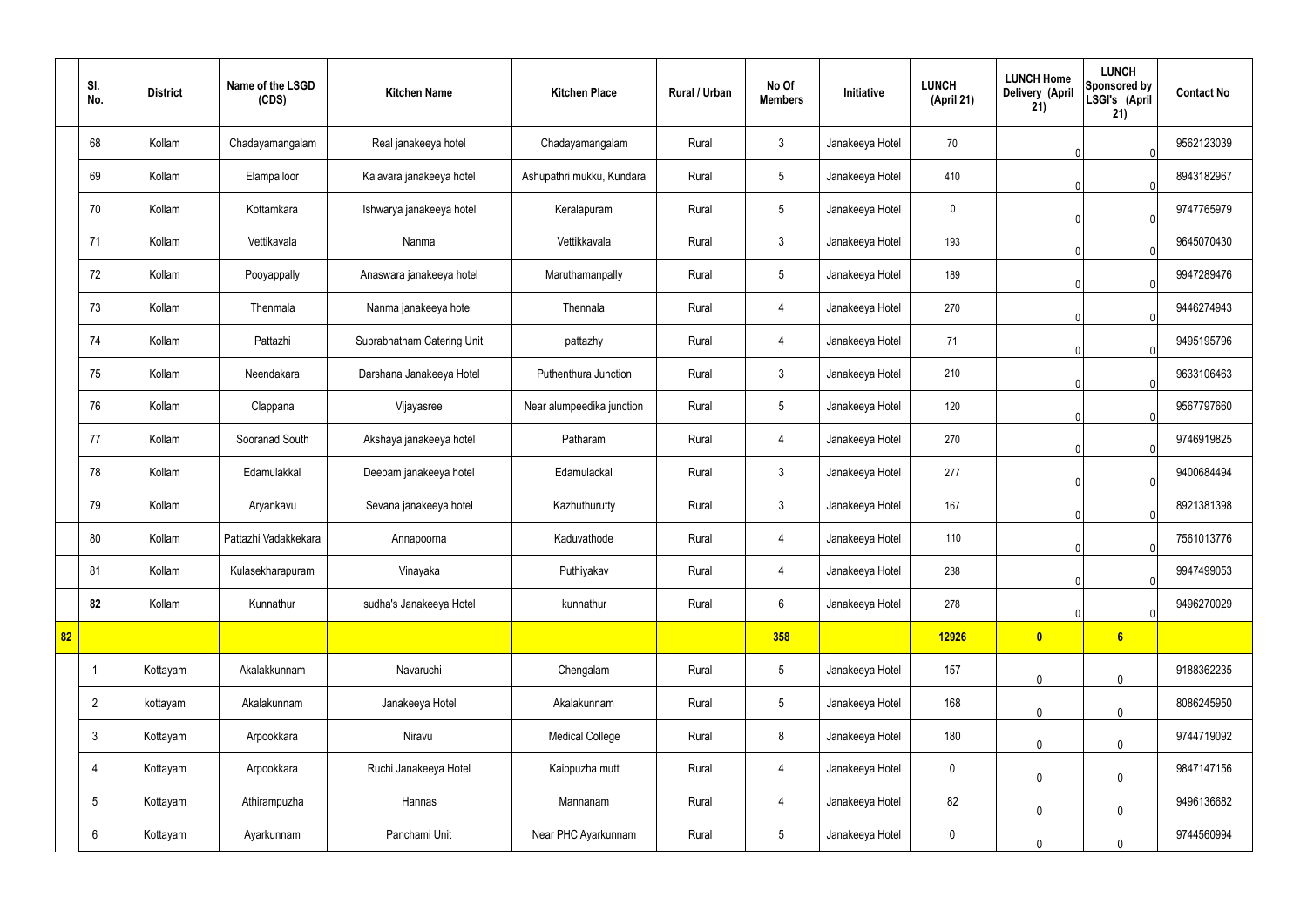|  | Sl. No. | District | Name of the LSGD (CDS) | Kitchen Name | Kitchen Place | Rural / Urban | No Of Members | Initiative | LUNCH (April 21) | LUNCH Home Delivery (April 21) | LUNCH Sponsored by LSGI's (April 21) | Contact No |
|---|---|---|---|---|---|---|---|---|---|---|---|---|
|  | 68 | Kollam | Chadayamangalam | Real janakeeya hotel | Chadayamangalam | Rural | 3 | Janakeeya Hotel | 70 | 0 | 0 | 9562123039 |
|  | 69 | Kollam | Elampalloor | Kalavara janakeeya hotel | Ashupathri mukku, Kundara | Rural | 5 | Janakeeya Hotel | 410 | 0 | 0 | 8943182967 |
|  | 70 | Kollam | Kottamkara | Ishwarya janakeeya hotel | Keralapuram | Rural | 5 | Janakeeya Hotel | 0 | 0 | 0 | 9747765979 |
|  | 71 | Kollam | Vettikavala | Nanma | Vettikkavala | Rural | 3 | Janakeeya Hotel | 193 | 0 | 0 | 9645070430 |
|  | 72 | Kollam | Pooyappally | Anaswara janakeeya hotel | Maruthamanpally | Rural | 5 | Janakeeya Hotel | 189 | 0 | 0 | 9947289476 |
|  | 73 | Kollam | Thenmala | Nanma janakeeya hotel | Thennala | Rural | 4 | Janakeeya Hotel | 270 | 0 | 0 | 9446274943 |
|  | 74 | Kollam | Pattazhi | Suprabhatham Catering Unit | pattazhy | Rural | 4 | Janakeeya Hotel | 71 | 0 | 0 | 9495195796 |
|  | 75 | Kollam | Neendakara | Darshana Janakeeya Hotel | Puthenthura Junction | Rural | 3 | Janakeeya Hotel | 210 | 0 | 0 | 9633106463 |
|  | 76 | Kollam | Clappana | Vijayasree | Near alumpeedika junction | Rural | 5 | Janakeeya Hotel | 120 | 0 | 0 | 9567797660 |
|  | 77 | Kollam | Sooranad South | Akshaya janakeeya hotel | Patharam | Rural | 4 | Janakeeya Hotel | 270 | 0 | 0 | 9746919825 |
|  | 78 | Kollam | Edamulakkal | Deepam janakeeya hotel | Edamulackal | Rural | 3 | Janakeeya Hotel | 277 | 0 | 0 | 9400684494 |
|  | 79 | Kollam | Aryankavu | Sevana janakeeya hotel | Kazhuthurutty | Rural | 3 | Janakeeya Hotel | 167 | 0 | 0 | 8921381398 |
|  | 80 | Kollam | Pattazhi Vadakkekara | Annapoorna | Kaduvathode | Rural | 4 | Janakeeya Hotel | 110 | 0 | 0 | 7561013776 |
|  | 81 | Kollam | Kulasekharapuram | Vinayaka | Puthiyakav | Rural | 4 | Janakeeya Hotel | 238 | 0 | 0 | 9947499053 |
|  | **82** | Kollam | Kunnathur | sudha's Janakeeya Hotel | kunnathur | Rural | 6 | Janakeeya Hotel | 278 | 0 | 0 | 9496270029 |
| **82** |  |  |  |  |  |  | **358** |  | **12926** | **0** | **6** |  |
|  | 1 | Kottayam | Akalakkunnam | Navaruchi | Chengalam | Rural | 5 | Janakeeya Hotel | 157 | 0 | 0 | 9188362235 |
|  | 2 | kottayam | Akalakunnam | Janakeeya Hotel | Akalakunnam | Rural | 5 | Janakeeya Hotel | 168 | 0 | 0 | 8086245950 |
|  | 3 | Kottayam | Arpookkara | Niravu | Medical College | Rural | 8 | Janakeeya Hotel | 180 | 0 | 0 | 9744719092 |
|  | 4 | Kottayam | Arpookkara | Ruchi Janakeeya Hotel | Kaippuzha mutt | Rural | 4 | Janakeeya Hotel | 0 | 0 | 0 | 9847147156 |
|  | 5 | Kottayam | Athirampuzha | Hannas | Mannanam | Rural | 4 | Janakeeya Hotel | 82 | 0 | 0 | 9496136682 |
|  | 6 | Kottayam | Ayarkunnam | Panchami Unit | Near PHC Ayarkunnam | Rural | 5 | Janakeeya Hotel | 0 | 0 | 0 | 9744560994 |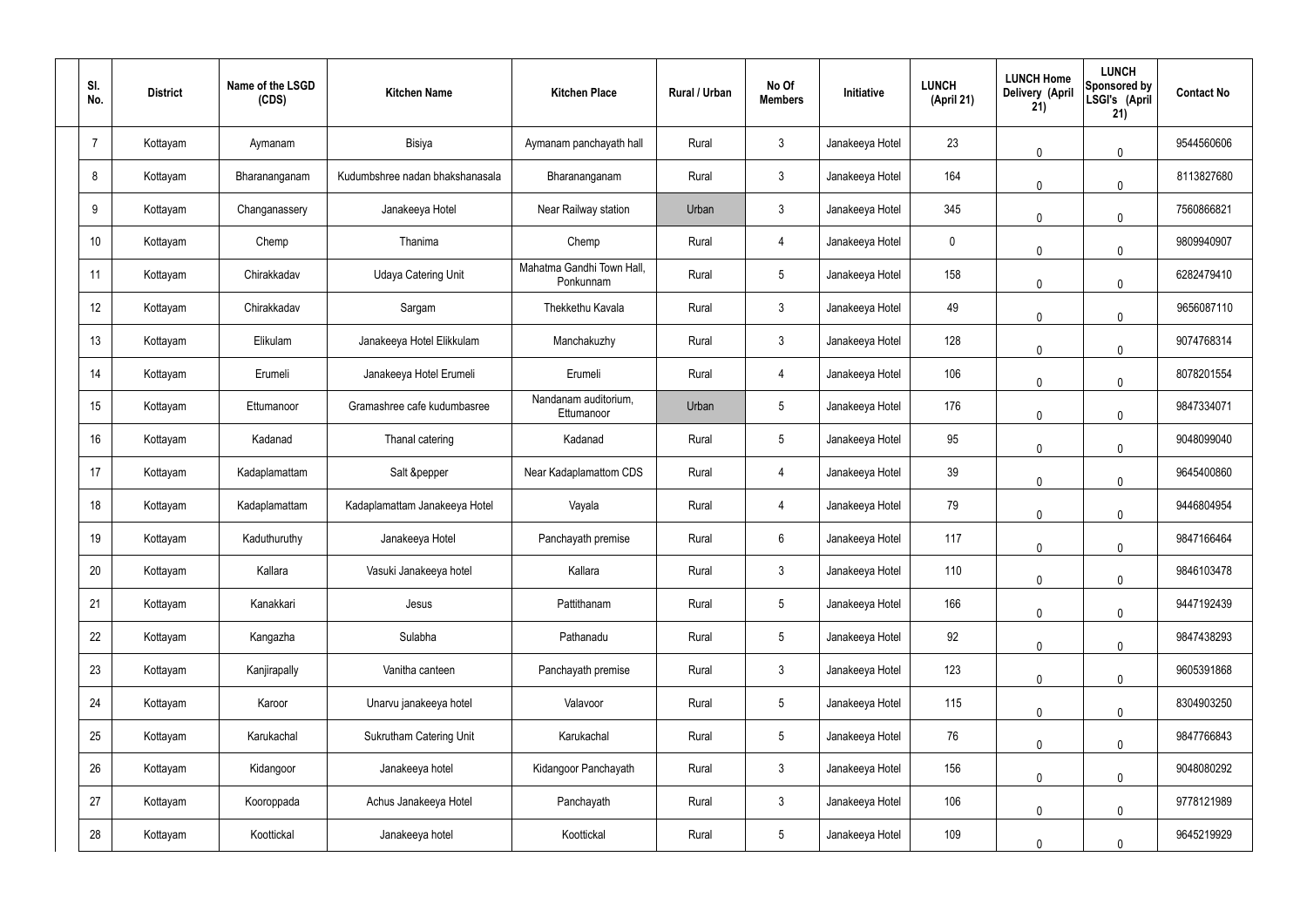| Sl. No. | District | Name of the LSGD (CDS) | Kitchen Name | Kitchen Place | Rural / Urban | No Of Members | Initiative | LUNCH (April 21) | LUNCH Home Delivery (April 21) | LUNCH Sponsored by LSGI's (April 21) | Contact No |
|---|---|---|---|---|---|---|---|---|---|---|---|
| 7 | Kottayam | Aymanam | Bisiya | Aymanam panchayath hall | Rural | 3 | Janakeeya Hotel | 23 | 0 | 0 | 9544560606 |
| 8 | Kottayam | Bharananganam | Kudumbshree nadan bhakshanasala | Bharananganam | Rural | 3 | Janakeeya Hotel | 164 | 0 | 0 | 8113827680 |
| 9 | Kottayam | Changanassery | Janakeeya Hotel | Near Railway station | Urban | 3 | Janakeeya Hotel | 345 | 0 | 0 | 7560866821 |
| 10 | Kottayam | Chemp | Thanima | Chemp | Rural | 4 | Janakeeya Hotel | 0 | 0 | 0 | 9809940907 |
| 11 | Kottayam | Chirakkadav | Udaya Catering Unit | Mahatma Gandhi Town Hall, Ponkunnam | Rural | 5 | Janakeeya Hotel | 158 | 0 | 0 | 6282479410 |
| 12 | Kottayam | Chirakkadav | Sargam | Thekkethu Kavala | Rural | 3 | Janakeeya Hotel | 49 | 0 | 0 | 9656087110 |
| 13 | Kottayam | Elikulam | Janakeeya Hotel Elikkulam | Manchakuzhy | Rural | 3 | Janakeeya Hotel | 128 | 0 | 0 | 9074768314 |
| 14 | Kottayam | Erumeli | Janakeeya Hotel Erumeli | Erumeli | Rural | 4 | Janakeeya Hotel | 106 | 0 | 0 | 8078201554 |
| 15 | Kottayam | Ettumanoor | Gramashree cafe kudumbasree | Nandanam auditorium, Ettumanoor | Urban | 5 | Janakeeya Hotel | 176 | 0 | 0 | 9847334071 |
| 16 | Kottayam | Kadanad | Thanal catering | Kadanad | Rural | 5 | Janakeeya Hotel | 95 | 0 | 0 | 9048099040 |
| 17 | Kottayam | Kadaplamattam | Salt &pepper | Near Kadaplamattom CDS | Rural | 4 | Janakeeya Hotel | 39 | 0 | 0 | 9645400860 |
| 18 | Kottayam | Kadaplamattam | Kadaplamattam Janakeeya Hotel | Vayala | Rural | 4 | Janakeeya Hotel | 79 | 0 | 0 | 9446804954 |
| 19 | Kottayam | Kaduthuruthy | Janakeeya Hotel | Panchayath premise | Rural | 6 | Janakeeya Hotel | 117 | 0 | 0 | 9847166464 |
| 20 | Kottayam | Kallara | Vasuki Janakeeya hotel | Kallara | Rural | 3 | Janakeeya Hotel | 110 | 0 | 0 | 9846103478 |
| 21 | Kottayam | Kanakkari | Jesus | Pattithanam | Rural | 5 | Janakeeya Hotel | 166 | 0 | 0 | 9447192439 |
| 22 | Kottayam | Kangazha | Sulabha | Pathanadu | Rural | 5 | Janakeeya Hotel | 92 | 0 | 0 | 9847438293 |
| 23 | Kottayam | Kanjirapally | Vanitha canteen | Panchayath premise | Rural | 3 | Janakeeya Hotel | 123 | 0 | 0 | 9605391868 |
| 24 | Kottayam | Karoor | Unarvu janakeeya hotel | Valavoor | Rural | 5 | Janakeeya Hotel | 115 | 0 | 0 | 8304903250 |
| 25 | Kottayam | Karukachal | Sukrutham Catering Unit | Karukachal | Rural | 5 | Janakeeya Hotel | 76 | 0 | 0 | 9847766843 |
| 26 | Kottayam | Kidangoor | Janakeeya hotel | Kidangoor Panchayath | Rural | 3 | Janakeeya Hotel | 156 | 0 | 0 | 9048080292 |
| 27 | Kottayam | Kooroppada | Achus Janakeeya Hotel | Panchayath | Rural | 3 | Janakeeya Hotel | 106 | 0 | 0 | 9778121989 |
| 28 | Kottayam | Koottickal | Janakeeya hotel | Koottickal | Rural | 5 | Janakeeya Hotel | 109 | 0 | 0 | 9645219929 |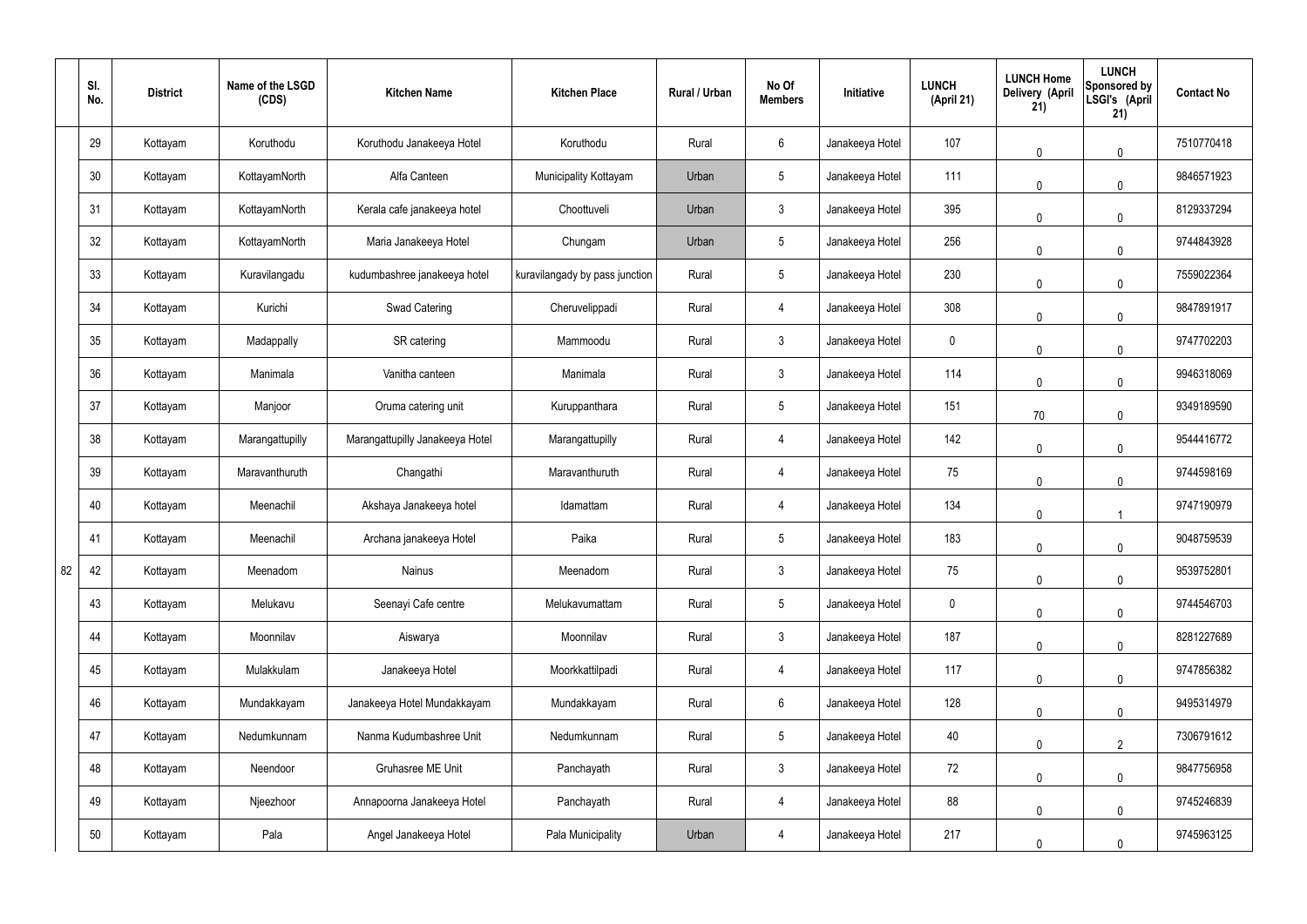|  | Sl. No. | District | Name of the LSGD (CDS) | Kitchen Name | Kitchen Place | Rural / Urban | No Of Members | Initiative | LUNCH (April 21) | LUNCH Home Delivery (April 21) | LUNCH Sponsored by LSGI's (April 21) | Contact No |
|---|---|---|---|---|---|---|---|---|---|---|---|---|
|  | 29 | Kottayam | Koruthodu | Koruthodu Janakeeya Hotel | Koruthodu | Rural | 6 | Janakeeya Hotel | 107 | 0 | 0 | 7510770418 |
|  | 30 | Kottayam | KottayamNorth | Alfa Canteen | Municipality Kottayam | Urban | 5 | Janakeeya Hotel | 111 | 0 | 0 | 9846571923 |
|  | 31 | Kottayam | KottayamNorth | Kerala cafe janakeeya hotel | Choottuveli | Urban | 3 | Janakeeya Hotel | 395 | 0 | 0 | 8129337294 |
|  | 32 | Kottayam | KottayamNorth | Maria Janakeeya Hotel | Chungam | Urban | 5 | Janakeeya Hotel | 256 | 0 | 0 | 9744843928 |
|  | 33 | Kottayam | Kuravilangadu | kudumbashree janakeeya hotel | kuravilangady by pass junction | Rural | 5 | Janakeeya Hotel | 230 | 0 | 0 | 7559022364 |
|  | 34 | Kottayam | Kurichi | Swad Catering | Cheruvelippadi | Rural | 4 | Janakeeya Hotel | 308 | 0 | 0 | 9847891917 |
|  | 35 | Kottayam | Madappally | SR catering | Mammoodu | Rural | 3 | Janakeeya Hotel | 0 | 0 | 0 | 9747702203 |
|  | 36 | Kottayam | Manimala | Vanitha canteen | Manimala | Rural | 3 | Janakeeya Hotel | 114 | 0 | 0 | 9946318069 |
|  | 37 | Kottayam | Manjoor | Oruma catering unit | Kuruppanthara | Rural | 5 | Janakeeya Hotel | 151 | 70 | 0 | 9349189590 |
|  | 38 | Kottayam | Marangattupilly | Marangattupilly Janakeeya Hotel | Marangattupilly | Rural | 4 | Janakeeya Hotel | 142 | 0 | 0 | 9544416772 |
|  | 39 | Kottayam | Maravanthuruth | Changathi | Maravanthuruth | Rural | 4 | Janakeeya Hotel | 75 | 0 | 0 | 9744598169 |
|  | 40 | Kottayam | Meenachil | Akshaya Janakeeya hotel | Idamattam | Rural | 4 | Janakeeya Hotel | 134 | 0 | 1 | 9747190979 |
|  | 41 | Kottayam | Meenachil | Archana janakeeya Hotel | Paika | Rural | 5 | Janakeeya Hotel | 183 | 0 | 0 | 9048759539 |
| 82 | 42 | Kottayam | Meenadom | Nainus | Meenadom | Rural | 3 | Janakeeya Hotel | 75 | 0 | 0 | 9539752801 |
|  | 43 | Kottayam | Melukavu | Seenayi Cafe centre | Melukavumattam | Rural | 5 | Janakeeya Hotel | 0 | 0 | 0 | 9744546703 |
|  | 44 | Kottayam | Moonnilav | Aiswarya | Moonnilav | Rural | 3 | Janakeeya Hotel | 187 | 0 | 0 | 8281227689 |
|  | 45 | Kottayam | Mulakkulam | Janakeeya Hotel | Moorkkattilpadi | Rural | 4 | Janakeeya Hotel | 117 | 0 | 0 | 9747856382 |
|  | 46 | Kottayam | Mundakkayam | Janakeeya Hotel Mundakkayam | Mundakkayam | Rural | 6 | Janakeeya Hotel | 128 | 0 | 0 | 9495314979 |
|  | 47 | Kottayam | Nedumkunnam | Nanma Kudumbashree Unit | Nedumkunnam | Rural | 5 | Janakeeya Hotel | 40 | 0 | 2 | 7306791612 |
|  | 48 | Kottayam | Neendoor | Gruhasree ME Unit | Panchayath | Rural | 3 | Janakeeya Hotel | 72 | 0 | 0 | 9847756958 |
|  | 49 | Kottayam | Njeezhoor | Annapoorna Janakeeya Hotel | Panchayath | Rural | 4 | Janakeeya Hotel | 88 | 0 | 0 | 9745246839 |
|  | 50 | Kottayam | Pala | Angel Janakeeya Hotel | Pala Municipality | Urban | 4 | Janakeeya Hotel | 217 | 0 | 0 | 9745963125 |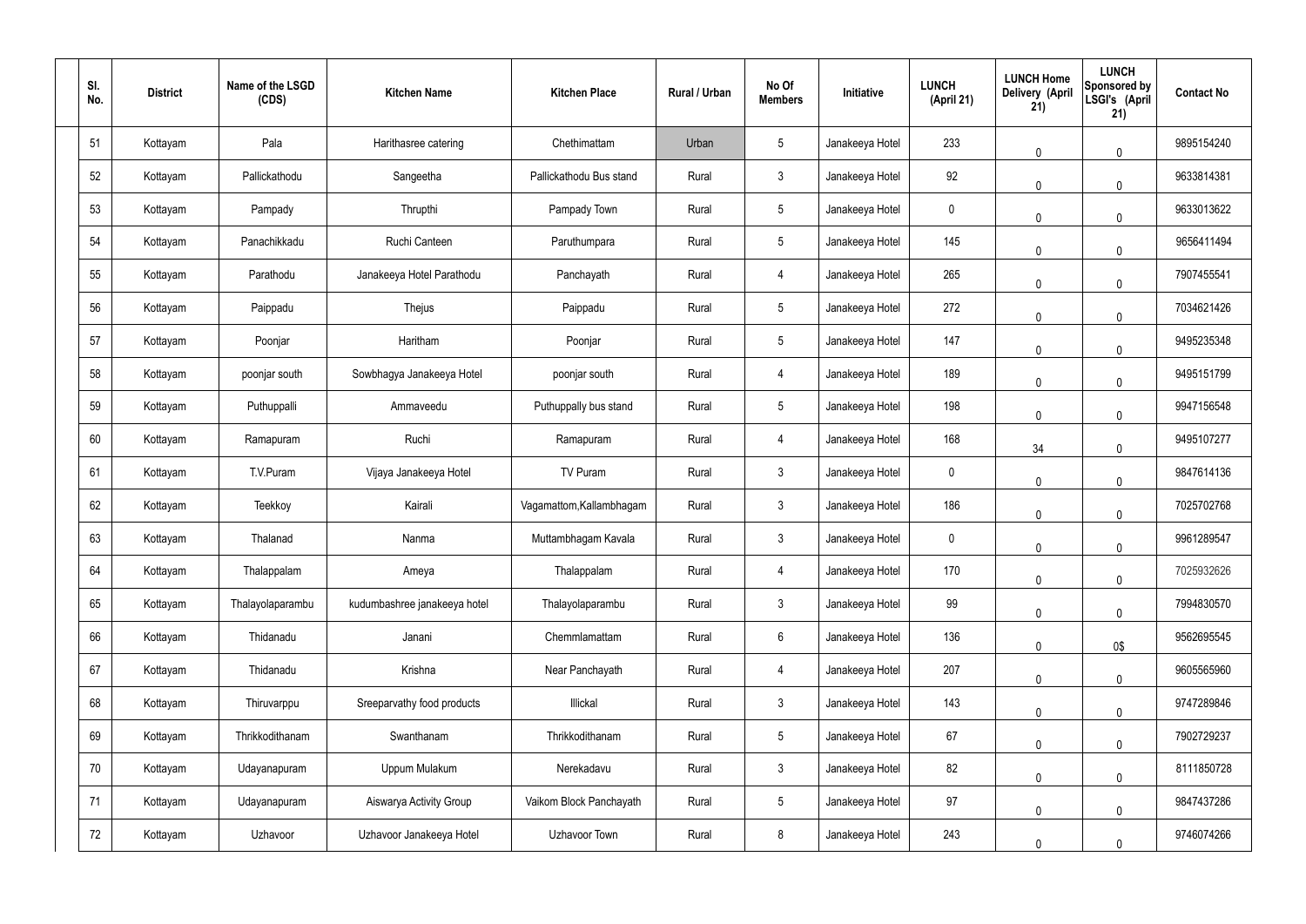| Sl. No. | District | Name of the LSGD (CDS) | Kitchen Name | Kitchen Place | Rural / Urban | No Of Members | Initiative | LUNCH (April 21) | LUNCH Home Delivery (April 21) | LUNCH Sponsored by LSGI's (April 21) | Contact No |
|---|---|---|---|---|---|---|---|---|---|---|---|
| 51 | Kottayam | Pala | Harithasree catering | Chethimattam | Urban | 5 | Janakeeya Hotel | 233 | 0 | 0 | 9895154240 |
| 52 | Kottayam | Pallickathodu | Sangeetha | Pallickathodu Bus stand | Rural | 3 | Janakeeya Hotel | 92 | 0 | 0 | 9633814381 |
| 53 | Kottayam | Pampady | Thrupthi | Pampady Town | Rural | 5 | Janakeeya Hotel | 0 | 0 | 0 | 9633013622 |
| 54 | Kottayam | Panachikkadu | Ruchi Canteen | Paruthumpara | Rural | 5 | Janakeeya Hotel | 145 | 0 | 0 | 9656411494 |
| 55 | Kottayam | Parathodu | Janakeeya Hotel Parathodu | Panchayath | Rural | 4 | Janakeeya Hotel | 265 | 0 | 0 | 7907455541 |
| 56 | Kottayam | Paippadu | Thejus | Paippadu | Rural | 5 | Janakeeya Hotel | 272 | 0 | 0 | 7034621426 |
| 57 | Kottayam | Poonjar | Haritham | Poonjar | Rural | 5 | Janakeeya Hotel | 147 | 0 | 0 | 9495235348 |
| 58 | Kottayam | poonjar south | Sowbhagya Janakeeya Hotel | poonjar south | Rural | 4 | Janakeeya Hotel | 189 | 0 | 0 | 9495151799 |
| 59 | Kottayam | Puthuppalli | Ammaveedu | Puthuppally bus stand | Rural | 5 | Janakeeya Hotel | 198 | 0 | 0 | 9947156548 |
| 60 | Kottayam | Ramapuram | Ruchi | Ramapuram | Rural | 4 | Janakeeya Hotel | 168 | 34 | 0 | 9495107277 |
| 61 | Kottayam | T.V.Puram | Vijaya Janakeeya Hotel | TV Puram | Rural | 3 | Janakeeya Hotel | 0 | 0 | 0 | 9847614136 |
| 62 | Kottayam | Teekkoy | Kairali | Vagamattom,Kallambhagam | Rural | 3 | Janakeeya Hotel | 186 | 0 | 0 | 7025702768 |
| 63 | Kottayam | Thalanad | Nanma | Muttambhagam Kavala | Rural | 3 | Janakeeya Hotel | 0 | 0 | 0 | 9961289547 |
| 64 | Kottayam | Thalappalam | Ameya | Thalappalam | Rural | 4 | Janakeeya Hotel | 170 | 0 | 0 | 7025932626 |
| 65 | Kottayam | Thalayolaparambu | kudumbashree janakeeya hotel | Thalayolaparambu | Rural | 3 | Janakeeya Hotel | 99 | 0 | 0 | 7994830570 |
| 66 | Kottayam | Thidanadu | Janani | Chemmlamattam | Rural | 6 | Janakeeya Hotel | 136 | 0 | 0$ | 9562695545 |
| 67 | Kottayam | Thidanadu | Krishna | Near Panchayath | Rural | 4 | Janakeeya Hotel | 207 | 0 | 0 | 9605565960 |
| 68 | Kottayam | Thiruvarppu | Sreeparvathy food products | Illickal | Rural | 3 | Janakeeya Hotel | 143 | 0 | 0 | 9747289846 |
| 69 | Kottayam | Thrikkodithanam | Swanthanam | Thrikkodithanam | Rural | 5 | Janakeeya Hotel | 67 | 0 | 0 | 7902729237 |
| 70 | Kottayam | Udayanapuram | Uppum Mulakum | Nerekadavu | Rural | 3 | Janakeeya Hotel | 82 | 0 | 0 | 8111850728 |
| 71 | Kottayam | Udayanapuram | Aiswarya Activity Group | Vaikom Block Panchayath | Rural | 5 | Janakeeya Hotel | 97 | 0 | 0 | 9847437286 |
| 72 | Kottayam | Uzhavoor | Uzhavoor Janakeeya Hotel | Uzhavoor Town | Rural | 8 | Janakeeya Hotel | 243 | 0 | 0 | 9746074266 |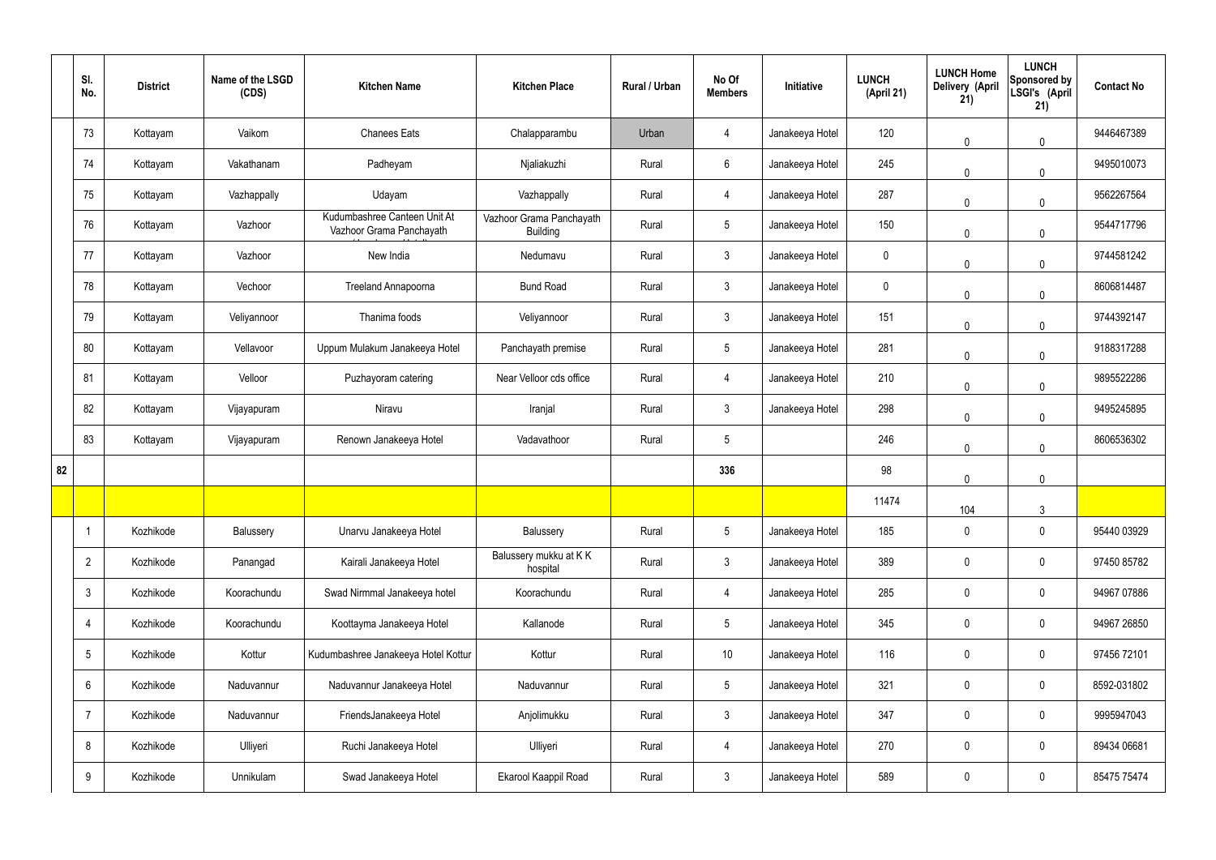|  | Sl. No. | District | Name of the LSGD (CDS) | Kitchen Name | Kitchen Place | Rural / Urban | No Of Members | Initiative | LUNCH (April 21) | LUNCH Home Delivery (April 21) | LUNCH Sponsored by LSGI's (April 21) | Contact No |
|---|---|---|---|---|---|---|---|---|---|---|---|---|
|  | 73 | Kottayam | Vaikom | Chanees Eats | Chalapparambu | Urban | 4 | Janakeeya Hotel | 120 | 0 | 0 | 9446467389 |
|  | 74 | Kottayam | Vakathanam | Padheyam | Njaliakuzhi | Rural | 6 | Janakeeya Hotel | 245 | 0 | 0 | 9495010073 |
|  | 75 | Kottayam | Vazhappally | Udayam | Vazhappally | Rural | 4 | Janakeeya Hotel | 287 | 0 | 0 | 9562267564 |
|  | 76 | Kottayam | Vazhoor | Kudumbashree Canteen Unit At Vazhoor Grama Panchayath | Vazhoor Grama Panchayath Building | Rural | 5 | Janakeeya Hotel | 150 | 0 | 0 | 9544717796 |
|  | 77 | Kottayam | Vazhoor | New India | Nedumavu | Rural | 3 | Janakeeya Hotel | 0 | 0 | 0 | 9744581242 |
|  | 78 | Kottayam | Vechoor | Treeland Annapoorna | Bund Road | Rural | 3 | Janakeeya Hotel | 0 | 0 | 0 | 8606814487 |
|  | 79 | Kottayam | Veliyannoor | Thanima foods | Veliyannoor | Rural | 3 | Janakeeya Hotel | 151 | 0 | 0 | 9744392147 |
|  | 80 | Kottayam | Vellavoor | Uppum Mulakum Janakeeya Hotel | Panchayath premise | Rural | 5 | Janakeeya Hotel | 281 | 0 | 0 | 9188317288 |
|  | 81 | Kottayam | Velloor | Puzhayoram catering | Near Velloor cds office | Rural | 4 | Janakeeya Hotel | 210 | 0 | 0 | 9895522286 |
|  | 82 | Kottayam | Vijayapuram | Niravu | Iranjal | Rural | 3 | Janakeeya Hotel | 298 | 0 | 0 | 9495245895 |
|  | 83 | Kottayam | Vijayapuram | Renown Janakeeya Hotel | Vadavathoor | Rural | 5 |  | 246 | 0 | 0 | 8606536302 |
| 82 |  |  |  |  |  |  | 336 |  | 98 | 0 | 0 |  |
|  |  |  |  |  |  |  |  |  | 11474 | 104 | 3 |  |
|  | 1 | Kozhikode | Balussery | Unarvu Janakeeya Hotel | Balussery | Rural | 5 | Janakeeya Hotel | 185 | 0 | 0 | 95440 03929 |
|  | 2 | Kozhikode | Panangad | Kairali Janakeeya Hotel | Balussery mukku at K K hospital | Rural | 3 | Janakeeya Hotel | 389 | 0 | 0 | 97450 85782 |
|  | 3 | Kozhikode | Koorachundu | Swad Nirmmal Janakeeya hotel | Koorachundu | Rural | 4 | Janakeeya Hotel | 285 | 0 | 0 | 94967 07886 |
|  | 4 | Kozhikode | Koorachundu | Koottayma Janakeeya Hotel | Kallanode | Rural | 5 | Janakeeya Hotel | 345 | 0 | 0 | 94967 26850 |
|  | 5 | Kozhikode | Kottur | Kudumbashree Janakeeya Hotel Kottur | Kottur | Rural | 10 | Janakeeya Hotel | 116 | 0 | 0 | 97456 72101 |
|  | 6 | Kozhikode | Naduvannur | Naduvannur Janakeeya Hotel | Naduvannur | Rural | 5 | Janakeeya Hotel | 321 | 0 | 0 | 8592-031802 |
|  | 7 | Kozhikode | Naduvannur | FriendsJanakeeya Hotel | Anjolimukku | Rural | 3 | Janakeeya Hotel | 347 | 0 | 0 | 9995947043 |
|  | 8 | Kozhikode | Ulliyeri | Ruchi Janakeeya Hotel | Ulliyeri | Rural | 4 | Janakeeya Hotel | 270 | 0 | 0 | 89434 06681 |
|  | 9 | Kozhikode | Unnikulam | Swad Janakeeya Hotel | Ekarool Kaappil Road | Rural | 3 | Janakeeya Hotel | 589 | 0 | 0 | 85475 75474 |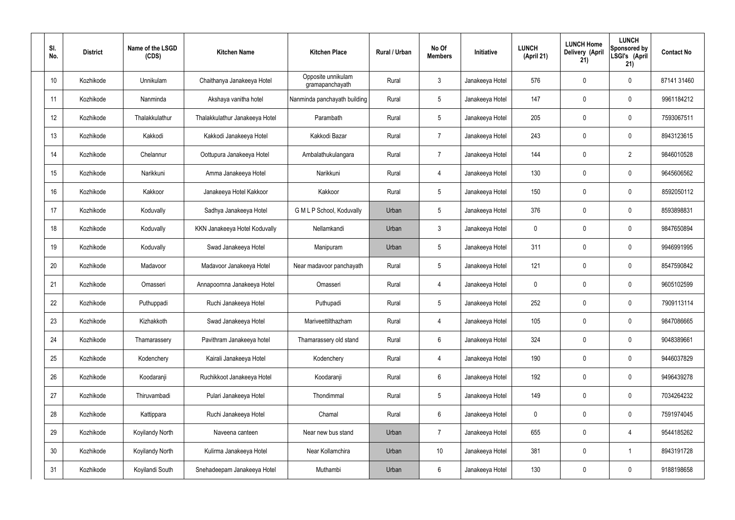| Sl. No. | District | Name of the LSGD (CDS) | Kitchen Name | Kitchen Place | Rural / Urban | No Of Members | Initiative | LUNCH (April 21) | LUNCH Home Delivery (April 21) | LUNCH Sponsored by LSGI's (April 21) | Contact No |
|---|---|---|---|---|---|---|---|---|---|---|---|
| 10 | Kozhikode | Unnikulam | Chaithanya Janakeeya Hotel | Opposite unnikulam gramapanchayath | Rural | 3 | Janakeeya Hotel | 576 | 0 | 0 | 87141 31460 |
| 11 | Kozhikode | Nanminda | Akshaya vanitha hotel | Nanminda panchayath building | Rural | 5 | Janakeeya Hotel | 147 | 0 | 0 | 9961184212 |
| 12 | Kozhikode | Thalakkulathur | Thalakkulathur Janakeeya Hotel | Parambath | Rural | 5 | Janakeeya Hotel | 205 | 0 | 0 | 7593067511 |
| 13 | Kozhikode | Kakkodi | Kakkodi Janakeeya Hotel | Kakkodi Bazar | Rural | 7 | Janakeeya Hotel | 243 | 0 | 0 | 8943123615 |
| 14 | Kozhikode | Chelannur | Oottupura Janakeeya Hotel | Ambalathukulangara | Rural | 7 | Janakeeya Hotel | 144 | 0 | 2 | 9846010528 |
| 15 | Kozhikode | Narikkuni | Amma Janakeeya Hotel | Narikkuni | Rural | 4 | Janakeeya Hotel | 130 | 0 | 0 | 9645606562 |
| 16 | Kozhikode | Kakkoor | Janakeeya Hotel Kakkoor | Kakkoor | Rural | 5 | Janakeeya Hotel | 150 | 0 | 0 | 8592050112 |
| 17 | Kozhikode | Koduvally | Sadhya Janakeeya Hotel | G M L P School, Koduvally | Urban | 5 | Janakeeya Hotel | 376 | 0 | 0 | 8593898831 |
| 18 | Kozhikode | Koduvally | KKN Janakeeya Hotel Koduvally | Nellamkandi | Urban | 3 | Janakeeya Hotel | 0 | 0 | 0 | 9847650894 |
| 19 | Kozhikode | Koduvally | Swad Janakeeya Hotel | Manipuram | Urban | 5 | Janakeeya Hotel | 311 | 0 | 0 | 9946991995 |
| 20 | Kozhikode | Madavoor | Madavoor Janakeeya Hotel | Near madavoor panchayath | Rural | 5 | Janakeeya Hotel | 121 | 0 | 0 | 8547590842 |
| 21 | Kozhikode | Omasseri | Annapoornna Janakeeya Hotel | Omasseri | Rural | 4 | Janakeeya Hotel | 0 | 0 | 0 | 9605102599 |
| 22 | Kozhikode | Puthuppadi | Ruchi Janakeeya Hotel | Puthupadi | Rural | 5 | Janakeeya Hotel | 252 | 0 | 0 | 7909113114 |
| 23 | Kozhikode | Kizhakkoth | Swad Janakeeya Hotel | Mariveettilthazham | Rural | 4 | Janakeeya Hotel | 105 | 0 | 0 | 9847086665 |
| 24 | Kozhikode | Thamarassery | Pavithram Janakeeya hotel | Thamarassery old stand | Rural | 6 | Janakeeya Hotel | 324 | 0 | 0 | 9048389661 |
| 25 | Kozhikode | Kodenchery | Kairali Janakeeya Hotel | Kodenchery | Rural | 4 | Janakeeya Hotel | 190 | 0 | 0 | 9446037829 |
| 26 | Kozhikode | Koodaranji | Ruchikkoot Janakeeya Hotel | Koodaranji | Rural | 6 | Janakeeya Hotel | 192 | 0 | 0 | 9496439278 |
| 27 | Kozhikode | Thiruvambadi | Pulari Janakeeya Hotel | Thondimmal | Rural | 5 | Janakeeya Hotel | 149 | 0 | 0 | 7034264232 |
| 28 | Kozhikode | Kattippara | Ruchi Janakeeya Hotel | Chamal | Rural | 6 | Janakeeya Hotel | 0 | 0 | 0 | 7591974045 |
| 29 | Kozhikode | Koyilandy North | Naveena canteen | Near new bus stand | Urban | 7 | Janakeeya Hotel | 655 | 0 | 4 | 9544185262 |
| 30 | Kozhikode | Koyilandy North | Kulirma Janakeeya Hotel | Near Kollamchira | Urban | 10 | Janakeeya Hotel | 381 | 0 | 1 | 8943191728 |
| 31 | Kozhikode | Koyilandi South | Snehadeepam Janakeeya Hotel | Muthambi | Urban | 6 | Janakeeya Hotel | 130 | 0 | 0 | 9188198658 |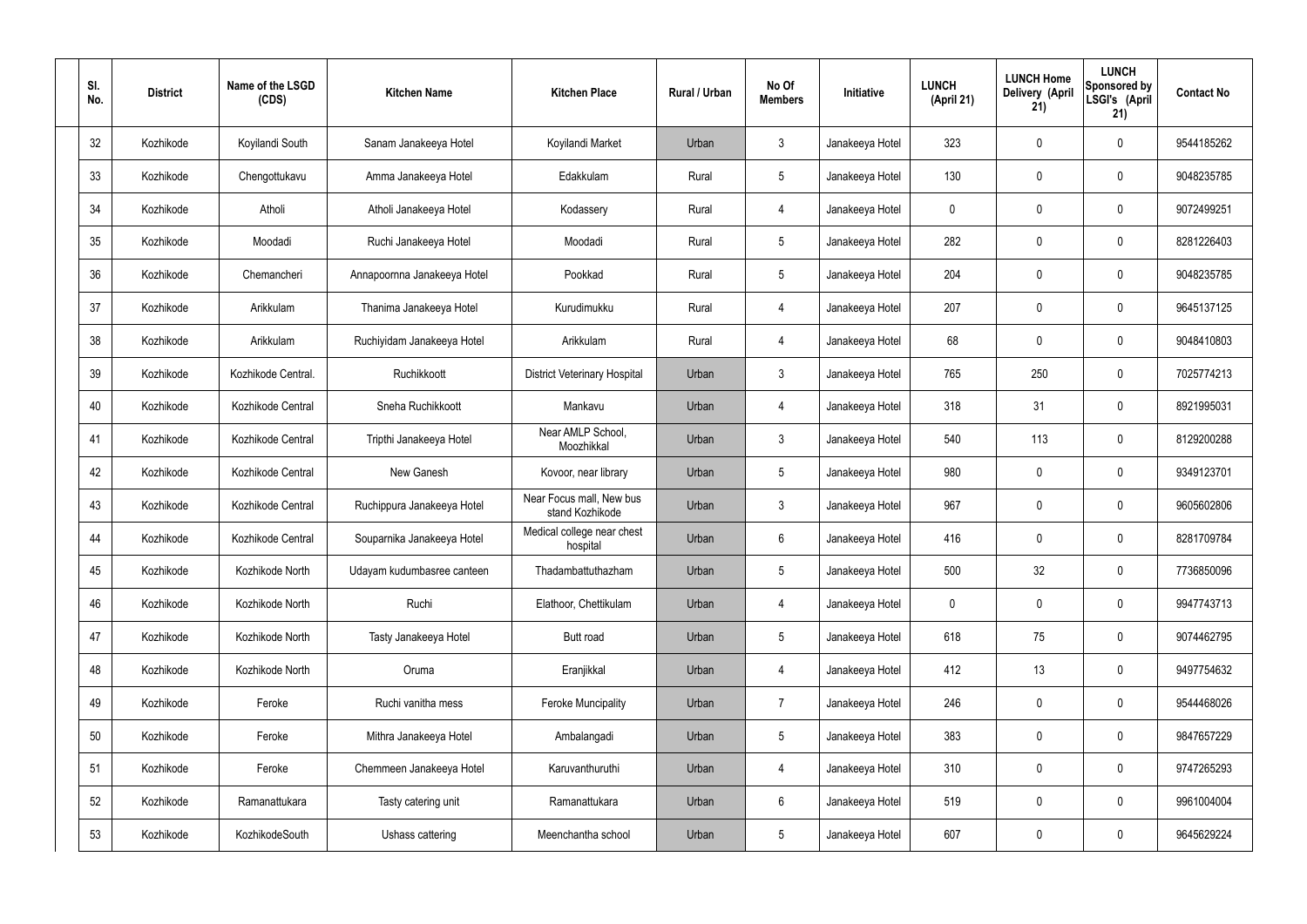| Sl. No. | District | Name of the LSGD (CDS) | Kitchen Name | Kitchen Place | Rural / Urban | No Of Members | Initiative | LUNCH (April 21) | LUNCH Home Delivery (April 21) | LUNCH Sponsored by LSGI's (April 21) | Contact No |
|---|---|---|---|---|---|---|---|---|---|---|---|
| 32 | Kozhikode | Koyilandi South | Sanam Janakeeya Hotel | Koyilandi Market | Urban | 3 | Janakeeya Hotel | 323 | 0 | 0 | 9544185262 |
| 33 | Kozhikode | Chengottukavu | Amma Janakeeya Hotel | Edakkulam | Rural | 5 | Janakeeya Hotel | 130 | 0 | 0 | 9048235785 |
| 34 | Kozhikode | Atholi | Atholi Janakeeya Hotel | Kodassery | Rural | 4 | Janakeeya Hotel | 0 | 0 | 0 | 9072499251 |
| 35 | Kozhikode | Moodadi | Ruchi Janakeeya Hotel | Moodadi | Rural | 5 | Janakeeya Hotel | 282 | 0 | 0 | 8281226403 |
| 36 | Kozhikode | Chemancheri | Annapoornna Janakeeya Hotel | Pookkad | Rural | 5 | Janakeeya Hotel | 204 | 0 | 0 | 9048235785 |
| 37 | Kozhikode | Arikkulam | Thanima Janakeeya Hotel | Kurudimukku | Rural | 4 | Janakeeya Hotel | 207 | 0 | 0 | 9645137125 |
| 38 | Kozhikode | Arikkulam | Ruchiyidam Janakeeya Hotel | Arikkulam | Rural | 4 | Janakeeya Hotel | 68 | 0 | 0 | 9048410803 |
| 39 | Kozhikode | Kozhikode Central. | Ruchikkoott | District Veterinary Hospital | Urban | 3 | Janakeeya Hotel | 765 | 250 | 0 | 7025774213 |
| 40 | Kozhikode | Kozhikode Central | Sneha Ruchikkoott | Mankavu | Urban | 4 | Janakeeya Hotel | 318 | 31 | 0 | 8921995031 |
| 41 | Kozhikode | Kozhikode Central | Tripthi Janakeeya Hotel | Near AMLP School, Moozhikkal | Urban | 3 | Janakeeya Hotel | 540 | 113 | 0 | 8129200288 |
| 42 | Kozhikode | Kozhikode Central | New Ganesh | Kovoor, near library | Urban | 5 | Janakeeya Hotel | 980 | 0 | 0 | 9349123701 |
| 43 | Kozhikode | Kozhikode Central | Ruchippura Janakeeya Hotel | Near Focus mall, New bus stand Kozhikode | Urban | 3 | Janakeeya Hotel | 967 | 0 | 0 | 9605602806 |
| 44 | Kozhikode | Kozhikode Central | Souparnika Janakeeya Hotel | Medical college near chest hospital | Urban | 6 | Janakeeya Hotel | 416 | 0 | 0 | 8281709784 |
| 45 | Kozhikode | Kozhikode North | Udayam kudumbasree canteen | Thadambattuthazham | Urban | 5 | Janakeeya Hotel | 500 | 32 | 0 | 7736850096 |
| 46 | Kozhikode | Kozhikode North | Ruchi | Elathoor, Chettikulam | Urban | 4 | Janakeeya Hotel | 0 | 0 | 0 | 9947743713 |
| 47 | Kozhikode | Kozhikode North | Tasty Janakeeya Hotel | Butt road | Urban | 5 | Janakeeya Hotel | 618 | 75 | 0 | 9074462795 |
| 48 | Kozhikode | Kozhikode North | Oruma | Eranjikkal | Urban | 4 | Janakeeya Hotel | 412 | 13 | 0 | 9497754632 |
| 49 | Kozhikode | Feroke | Ruchi vanitha mess | Feroke Muncipality | Urban | 7 | Janakeeya Hotel | 246 | 0 | 0 | 9544468026 |
| 50 | Kozhikode | Feroke | Mithra Janakeeya Hotel | Ambalangadi | Urban | 5 | Janakeeya Hotel | 383 | 0 | 0 | 9847657229 |
| 51 | Kozhikode | Feroke | Chemmeen Janakeeya Hotel | Karuvanthuruthi | Urban | 4 | Janakeeya Hotel | 310 | 0 | 0 | 9747265293 |
| 52 | Kozhikode | Ramanattukara | Tasty catering unit | Ramanattukara | Urban | 6 | Janakeeya Hotel | 519 | 0 | 0 | 9961004004 |
| 53 | Kozhikode | KozhikodeSouth | Ushass cattering | Meenchantha school | Urban | 5 | Janakeeya Hotel | 607 | 0 | 0 | 9645629224 |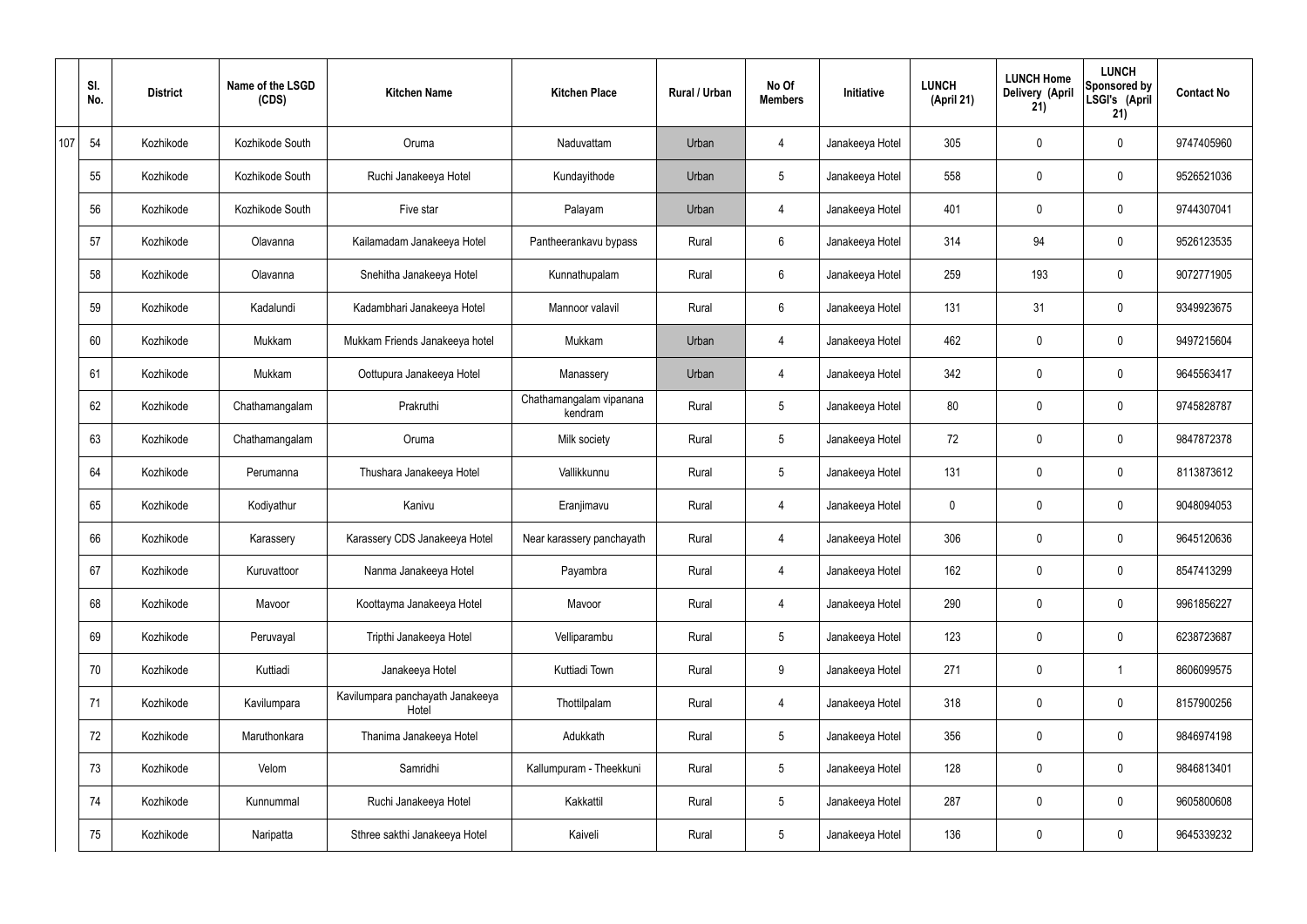| | Sl. No. | District | Name of the LSGD (CDS) | Kitchen Name | Kitchen Place | Rural / Urban | No Of Members | Initiative | LUNCH (April 21) | LUNCH Home Delivery (April 21) | LUNCH Sponsored by LSGI's (April 21) | Contact No |
|---|---|---|---|---|---|---|---|---|---|---|---|---|
| 107 | 54 | Kozhikode | Kozhikode South | Oruma | Naduvattam | Urban | 4 | Janakeeya Hotel | 305 | 0 | 0 | 9747405960 |
| | 55 | Kozhikode | Kozhikode South | Ruchi Janakeeya Hotel | Kundayithode | Urban | 5 | Janakeeya Hotel | 558 | 0 | 0 | 9526521036 |
| | 56 | Kozhikode | Kozhikode South | Five star | Palayam | Urban | 4 | Janakeeya Hotel | 401 | 0 | 0 | 9744307041 |
| | 57 | Kozhikode | Olavanna | Kailamadam Janakeeya Hotel | Pantheerankavu bypass | Rural | 6 | Janakeeya Hotel | 314 | 94 | 0 | 9526123535 |
| | 58 | Kozhikode | Olavanna | Snehitha Janakeeya Hotel | Kunnathupalam | Rural | 6 | Janakeeya Hotel | 259 | 193 | 0 | 9072771905 |
| | 59 | Kozhikode | Kadalundi | Kadambhari Janakeeya Hotel | Mannoor valavil | Rural | 6 | Janakeeya Hotel | 131 | 31 | 0 | 9349923675 |
| | 60 | Kozhikode | Mukkam | Mukkam Friends Janakeeya hotel | Mukkam | Urban | 4 | Janakeeya Hotel | 462 | 0 | 0 | 9497215604 |
| | 61 | Kozhikode | Mukkam | Oottupura Janakeeya Hotel | Manassery | Urban | 4 | Janakeeya Hotel | 342 | 0 | 0 | 9645563417 |
| | 62 | Kozhikode | Chathamangalam | Prakruthi | Chathamangalam vipanana kendram | Rural | 5 | Janakeeya Hotel | 80 | 0 | 0 | 9745828787 |
| | 63 | Kozhikode | Chathamangalam | Oruma | Milk society | Rural | 5 | Janakeeya Hotel | 72 | 0 | 0 | 9847872378 |
| | 64 | Kozhikode | Perumanna | Thushara Janakeeya Hotel | Vallikkunnu | Rural | 5 | Janakeeya Hotel | 131 | 0 | 0 | 8113873612 |
| | 65 | Kozhikode | Kodiyathur | Kanivu | Eranjimavu | Rural | 4 | Janakeeya Hotel | 0 | 0 | 0 | 9048094053 |
| | 66 | Kozhikode | Karassery | Karassery CDS Janakeeya Hotel | Near karassery panchayath | Rural | 4 | Janakeeya Hotel | 306 | 0 | 0 | 9645120636 |
| | 67 | Kozhikode | Kuruvattoor | Nanma Janakeeya Hotel | Payambra | Rural | 4 | Janakeeya Hotel | 162 | 0 | 0 | 8547413299 |
| | 68 | Kozhikode | Mavoor | Koottayma Janakeeya Hotel | Mavoor | Rural | 4 | Janakeeya Hotel | 290 | 0 | 0 | 9961856227 |
| | 69 | Kozhikode | Peruvayal | Tripthi Janakeeya Hotel | Velliparambu | Rural | 5 | Janakeeya Hotel | 123 | 0 | 0 | 6238723687 |
| | 70 | Kozhikode | Kuttiadi | Janakeeya Hotel | Kuttiadi Town | Rural | 9 | Janakeeya Hotel | 271 | 0 | 1 | 8606099575 |
| | 71 | Kozhikode | Kavilumpara | Kavilumpara panchayath Janakeeya Hotel | Thottilpalam | Rural | 4 | Janakeeya Hotel | 318 | 0 | 0 | 8157900256 |
| | 72 | Kozhikode | Maruthonkara | Thanima Janakeeya Hotel | Adukkath | Rural | 5 | Janakeeya Hotel | 356 | 0 | 0 | 9846974198 |
| | 73 | Kozhikode | Velom | Samridhi | Kallumpuram - Theekkuni | Rural | 5 | Janakeeya Hotel | 128 | 0 | 0 | 9846813401 |
| | 74 | Kozhikode | Kunnummal | Ruchi Janakeeya Hotel | Kakkattil | Rural | 5 | Janakeeya Hotel | 287 | 0 | 0 | 9605800608 |
| | 75 | Kozhikode | Naripatta | Sthree sakthi Janakeeya Hotel | Kaiveli | Rural | 5 | Janakeeya Hotel | 136 | 0 | 0 | 9645339232 |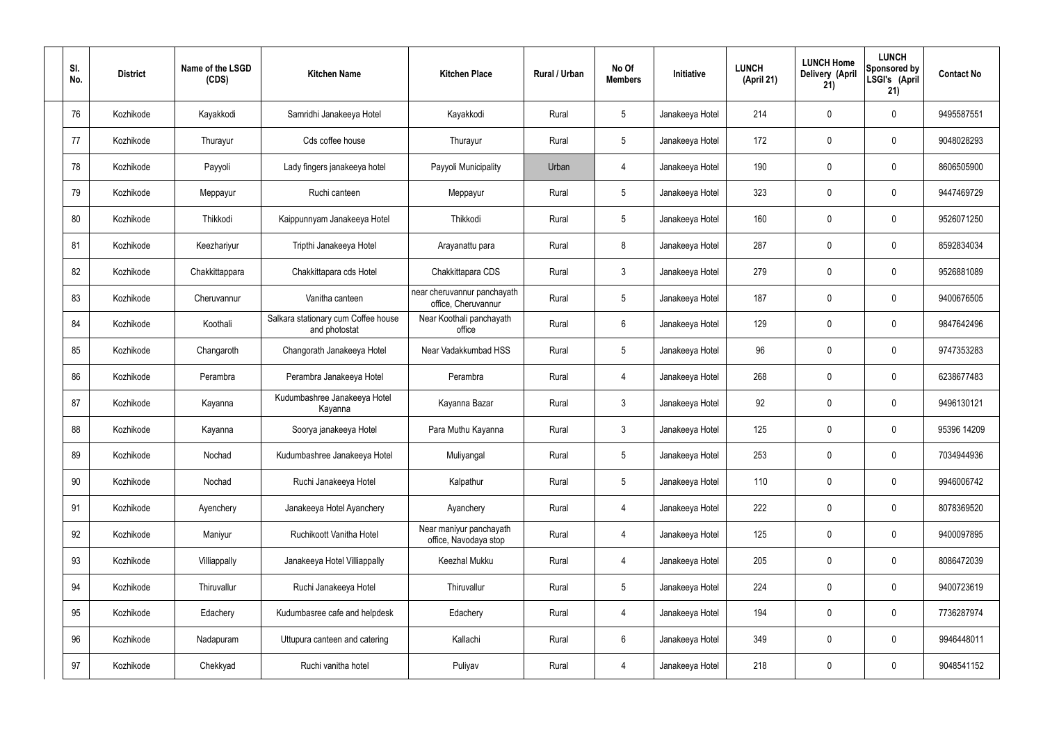| Sl. No. | District | Name of the LSGD (CDS) | Kitchen Name | Kitchen Place | Rural / Urban | No Of Members | Initiative | LUNCH (April 21) | LUNCH Home Delivery (April 21) | LUNCH Sponsored by LSGI's (April 21) | Contact No |
|---|---|---|---|---|---|---|---|---|---|---|---|
| 76 | Kozhikode | Kayakkodi | Samridhi Janakeeya Hotel | Kayakkodi | Rural | 5 | Janakeeya Hotel | 214 | 0 | 0 | 9495587551 |
| 77 | Kozhikode | Thurayur | Cds coffee house | Thurayur | Rural | 5 | Janakeeya Hotel | 172 | 0 | 0 | 9048028293 |
| 78 | Kozhikode | Payyoli | Lady fingers janakeeya hotel | Payyoli Municipality | Urban | 4 | Janakeeya Hotel | 190 | 0 | 0 | 8606505900 |
| 79 | Kozhikode | Meppayur | Ruchi canteen | Meppayur | Rural | 5 | Janakeeya Hotel | 323 | 0 | 0 | 9447469729 |
| 80 | Kozhikode | Thikkodi | Kaippunnyam Janakeeya Hotel | Thikkodi | Rural | 5 | Janakeeya Hotel | 160 | 0 | 0 | 9526071250 |
| 81 | Kozhikode | Keezhariyur | Tripthi Janakeeya Hotel | Arayanattu para | Rural | 8 | Janakeeya Hotel | 287 | 0 | 0 | 8592834034 |
| 82 | Kozhikode | Chakkittappara | Chakkittapara cds Hotel | Chakkittapara CDS | Rural | 3 | Janakeeya Hotel | 279 | 0 | 0 | 9526881089 |
| 83 | Kozhikode | Cheruvannur | Vanitha canteen | near cheruvannur panchayath office, Cheruvannur | Rural | 5 | Janakeeya Hotel | 187 | 0 | 0 | 9400676505 |
| 84 | Kozhikode | Koothali | Salkara stationary cum Coffee house and photostat | Near Koothali panchayath office | Rural | 6 | Janakeeya Hotel | 129 | 0 | 0 | 9847642496 |
| 85 | Kozhikode | Changaroth | Changorath Janakeeya Hotel | Near Vadakkumbad HSS | Rural | 5 | Janakeeya Hotel | 96 | 0 | 0 | 9747353283 |
| 86 | Kozhikode | Perambra | Perambra Janakeeya Hotel | Perambra | Rural | 4 | Janakeeya Hotel | 268 | 0 | 0 | 6238677483 |
| 87 | Kozhikode | Kayanna | Kudumbashree Janakeeya Hotel Kayanna | Kayanna Bazar | Rural | 3 | Janakeeya Hotel | 92 | 0 | 0 | 9496130121 |
| 88 | Kozhikode | Kayanna | Soorya janakeeya Hotel | Para Muthu Kayanna | Rural | 3 | Janakeeya Hotel | 125 | 0 | 0 | 95396 14209 |
| 89 | Kozhikode | Nochad | Kudumbashree Janakeeya Hotel | Muliyangal | Rural | 5 | Janakeeya Hotel | 253 | 0 | 0 | 7034944936 |
| 90 | Kozhikode | Nochad | Ruchi Janakeeya Hotel | Kalpathur | Rural | 5 | Janakeeya Hotel | 110 | 0 | 0 | 9946006742 |
| 91 | Kozhikode | Ayenchery | Janakeeya Hotel Ayanchery | Ayanchery | Rural | 4 | Janakeeya Hotel | 222 | 0 | 0 | 8078369520 |
| 92 | Kozhikode | Maniyur | Ruchikoott Vanitha Hotel | Near maniyur panchayath office, Navodaya stop | Rural | 4 | Janakeeya Hotel | 125 | 0 | 0 | 9400097895 |
| 93 | Kozhikode | Villiappally | Janakeeya Hotel Villiappally | Keezhal Mukku | Rural | 4 | Janakeeya Hotel | 205 | 0 | 0 | 8086472039 |
| 94 | Kozhikode | Thiruvallur | Ruchi Janakeeya Hotel | Thiruvallur | Rural | 5 | Janakeeya Hotel | 224 | 0 | 0 | 9400723619 |
| 95 | Kozhikode | Edachery | Kudumbasree cafe and helpdesk | Edachery | Rural | 4 | Janakeeya Hotel | 194 | 0 | 0 | 7736287974 |
| 96 | Kozhikode | Nadapuram | Uttupura canteen and catering | Kallachi | Rural | 6 | Janakeeya Hotel | 349 | 0 | 0 | 9946448011 |
| 97 | Kozhikode | Chekkyad | Ruchi vanitha hotel | Puliyav | Rural | 4 | Janakeeya Hotel | 218 | 0 | 0 | 9048541152 |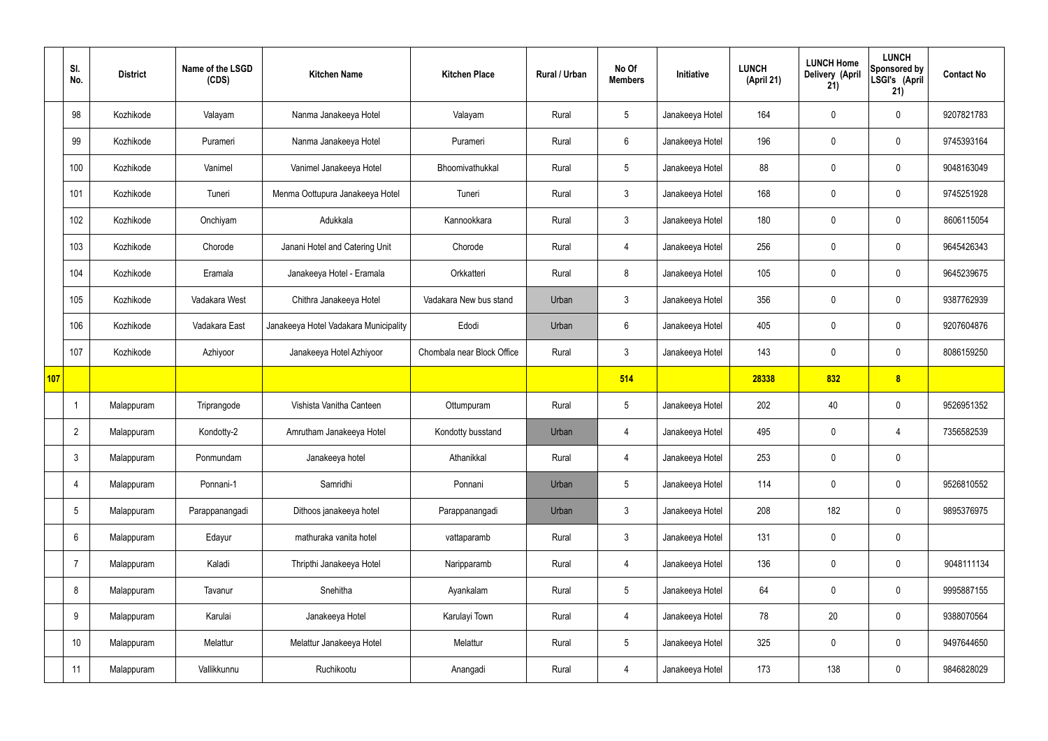| | Sl. No. | District | Name of the LSGD (CDS) | Kitchen Name | Kitchen Place | Rural / Urban | No Of Members | Initiative | LUNCH (April 21) | LUNCH Home Delivery (April 21) | LUNCH Sponsored by LSGI's (April 21) | Contact No |
|---|---|---|---|---|---|---|---|---|---|---|---|---|
| | 98 | Kozhikode | Valayam | Nanma Janakeeya Hotel | Valayam | Rural | 5 | Janakeeya Hotel | 164 | 0 | 0 | 9207821783 |
| | 99 | Kozhikode | Purameri | Nanma Janakeeya Hotel | Purameri | Rural | 6 | Janakeeya Hotel | 196 | 0 | 0 | 9745393164 |
| | 100 | Kozhikode | Vanimel | Vanimel Janakeeya Hotel | Bhoomivathukkal | Rural | 5 | Janakeeya Hotel | 88 | 0 | 0 | 9048163049 |
| | 101 | Kozhikode | Tuneri | Menma Oottupura Janakeeya Hotel | Tuneri | Rural | 3 | Janakeeya Hotel | 168 | 0 | 0 | 9745251928 |
| | 102 | Kozhikode | Onchiyam | Adukkala | Kannookkara | Rural | 3 | Janakeeya Hotel | 180 | 0 | 0 | 8606115054 |
| | 103 | Kozhikode | Chorode | Janani Hotel and Catering Unit | Chorode | Rural | 4 | Janakeeya Hotel | 256 | 0 | 0 | 9645426343 |
| | 104 | Kozhikode | Eramala | Janakeeya Hotel - Eramala | Orkkatteri | Rural | 8 | Janakeeya Hotel | 105 | 0 | 0 | 9645239675 |
| | 105 | Kozhikode | Vadakara West | Chithra Janakeeya Hotel | Vadakara New bus stand | Urban | 3 | Janakeeya Hotel | 356 | 0 | 0 | 9387762939 |
| | 106 | Kozhikode | Vadakara East | Janakeeya Hotel Vadakara Municipality | Edodi | Urban | 6 | Janakeeya Hotel | 405 | 0 | 0 | 9207604876 |
| | 107 | Kozhikode | Azhiyoor | Janakeeya Hotel Azhiyoor | Chombala near Block Office | Rural | 3 | Janakeeya Hotel | 143 | 0 | 0 | 8086159250 |
| **107** | | | | | | | **514** | | **28338** | **832** | **8** | |
| | 1 | Malappuram | Triprangode | Vishista Vanitha Canteen | Ottumpuram | Rural | 5 | Janakeeya Hotel | 202 | 40 | 0 | 9526951352 |
| | 2 | Malappuram | Kondotty-2 | Amrutham Janakeeya Hotel | Kondotty busstand | Urban | 4 | Janakeeya Hotel | 495 | 0 | 4 | 7356582539 |
| | 3 | Malappuram | Ponmundam | Janakeeya hotel | Athanikkal | Rural | 4 | Janakeeya Hotel | 253 | 0 | 0 | |
| | 4 | Malappuram | Ponnani-1 | Samridhi | Ponnani | Urban | 5 | Janakeeya Hotel | 114 | 0 | 0 | 9526810552 |
| | 5 | Malappuram | Parappanangadi | Dithoos janakeeya hotel | Parappanangadi | Urban | 3 | Janakeeya Hotel | 208 | 182 | 0 | 9895376975 |
| | 6 | Malappuram | Edayur | mathuraka vanita hotel | vattaparamb | Rural | 3 | Janakeeya Hotel | 131 | 0 | 0 | |
| | 7 | Malappuram | Kaladi | Thripthi Janakeeya Hotel | Naripparamb | Rural | 4 | Janakeeya Hotel | 136 | 0 | 0 | 9048111134 |
| | 8 | Malappuram | Tavanur | Snehitha | Ayankalam | Rural | 5 | Janakeeya Hotel | 64 | 0 | 0 | 9995887155 |
| | 9 | Malappuram | Karulai | Janakeeya Hotel | Karulayi Town | Rural | 4 | Janakeeya Hotel | 78 | 20 | 0 | 9388070564 |
| | 10 | Malappuram | Melattur | Melattur Janakeeya Hotel | Melattur | Rural | 5 | Janakeeya Hotel | 325 | 0 | 0 | 9497644650 |
| | 11 | Malappuram | Vallikkunnu | Ruchikootu | Anangadi | Rural | 4 | Janakeeya Hotel | 173 | 138 | 0 | 9846828029 |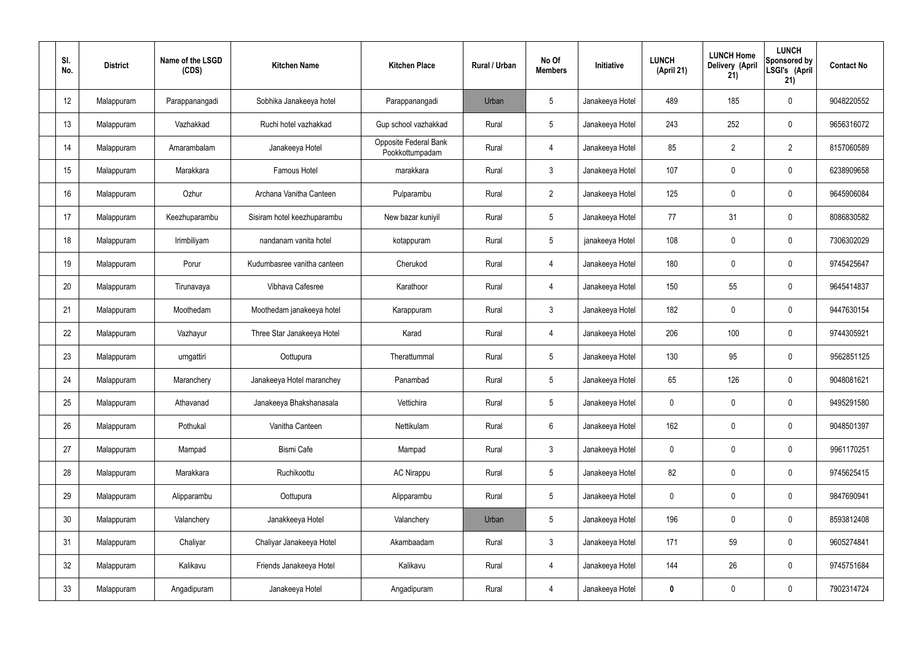| Sl. No. | District | Name of the LSGD (CDS) | Kitchen Name | Kitchen Place | Rural / Urban | No Of Members | Initiative | LUNCH (April 21) | LUNCH Home Delivery (April 21) | LUNCH Sponsored by LSGI's (April 21) | Contact No |
|---|---|---|---|---|---|---|---|---|---|---|---|
| 12 | Malappuram | Parappanangadi | Sobhika Janakeeya hotel | Parappanangadi | Urban | 5 | Janakeeya Hotel | 489 | 185 | 0 | 9048220552 |
| 13 | Malappuram | Vazhakkad | Ruchi hotel vazhakkad | Gup school vazhakkad | Rural | 5 | Janakeeya Hotel | 243 | 252 | 0 | 9656316072 |
| 14 | Malappuram | Amarambalam | Janakeeya Hotel | Opposite Federal Bank Pookkottumpadam | Rural | 4 | Janakeeya Hotel | 85 | 2 | 2 | 8157060589 |
| 15 | Malappuram | Marakkara | Famous Hotel | marakkara | Rural | 3 | Janakeeya Hotel | 107 | 0 | 0 | 6238909658 |
| 16 | Malappuram | Ozhur | Archana Vanitha Canteen | Pulparambu | Rural | 2 | Janakeeya Hotel | 125 | 0 | 0 | 9645906084 |
| 17 | Malappuram | Keezhuparambu | Sisiram hotel keezhuparambu | New bazar kuniyil | Rural | 5 | Janakeeya Hotel | 77 | 31 | 0 | 8086830582 |
| 18 | Malappuram | Irimbiliyam | nandanam vanita hotel | kotappuram | Rural | 5 | janakeeya Hotel | 108 | 0 | 0 | 7306302029 |
| 19 | Malappuram | Porur | Kudumbasree vanitha canteen | Cherukod | Rural | 4 | Janakeeya Hotel | 180 | 0 | 0 | 9745425647 |
| 20 | Malappuram | Tirunavaya | Vibhava Cafesree | Karathoor | Rural | 4 | Janakeeya Hotel | 150 | 55 | 0 | 9645414837 |
| 21 | Malappuram | Moothedam | Moothedam janakeeya hotel | Karappuram | Rural | 3 | Janakeeya Hotel | 182 | 0 | 0 | 9447630154 |
| 22 | Malappuram | Vazhayur | Three Star Janakeeya Hotel | Karad | Rural | 4 | Janakeeya Hotel | 206 | 100 | 0 | 9744305921 |
| 23 | Malappuram | urngattiri | Oottupura | Therattummal | Rural | 5 | Janakeeya Hotel | 130 | 95 | 0 | 9562851125 |
| 24 | Malappuram | Maranchery | Janakeeya Hotel maranchey | Panambad | Rural | 5 | Janakeeya Hotel | 65 | 126 | 0 | 9048081621 |
| 25 | Malappuram | Athavanad | Janakeeya Bhakshanasala | Vettichira | Rural | 5 | Janakeeya Hotel | 0 | 0 | 0 | 9495291580 |
| 26 | Malappuram | Pothukal | Vanitha Canteen | Nettikulam | Rural | 6 | Janakeeya Hotel | 162 | 0 | 0 | 9048501397 |
| 27 | Malappuram | Mampad | Bismi Cafe | Mampad | Rural | 3 | Janakeeya Hotel | 0 | 0 | 0 | 9961170251 |
| 28 | Malappuram | Marakkara | Ruchikoottu | AC Nirappu | Rural | 5 | Janakeeya Hotel | 82 | 0 | 0 | 9745625415 |
| 29 | Malappuram | Alipparambu | Oottupura | Alipparambu | Rural | 5 | Janakeeya Hotel | 0 | 0 | 0 | 9847690941 |
| 30 | Malappuram | Valanchery | Janakkeeya Hotel | Valanchery | Urban | 5 | Janakeeya Hotel | 196 | 0 | 0 | 8593812408 |
| 31 | Malappuram | Chaliyar | Chaliyar Janakeeya Hotel | Akambaadam | Rural | 3 | Janakeeya Hotel | 171 | 59 | 0 | 9605274841 |
| 32 | Malappuram | Kalikavu | Friends Janakeeya Hotel | Kalikavu | Rural | 4 | Janakeeya Hotel | 144 | 26 | 0 | 9745751684 |
| 33 | Malappuram | Angadipuram | Janakeeya Hotel | Angadipuram | Rural | 4 | Janakeeya Hotel | **0** | 0 | 0 | 7902314724 |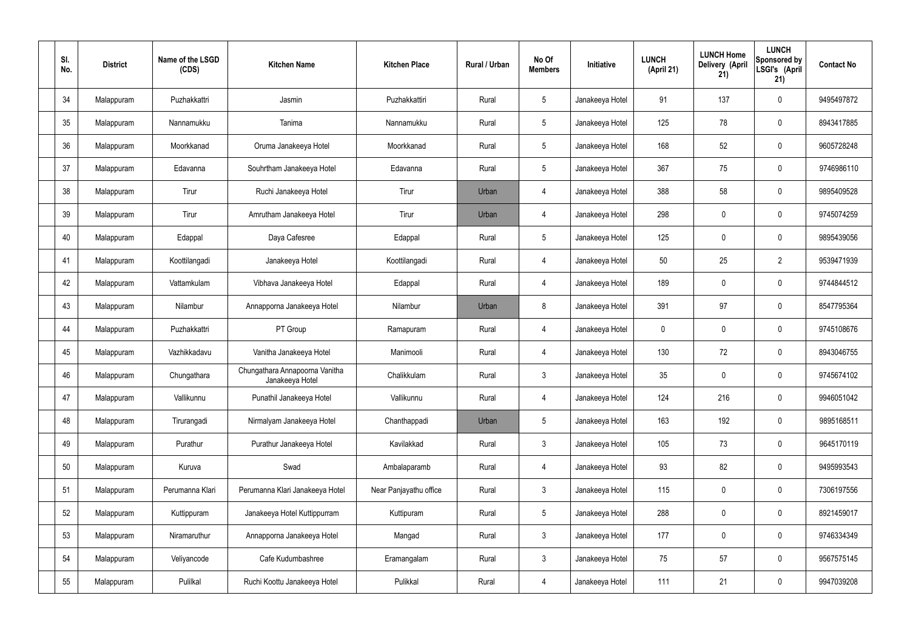| Sl. No. | District | Name of the LSGD (CDS) | Kitchen Name | Kitchen Place | Rural / Urban | No Of Members | Initiative | LUNCH (April 21) | LUNCH Home Delivery (April 21) | LUNCH Sponsored by LSGI's (April 21) | Contact No |
|---|---|---|---|---|---|---|---|---|---|---|---|
| 34 | Malappuram | Puzhakkattri | Jasmin | Puzhakkattiri | Rural | 5 | Janakeeya Hotel | 91 | 137 | 0 | 9495497872 |
| 35 | Malappuram | Nannamukku | Tanima | Nannamukku | Rural | 5 | Janakeeya Hotel | 125 | 78 | 0 | 8943417885 |
| 36 | Malappuram | Moorkkanad | Oruma Janakeeya Hotel | Moorkkanad | Rural | 5 | Janakeeya Hotel | 168 | 52 | 0 | 9605728248 |
| 37 | Malappuram | Edavanna | Souhrtham Janakeeya Hotel | Edavanna | Rural | 5 | Janakeeya Hotel | 367 | 75 | 0 | 9746986110 |
| 38 | Malappuram | Tirur | Ruchi Janakeeya Hotel | Tirur | Urban | 4 | Janakeeya Hotel | 388 | 58 | 0 | 9895409528 |
| 39 | Malappuram | Tirur | Amrutham Janakeeya Hotel | Tirur | Urban | 4 | Janakeeya Hotel | 298 | 0 | 0 | 9745074259 |
| 40 | Malappuram | Edappal | Daya Cafesree | Edappal | Rural | 5 | Janakeeya Hotel | 125 | 0 | 0 | 9895439056 |
| 41 | Malappuram | Koottilangadi | Janakeeya Hotel | Koottilangadi | Rural | 4 | Janakeeya Hotel | 50 | 25 | 2 | 9539471939 |
| 42 | Malappuram | Vattamkulam | Vibhava Janakeeya Hotel | Edappal | Rural | 4 | Janakeeya Hotel | 189 | 0 | 0 | 9744844512 |
| 43 | Malappuram | Nilambur | Annapporna Janakeeya Hotel | Nilambur | Urban | 8 | Janakeeya Hotel | 391 | 97 | 0 | 8547795364 |
| 44 | Malappuram | Puzhakkattri | PT Group | Ramapuram | Rural | 4 | Janakeeya Hotel | 0 | 0 | 0 | 9745108676 |
| 45 | Malappuram | Vazhikkadavu | Vanitha Janakeeya Hotel | Manimooli | Rural | 4 | Janakeeya Hotel | 130 | 72 | 0 | 8943046755 |
| 46 | Malappuram | Chungathara | Chungathara Annapoorna Vanitha Janakeeya Hotel | Chalikkulam | Rural | 3 | Janakeeya Hotel | 35 | 0 | 0 | 9745674102 |
| 47 | Malappuram | Vallikunnu | Punathil Janakeeya Hotel | Vallikunnu | Rural | 4 | Janakeeya Hotel | 124 | 216 | 0 | 9946051042 |
| 48 | Malappuram | Tirurangadi | Nirmalyam Janakeeya Hotel | Chanthappadi | Urban | 5 | Janakeeya Hotel | 163 | 192 | 0 | 9895168511 |
| 49 | Malappuram | Purathur | Purathur Janakeeya Hotel | Kavilakkad | Rural | 3 | Janakeeya Hotel | 105 | 73 | 0 | 9645170119 |
| 50 | Malappuram | Kuruva | Swad | Ambalaparamb | Rural | 4 | Janakeeya Hotel | 93 | 82 | 0 | 9495993543 |
| 51 | Malappuram | Perumanna Klari | Perumanna Klari Janakeeya Hotel | Near Panjayathu office | Rural | 3 | Janakeeya Hotel | 115 | 0 | 0 | 7306197556 |
| 52 | Malappuram | Kuttippuram | Janakeeya Hotel Kuttippurram | Kuttipuram | Rural | 5 | Janakeeya Hotel | 288 | 0 | 0 | 8921459017 |
| 53 | Malappuram | Niramaruthur | Annapporna Janakeeya Hotel | Mangad | Rural | 3 | Janakeeya Hotel | 177 | 0 | 0 | 9746334349 |
| 54 | Malappuram | Veliyancode | Cafe Kudumbashree | Eramangalam | Rural | 3 | Janakeeya Hotel | 75 | 57 | 0 | 9567575145 |
| 55 | Malappuram | Pulilkal | Ruchi Koottu Janakeeya Hotel | Pulikkal | Rural | 4 | Janakeeya Hotel | 111 | 21 | 0 | 9947039208 |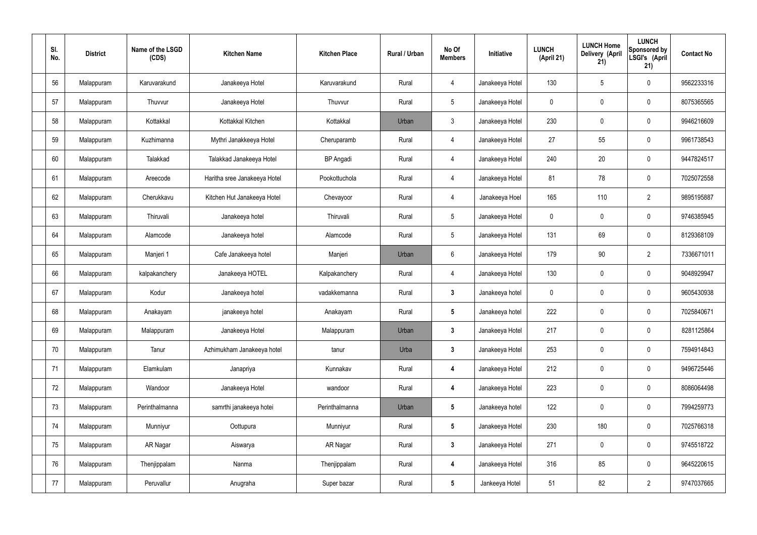| Sl. No. | District | Name of the LSGD (CDS) | Kitchen Name | Kitchen Place | Rural / Urban | No Of Members | Initiative | LUNCH (April 21) | LUNCH Home Delivery (April 21) | LUNCH Sponsored by LSGI's (April 21) | Contact No |
|---|---|---|---|---|---|---|---|---|---|---|---|
| 56 | Malappuram | Karuvarakund | Janakeeya Hotel | Karuvarakund | Rural | 4 | Janakeeya Hotel | 130 | 5 | 0 | 9562233316 |
| 57 | Malappuram | Thuvvur | Janakeeya Hotel | Thuvvur | Rural | 5 | Janakeeya Hotel | 0 | 0 | 0 | 8075365565 |
| 58 | Malappuram | Kottakkal | Kottakkal Kitchen | Kottakkal | Urban | 3 | Janakeeya Hotel | 230 | 0 | 0 | 9946216609 |
| 59 | Malappuram | Kuzhimanna | Mythri Janakkeeya Hotel | Cheruparamb | Rural | 4 | Janakeeya Hotel | 27 | 55 | 0 | 9961738543 |
| 60 | Malappuram | Talakkad | Talakkad Janakeeya Hotel | BP Angadi | Rural | 4 | Janakeeya Hotel | 240 | 20 | 0 | 9447824517 |
| 61 | Malappuram | Areecode | Haritha sree Janakeeya Hotel | Pookottuchola | Rural | 4 | Janakeeya Hotel | 81 | 78 | 0 | 7025072558 |
| 62 | Malappuram | Cherukkavu | Kitchen Hut Janakeeya Hotel | Chevayoor | Rural | 4 | Janakeeya Hoel | 165 | 110 | 2 | 9895195887 |
| 63 | Malappuram | Thiruvali | Janakeeya hotel | Thiruvali | Rural | 5 | Janakeeya Hotel | 0 | 0 | 0 | 9746385945 |
| 64 | Malappuram | Alamcode | Janakeeya hotel | Alamcode | Rural | 5 | Janakeeya Hotel | 131 | 69 | 0 | 8129368109 |
| 65 | Malappuram | Manjeri 1 | Cafe Janakeeya hotel | Manjeri | Urban | 6 | Janakeeya Hotel | 179 | 90 | 2 | 7336671011 |
| 66 | Malappuram | kalpakanchery | Janakeeya HOTEL | Kalpakanchery | Rural | 4 | Janakeeya Hotel | 130 | 0 | 0 | 9048929947 |
| 67 | Malappuram | Kodur | Janakeeya hotel | vadakkemanna | Rural | **3** | Janakeeya hotel | 0 | 0 | 0 | 9605430938 |
| 68 | Malappuram | Anakayam | janakeeya hotel | Anakayam | Rural | **5** | Janakeeya hotel | 222 | 0 | 0 | 7025840671 |
| 69 | Malappuram | Malappuram | Janakeeya Hotel | Malappuram | Urban | **3** | Janakeeya Hotel | 217 | 0 | 0 | 8281125864 |
| 70 | Malappuram | Tanur | Azhimukham Janakeeya hotel | tanur | Urba | **3** | Janakeeya Hotel | 253 | 0 | 0 | 7594914843 |
| 71 | Malappuram | Elamkulam | Janapriya | Kunnakav | Rural | **4** | Janakeeya Hotel | 212 | 0 | 0 | 9496725446 |
| 72 | Malappuram | Wandoor | Janakeeya Hotel | wandoor | Rural | **4** | Janakeeya Hotel | 223 | 0 | 0 | 8086064498 |
| 73 | Malappuram | Perinthalmanna | samrthi janakeeya hotei | Perinthalmanna | Urban | **5** | Janakeeya hotel | 122 | 0 | 0 | 7994259773 |
| 74 | Malappuram | Munniyur | Oottupura | Munniyur | Rural | **5** | Janakeeya Hotel | 230 | 180 | 0 | 7025766318 |
| 75 | Malappuram | AR Nagar | Aiswarya | AR Nagar | Rural | **3** | Janakeeya Hotel | 271 | 0 | 0 | 9745518722 |
| 76 | Malappuram | Thenjippalam | Nanma | Thenjippalam | Rural | **4** | Janakeeya Hotel | 316 | 85 | 0 | 9645220615 |
| 77 | Malappuram | Peruvallur | Anugraha | Super bazar | Rural | **5** | Jankeeya Hotel | 51 | 82 | 2 | 9747037665 |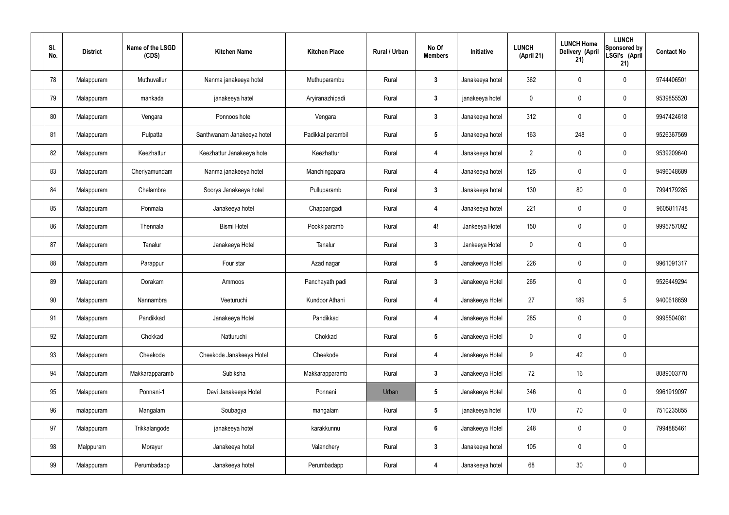| Sl. No. | District | Name of the LSGD (CDS) | Kitchen Name | Kitchen Place | Rural / Urban | No Of Members | Initiative | LUNCH (April 21) | LUNCH Home Delivery (April 21) | LUNCH Sponsored by LSGI's (April 21) | Contact No |
|---|---|---|---|---|---|---|---|---|---|---|---|
| 78 | Malappuram | Muthuvallur | Nanma janakeeya hotel | Muthuparambu | Rural | 3 | Janakeeya hotel | 362 | 0 | 0 | 9744406501 |
| 79 | Malappuram | mankada | janakeeya hatel | Aryiranazhipadi | Rural | 3 | janakeeya hotel | 0 | 0 | 0 | 9539855520 |
| 80 | Malappuram | Vengara | Ponnoos hotel | Vengara | Rural | 3 | Janakeeya hotel | 312 | 0 | 0 | 9947424618 |
| 81 | Malappuram | Pulpatta | Santhwanam Janakeeya hotel | Padikkal parambil | Rural | 5 | Janakeeya hotel | 163 | 248 | 0 | 9526367569 |
| 82 | Malappuram | Keezhattur | Keezhattur Janakeeya hotel | Keezhattur | Rural | 4 | Janakeeya hotel | 2 | 0 | 0 | 9539209640 |
| 83 | Malappuram | Cheriyamundam | Nanma janakeeya hotel | Manchingapara | Rural | 4 | Janakeeya hotel | 125 | 0 | 0 | 9496048689 |
| 84 | Malappuram | Chelambre | Soorya Janakeeya hotel | Pulluparamb | Rural | 3 | Janakeeya hotel | 130 | 80 | 0 | 7994179285 |
| 85 | Malappuram | Ponmala | Janakeeya hotel | Chappangadi | Rural | 4 | Janakeeya hotel | 221 | 0 | 0 | 9605811748 |
| 86 | Malappuram | Thennala | Bismi Hotel | Pookkiparamb | Rural | 4! | Jankeeya Hotel | 150 | 0 | 0 | 9995757092 |
| 87 | Malappuram | Tanalur | Janakeeya Hotel | Tanalur | Rural | 3 | Jankeeya Hotel | 0 | 0 | 0 | |
| 88 | Malappuram | Parappur | Four star | Azad nagar | Rural | 5 | Janakeeya Hotel | 226 | 0 | 0 | 9961091317 |
| 89 | Malappuram | Oorakam | Ammoos | Panchayath padi | Rural | 3 | Janakeeya Hotel | 265 | 0 | 0 | 9526449294 |
| 90 | Malappuram | Nannambra | Veeturuchi | Kundoor Athani | Rural | 4 | Janakeeya Hotel | 27 | 189 | 5 | 9400618659 |
| 91 | Malappuram | Pandikkad | Janakeeya Hotel | Pandikkad | Rural | 4 | Janakeeya Hotel | 285 | 0 | 0 | 9995504081 |
| 92 | Malappuram | Chokkad | Natturuchi | Chokkad | Rural | 5 | Janakeeya Hotel | 0 | 0 | 0 | |
| 93 | Malappuram | Cheekode | Cheekode Janakeeya Hotel | Cheekode | Rural | 4 | Janakeeya Hotel | 9 | 42 | 0 | |
| 94 | Malappuram | Makkarapparamb | Subiksha | Makkarapparamb | Rural | 3 | Janakeeya Hotel | 72 | 16 | | 8089003770 |
| 95 | Malappuram | Ponnani-1 | Devi Janakeeya Hotel | Ponnani | Urban | 5 | Janakeeya Hotel | 346 | 0 | 0 | 9961919097 |
| 96 | malappuram | Mangalam | Soubagya | mangalam | Rural | 5 | janakeeya hotel | 170 | 70 | 0 | 7510235855 |
| 97 | Malappuram | Trikkalangode | janakeeya hotel | karakkunnu | Rural | 6 | Janakeeya Hotel | 248 | 0 | 0 | 7994885461 |
| 98 | Malppuram | Morayur | Janakeeya hotel | Valanchery | Rural | 3 | Janakeeya hotel | 105 | 0 | 0 | |
| 99 | Malappuram | Perumbadapp | Janakeeya hotel | Perumbadapp | Rural | 4 | Janakeeya hotel | 68 | 30 | 0 | |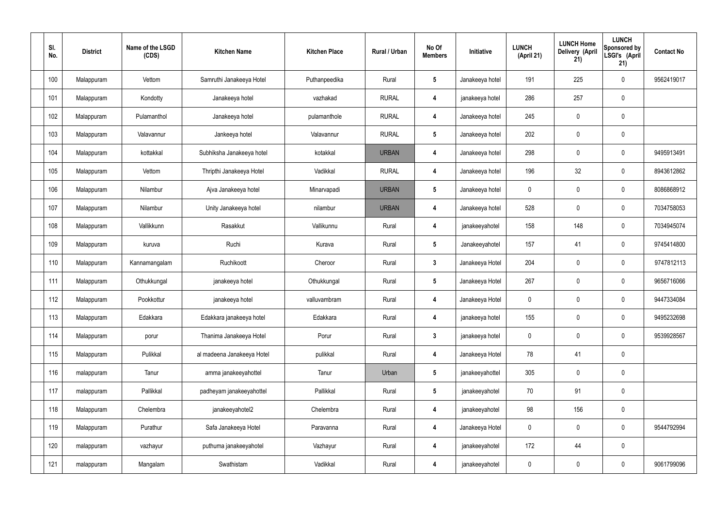| Sl. No. | District | Name of the LSGD (CDS) | Kitchen Name | Kitchen Place | Rural / Urban | No Of Members | Initiative | LUNCH (April 21) | LUNCH Home Delivery (April 21) | LUNCH Sponsored by LSGI's (April 21) | Contact No |
|---|---|---|---|---|---|---|---|---|---|---|---|
| 100 | Malappuram | Vettom | Samruthi Janakeeya Hotel | Puthanpeedika | Rural | 5 | Janakeeya hotel | 191 | 225 | 0 | 9562419017 |
| 101 | Malappuram | Kondotty | Janakeeya hotel | vazhakad | RURAL | 4 | janakeeya hotel | 286 | 257 | 0 | |
| 102 | Malappuram | Pulamanthol | Janakeeya hotel | pulamanthole | RURAL | 4 | Janakeeya hotel | 245 | 0 | 0 | |
| 103 | Malappuram | Valavannur | Jankeeya hotel | Valavannur | RURAL | 5 | Janakeeya hotel | 202 | 0 | 0 | |
| 104 | Malappuram | kottakkal | Subhiksha Janakeeya hotel | kotakkal | URBAN | 4 | Janakeeya hotel | 298 | 0 | 0 | 9495913491 |
| 105 | Malappuram | Vettom | Thripthi Janakeeya Hotel | Vadikkal | RURAL | 4 | Janakeeya hotel | 196 | 32 | 0 | 8943612862 |
| 106 | Malappuram | Nilambur | Ajva Janakeeya hotel | Minarvapadi | URBAN | 5 | Janakeeya hotel | 0 | 0 | 0 | 8086868912 |
| 107 | Malappuram | Nilambur | Unity Janakeeya hotel | nilambur | URBAN | 4 | Janakeeya hotel | 528 | 0 | 0 | 7034758053 |
| 108 | Malappuram | Vallikkunn | Rasakkut | Vallikunnu | Rural | 4 | janakeeyahotel | 158 | 148 | 0 | 7034945074 |
| 109 | Malappuram | kuruva | Ruchi | Kurava | Rural | 5 | Janakeeyahotel | 157 | 41 | 0 | 9745414800 |
| 110 | Malappuram | Kannamangalam | Ruchikoott | Cheroor | Rural | 3 | Janakeeya Hotel | 204 | 0 | 0 | 9747812113 |
| 111 | Malappuram | Othukkungal | janakeeya hotel | Othukkungal | Rural | 5 | Janakeeya Hotel | 267 | 0 | 0 | 9656716066 |
| 112 | Malappuram | Pookkottur | janakeeya hotel | valluvambram | Rural | 4 | Janakeeya Hotel | 0 | 0 | 0 | 9447334084 |
| 113 | Malappuram | Edakkara | Edakkara janakeeya hotel | Edakkara | Rural | 4 | janakeeya hotel | 155 | 0 | 0 | 9495232698 |
| 114 | Malappuram | porur | Thanima Janakeeya Hotel | Porur | Rural | 3 | janakeeya hotel | 0 | 0 | 0 | 9539928567 |
| 115 | Malappuram | Pulikkal | al madeena Janakeeya Hotel | pulikkal | Rural | 4 | Janakeeya Hotel | 78 | 41 | 0 | |
| 116 | malappuram | Tanur | amma janakeeyahottel | Tanur | Urban | 5 | janakeeyahottel | 305 | 0 | 0 | |
| 117 | malappuram | Pallikkal | padheyam janakeeyahottel | Pallikkal | Rural | 5 | janakeeyahotel | 70 | 91 | 0 | |
| 118 | Malappuram | Chelembra | janakeeyahotel2 | Chelembra | Rural | 4 | janakeeyahotel | 98 | 156 | 0 | |
| 119 | Malappuram | Purathur | Safa Janakeeya Hotel | Paravanna | Rural | 4 | Janakeeya Hotel | 0 | 0 | 0 | 9544792994 |
| 120 | malappuram | vazhayur | puthuma janakeeyahotel | Vazhayur | Rural | 4 | janakeeyahotel | 172 | 44 | 0 | |
| 121 | malappuram | Mangalam | Swathistam | Vadikkal | Rural | 4 | janakeeyahotel | 0 | 0 | 0 | 9061799096 |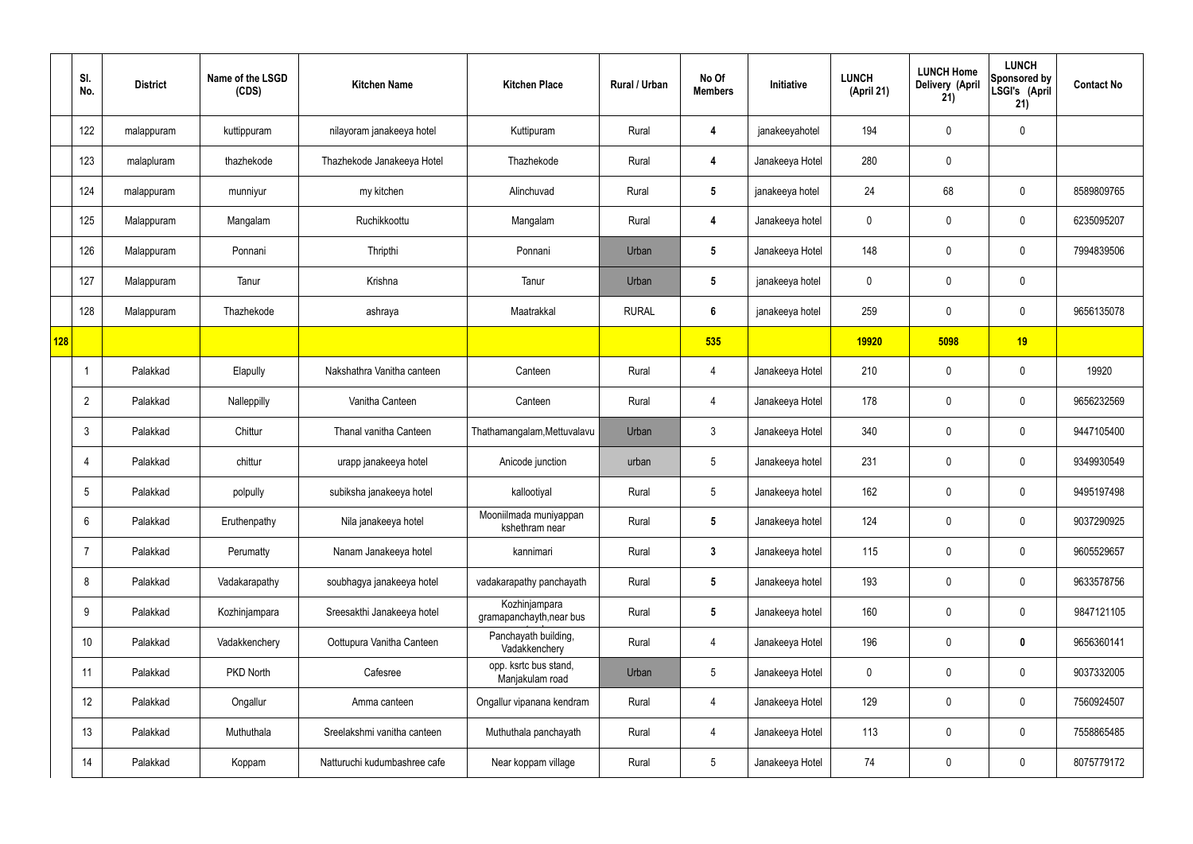| | Sl. No. | District | Name of the LSGD (CDS) | Kitchen Name | Kitchen Place | Rural / Urban | No Of Members | Initiative | LUNCH (April 21) | LUNCH Home Delivery (April 21) | LUNCH Sponsored by LSGI's (April 21) | Contact No |
|---|---|---|---|---|---|---|---|---|---|---|---|---|
| | 122 | malappuram | kuttippuram | nilayoram janakeeya hotel | Kuttipuram | Rural | 4 | janakeeyahotel | 194 | 0 | 0 | |
| | 123 | malapluram | thazhekode | Thazhekode Janakeeya Hotel | Thazhekode | Rural | 4 | Janakeeya Hotel | 280 | 0 | | |
| | 124 | malappuram | munniyur | my kitchen | Alinchuvad | Rural | 5 | janakeeya hotel | 24 | 68 | 0 | 8589809765 |
| | 125 | Malappuram | Mangalam | Ruchikkoottu | Mangalam | Rural | 4 | Janakeeya hotel | 0 | 0 | 0 | 6235095207 |
| | 126 | Malappuram | Ponnani | Thripthi | Ponnani | Urban | 5 | Janakeeya Hotel | 148 | 0 | 0 | 7994839506 |
| | 127 | Malappuram | Tanur | Krishna | Tanur | Urban | 5 | janakeeya hotel | 0 | 0 | 0 | |
| | 128 | Malappuram | Thazhekode | ashraya | Maatrakkal | RURAL | 6 | janakeeya hotel | 259 | 0 | 0 | 9656135078 |
| 128 | | | | | | | 535 | | 19920 | 5098 | 19 | |
| | 1 | Palakkad | Elapully | Nakshathra Vanitha canteen | Canteen | Rural | 4 | Janakeeya Hotel | 210 | 0 | 0 | 19920 |
| | 2 | Palakkad | Nalleppilly | Vanitha Canteen | Canteen | Rural | 4 | Janakeeya Hotel | 178 | 0 | 0 | 9656232569 |
| | 3 | Palakkad | Chittur | Thanal vanitha Canteen | Thathamangalam,Mettuvalavu | Urban | 3 | Janakeeya Hotel | 340 | 0 | 0 | 9447105400 |
| | 4 | Palakkad | chittur | urapp janakeeya hotel | Anicode junction | urban | 5 | Janakeeya hotel | 231 | 0 | 0 | 9349930549 |
| | 5 | Palakkad | polpully | subiksha janakeeya hotel | kallootiyal | Rural | 5 | Janakeeya hotel | 162 | 0 | 0 | 9495197498 |
| | 6 | Palakkad | Eruthenpathy | Nila janakeeya hotel | Mooniilmada muniyappan kshethram near | Rural | 5 | Janakeeya hotel | 124 | 0 | 0 | 9037290925 |
| | 7 | Palakkad | Perumatty | Nanam Janakeeya hotel | kannimari | Rural | 3 | Janakeeya hotel | 115 | 0 | 0 | 9605529657 |
| | 8 | Palakkad | Vadakarapathy | soubhagya janakeeya hotel | vadakarapathy panchayath | Rural | 5 | Janakeeya hotel | 193 | 0 | 0 | 9633578756 |
| | 9 | Palakkad | Kozhinjampara | Sreesakthi Janakeeya hotel | Kozhinjampara gramapanchayth,near bus | Rural | 5 | Janakeeya hotel | 160 | 0 | 0 | 9847121105 |
| | 10 | Palakkad | Vadakkenchery | Oottupura Vanitha Canteen | Panchayath building, Vadakkenchery | Rural | 4 | Janakeeya Hotel | 196 | 0 | 0 | 9656360141 |
| | 11 | Palakkad | PKD North | Cafesree | opp. ksrtc bus stand, Manjakulam road | Urban | 5 | Janakeeya Hotel | 0 | 0 | 0 | 9037332005 |
| | 12 | Palakkad | Ongallur | Amma canteen | Ongallur vipanana kendram | Rural | 4 | Janakeeya Hotel | 129 | 0 | 0 | 7560924507 |
| | 13 | Palakkad | Muthuthala | Sreelakshmi vanitha canteen | Muthuthala panchayath | Rural | 4 | Janakeeya Hotel | 113 | 0 | 0 | 7558865485 |
| | 14 | Palakkad | Koppam | Natturuchi kudumbashree cafe | Near koppam village | Rural | 5 | Janakeeya Hotel | 74 | 0 | 0 | 8075779172 |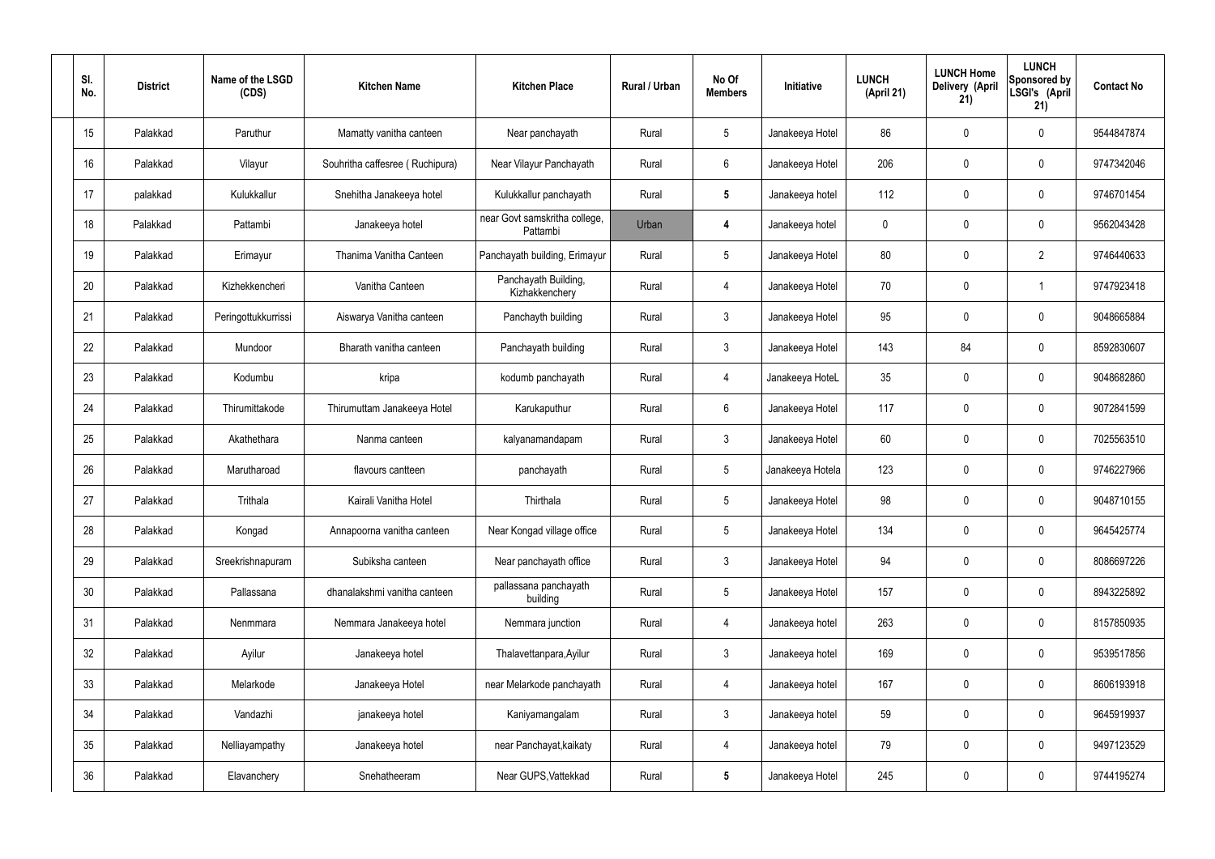| Sl. No. | District | Name of the LSGD (CDS) | Kitchen Name | Kitchen Place | Rural / Urban | No Of Members | Initiative | LUNCH (April 21) | LUNCH Home Delivery (April 21) | LUNCH Sponsored by LSGI's (April 21) | Contact No |
|---|---|---|---|---|---|---|---|---|---|---|---|
| 15 | Palakkad | Paruthur | Mamatty vanitha canteen | Near panchayath | Rural | 5 | Janakeeya Hotel | 86 | 0 | 0 | 9544847874 |
| 16 | Palakkad | Vilayur | Souhritha caffesree ( Ruchipura) | Near Vilayur Panchayath | Rural | 6 | Janakeeya Hotel | 206 | 0 | 0 | 9747342046 |
| 17 | palakkad | Kulukkallur | Snehitha Janakeeya hotel | Kulukkallur panchayath | Rural | 5 | Janakeeya hotel | 112 | 0 | 0 | 9746701454 |
| 18 | Palakkad | Pattambi | Janakeeya hotel | near Govt samskritha college, Pattambi | Urban | 4 | Janakeeya hotel | 0 | 0 | 0 | 9562043428 |
| 19 | Palakkad | Erimayur | Thanima Vanitha Canteen | Panchayath building, Erimayur | Rural | 5 | Janakeeya Hotel | 80 | 0 | 2 | 9746440633 |
| 20 | Palakkad | Kizhekkencheri | Vanitha Canteen | Panchayath Building, Kizhakkenchery | Rural | 4 | Janakeeya Hotel | 70 | 0 | 1 | 9747923418 |
| 21 | Palakkad | Peringottukkurrissi | Aiswarya Vanitha canteen | Panchayth building | Rural | 3 | Janakeeya Hotel | 95 | 0 | 0 | 9048665884 |
| 22 | Palakkad | Mundoor | Bharath vanitha canteen | Panchayath building | Rural | 3 | Janakeeya Hotel | 143 | 84 | 0 | 8592830607 |
| 23 | Palakkad | Kodumbu | kripa | kodumb panchayath | Rural | 4 | Janakeeya HoteL | 35 | 0 | 0 | 9048682860 |
| 24 | Palakkad | Thirumittakode | Thirumuttam Janakeeya Hotel | Karukaputhur | Rural | 6 | Janakeeya Hotel | 117 | 0 | 0 | 9072841599 |
| 25 | Palakkad | Akathethara | Nanma canteen | kalyanamandapam | Rural | 3 | Janakeeya Hotel | 60 | 0 | 0 | 7025563510 |
| 26 | Palakkad | Marutharoad | flavours cantteen | panchayath | Rural | 5 | Janakeeya Hotela | 123 | 0 | 0 | 9746227966 |
| 27 | Palakkad | Trithala | Kairali Vanitha Hotel | Thirthala | Rural | 5 | Janakeeya Hotel | 98 | 0 | 0 | 9048710155 |
| 28 | Palakkad | Kongad | Annapoorna vanitha canteen | Near Kongad village office | Rural | 5 | Janakeeya Hotel | 134 | 0 | 0 | 9645425774 |
| 29 | Palakkad | Sreekrishnapuram | Subiksha canteen | Near panchayath office | Rural | 3 | Janakeeya Hotel | 94 | 0 | 0 | 8086697226 |
| 30 | Palakkad | Pallassana | dhanalakshmi vanitha canteen | pallassana panchayath building | Rural | 5 | Janakeeya Hotel | 157 | 0 | 0 | 8943225892 |
| 31 | Palakkad | Nenmmara | Nemmara Janakeeya hotel | Nemmara junction | Rural | 4 | Janakeeya hotel | 263 | 0 | 0 | 8157850935 |
| 32 | Palakkad | Ayilur | Janakeeya hotel | Thalavettanpara,Ayilur | Rural | 3 | Janakeeya hotel | 169 | 0 | 0 | 9539517856 |
| 33 | Palakkad | Melarkode | Janakeeya Hotel | near Melarkode panchayath | Rural | 4 | Janakeeya hotel | 167 | 0 | 0 | 8606193918 |
| 34 | Palakkad | Vandazhi | janakeeya hotel | Kaniyamangalam | Rural | 3 | Janakeeya hotel | 59 | 0 | 0 | 9645919937 |
| 35 | Palakkad | Nelliayampathy | Janakeeya hotel | near Panchayat,kaikaty | Rural | 4 | Janakeeya hotel | 79 | 0 | 0 | 9497123529 |
| 36 | Palakkad | Elavanchery | Snehatheeram | Near GUPS,Vattekkad | Rural | 5 | Janakeeya Hotel | 245 | 0 | 0 | 9744195274 |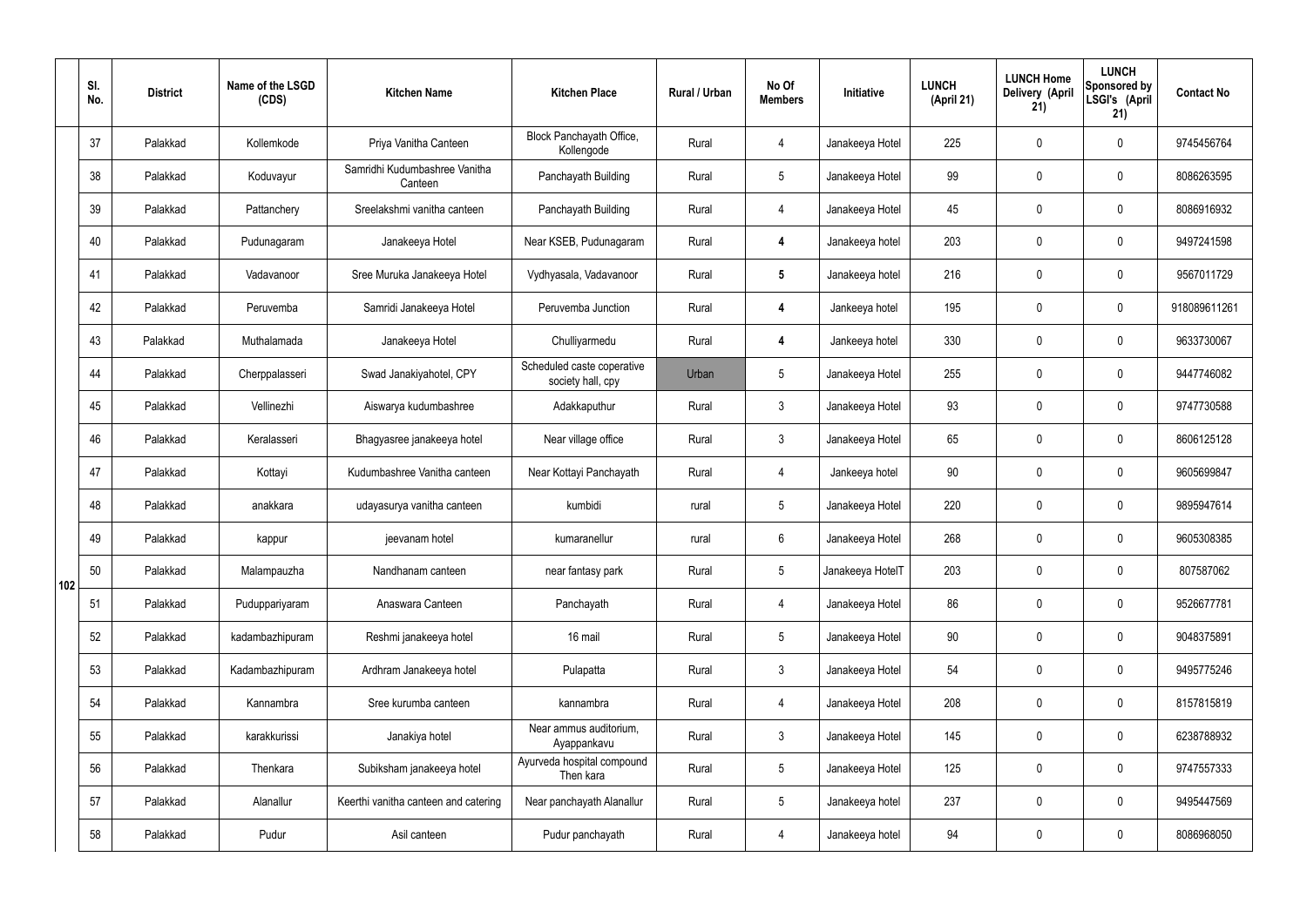| | Sl. No. | District | Name of the LSGD (CDS) | Kitchen Name | Kitchen Place | Rural / Urban | No Of Members | Initiative | LUNCH (April 21) | LUNCH Home Delivery (April 21) | LUNCH Sponsored by LSGI's (April 21) | Contact No |
|---|---|---|---|---|---|---|---|---|---|---|---|---|
| 102 | 37 | Palakkad | Kollemkode | Priya Vanitha Canteen | Block Panchayath Office, Kollengode | Rural | 4 | Janakeeya Hotel | 225 | 0 | 0 | 9745456764 |
| | 38 | Palakkad | Koduvayur | Samridhi Kudumbashree Vanitha Canteen | Panchayath Building | Rural | 5 | Janakeeya Hotel | 99 | 0 | 0 | 8086263595 |
| | 39 | Palakkad | Pattanchery | Sreelakshmi vanitha canteen | Panchayath Building | Rural | 4 | Janakeeya Hotel | 45 | 0 | 0 | 8086916932 |
| | 40 | Palakkad | Pudunagaram | Janakeeya Hotel | Near KSEB, Pudunagaram | Rural | **4** | Janakeeya hotel | 203 | 0 | 0 | 9497241598 |
| | 41 | Palakkad | Vadavanoor | Sree Muruka Janakeeya Hotel | Vydhyasala, Vadavanoor | Rural | **5** | Janakeeya hotel | 216 | 0 | 0 | 9567011729 |
| | 42 | Palakkad | Peruvemba | Samridi Janakeeya Hotel | Peruvemba Junction | Rural | **4** | Jankeeya hotel | 195 | 0 | 0 | 918089611261 |
| | 43 | Palakkad | Muthalamada | Janakeeya Hotel | Chulliyarmedu | Rural | **4** | Jankeeya hotel | 330 | 0 | 0 | 9633730067 |
| | 44 | Palakkad | Cherppalasseri | Swad Janakiyahotel, CPY | Scheduled caste coperative society hall, cpy | Urban | 5 | Janakeeya Hotel | 255 | 0 | 0 | 9447746082 |
| | 45 | Palakkad | Vellinezhi | Aiswarya kudumbashree | Adakkaputhur | Rural | 3 | Janakeeya Hotel | 93 | 0 | 0 | 9747730588 |
| | 46 | Palakkad | Keralasseri | Bhagyasree janakeeya hotel | Near village office | Rural | 3 | Janakeeya Hotel | 65 | 0 | 0 | 8606125128 |
| | 47 | Palakkad | Kottayi | Kudumbashree Vanitha canteen | Near Kottayi Panchayath | Rural | 4 | Jankeeya hotel | 90 | 0 | 0 | 9605699847 |
| | 48 | Palakkad | anakkara | udayasurya vanitha canteen | kumbidi | rural | 5 | Janakeeya Hotel | 220 | 0 | 0 | 9895947614 |
| | 49 | Palakkad | kappur | jeevanam hotel | kumaranellur | rural | 6 | Janakeeya Hotel | 268 | 0 | 0 | 9605308385 |
| | 50 | Palakkad | Malampauzha | Nandhanam canteen | near fantasy park | Rural | 5 | Janakeeya HotelT | 203 | 0 | 0 | 807587062 |
| | 51 | Palakkad | Puduppariyaram | Anaswara Canteen | Panchayath | Rural | 4 | Janakeeya Hotel | 86 | 0 | 0 | 9526677781 |
| | 52 | Palakkad | kadambazhipuram | Reshmi janakeeya hotel | 16 mail | Rural | 5 | Janakeeya Hotel | 90 | 0 | 0 | 9048375891 |
| | 53 | Palakkad | Kadambazhipuram | Ardhram Janakeeya hotel | Pulapatta | Rural | 3 | Janakeeya Hotel | 54 | 0 | 0 | 9495775246 |
| | 54 | Palakkad | Kannambra | Sree kurumba canteen | kannambra | Rural | 4 | Janakeeya Hotel | 208 | 0 | 0 | 8157815819 |
| | 55 | Palakkad | karakkurissi | Janakiya hotel | Near ammus auditorium, Ayappankavu | Rural | 3 | Janakeeya Hotel | 145 | 0 | 0 | 6238788932 |
| | 56 | Palakkad | Thenkara | Subiksham janakeeya hotel | Ayurveda hospital compound Then kara | Rural | 5 | Janakeeya Hotel | 125 | 0 | 0 | 9747557333 |
| | 57 | Palakkad | Alanallur | Keerthi vanitha canteen and catering | Near panchayath Alanallur | Rural | 5 | Janakeeya hotel | 237 | 0 | 0 | 9495447569 |
| | 58 | Palakkad | Pudur | Asil canteen | Pudur panchayath | Rural | 4 | Janakeeya hotel | 94 | 0 | 0 | 8086968050 |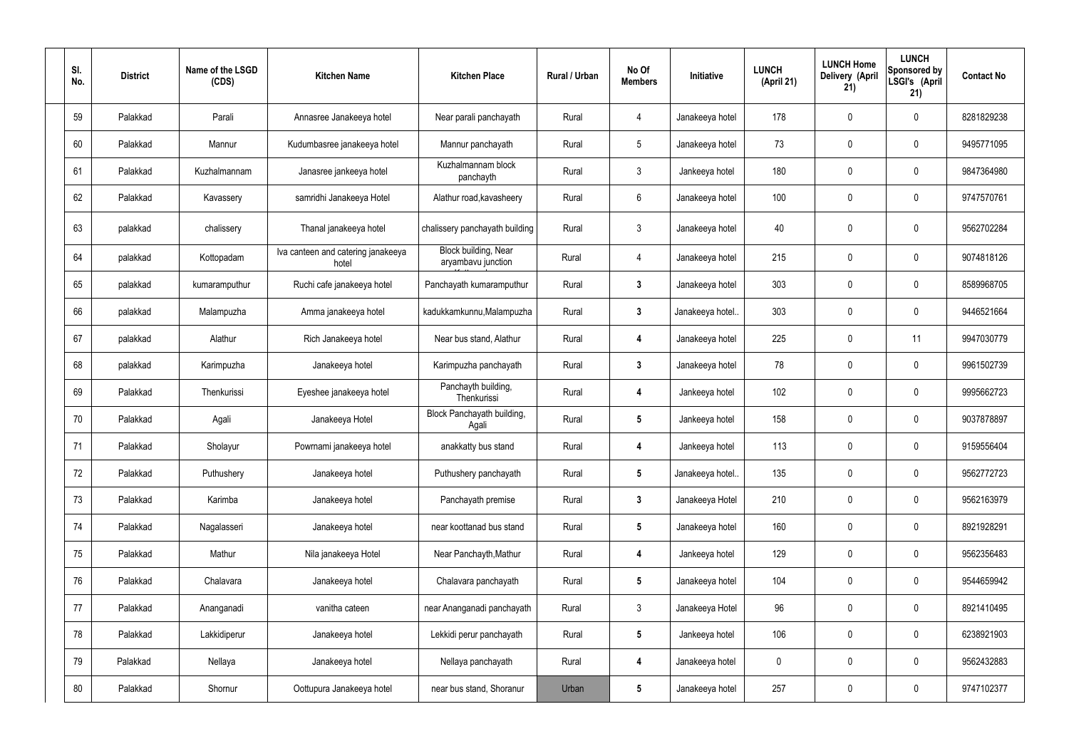| Sl. No. | District | Name of the LSGD (CDS) | Kitchen Name | Kitchen Place | Rural / Urban | No Of Members | Initiative | LUNCH (April 21) | LUNCH Home Delivery (April 21) | LUNCH Sponsored by LSGI's (April 21) | Contact No |
|---|---|---|---|---|---|---|---|---|---|---|---|
| 59 | Palakkad | Parali | Annasree Janakeeya hotel | Near parali panchayath | Rural | 4 | Janakeeya hotel | 178 | 0 | 0 | 8281829238 |
| 60 | Palakkad | Mannur | Kudumbasree janakeeya hotel | Mannur panchayath | Rural | 5 | Janakeeya hotel | 73 | 0 | 0 | 9495771095 |
| 61 | Palakkad | Kuzhalmannam | Janasree jankeeya hotel | Kuzhalmannam block panchayth | Rural | 3 | Jankeeya hotel | 180 | 0 | 0 | 9847364980 |
| 62 | Palakkad | Kavassery | samridhi Janakeeya Hotel | Alathur road,kavasheery | Rural | 6 | Janakeeya hotel | 100 | 0 | 0 | 9747570761 |
| 63 | palakkad | chalissery | Thanal janakeeya hotel | chalissery panchayath building | Rural | 3 | Janakeeya hotel | 40 | 0 | 0 | 9562702284 |
| 64 | palakkad | Kottopadam | Iva canteen and catering janakeeya hotel | Block building, Near aryambavu junction | Rural | 4 | Janakeeya hotel | 215 | 0 | 0 | 9074818126 |
| 65 | palakkad | kumaramputhur | Ruchi cafe janakeeya hotel | Panchayath kumaramputhur | Rural | 3 | Janakeeya hotel | 303 | 0 | 0 | 8589968705 |
| 66 | palakkad | Malampuzha | Amma janakeeya hotel | kadukkamkunnu,Malampuzha | Rural | 3 | Janakeeya hotel.. | 303 | 0 | 0 | 9446521664 |
| 67 | palakkad | Alathur | Rich Janakeeya hotel | Near bus stand, Alathur | Rural | 4 | Janakeeya hotel | 225 | 0 | 11 | 9947030779 |
| 68 | palakkad | Karimpuzha | Janakeeya hotel | Karimpuzha panchayath | Rural | 3 | Janakeeya hotel | 78 | 0 | 0 | 9961502739 |
| 69 | Palakkad | Thenkurissi | Eyeshee janakeeya hotel | Panchayth building, Thenkurissi | Rural | 4 | Jankeeya hotel | 102 | 0 | 0 | 9995662723 |
| 70 | Palakkad | Agali | Janakeeya Hotel | Block Panchayath building, Agali | Rural | 5 | Jankeeya hotel | 158 | 0 | 0 | 9037878897 |
| 71 | Palakkad | Sholayur | Powrnami janakeeya hotel | anakkatty bus stand | Rural | 4 | Jankeeya hotel | 113 | 0 | 0 | 9159556404 |
| 72 | Palakkad | Puthushery | Janakeeya hotel | Puthushery panchayath | Rural | 5 | Janakeeya hotel.. | 135 | 0 | 0 | 9562772723 |
| 73 | Palakkad | Karimba | Janakeeya hotel | Panchayath premise | Rural | 3 | Janakeeya Hotel | 210 | 0 | 0 | 9562163979 |
| 74 | Palakkad | Nagalasseri | Janakeeya hotel | near koottanad bus stand | Rural | 5 | Janakeeya hotel | 160 | 0 | 0 | 8921928291 |
| 75 | Palakkad | Mathur | Nila janakeeya Hotel | Near Panchayth,Mathur | Rural | 4 | Jankeeya hotel | 129 | 0 | 0 | 9562356483 |
| 76 | Palakkad | Chalavara | Janakeeya hotel | Chalavara panchayath | Rural | 5 | Janakeeya hotel | 104 | 0 | 0 | 9544659942 |
| 77 | Palakkad | Ananganadi | vanitha cateen | near Ananganadi panchayath | Rural | 3 | Janakeeya Hotel | 96 | 0 | 0 | 8921410495 |
| 78 | Palakkad | Lakkidiperur | Janakeeya hotel | Lekkidi perur panchayath | Rural | 5 | Jankeeya hotel | 106 | 0 | 0 | 6238921903 |
| 79 | Palakkad | Nellaya | Janakeeya hotel | Nellaya panchayath | Rural | 4 | Janakeeya hotel | 0 | 0 | 0 | 9562432883 |
| 80 | Palakkad | Shornur | Oottupura Janakeeya hotel | near bus stand, Shoranur | Urban | 5 | Janakeeya hotel | 257 | 0 | 0 | 9747102377 |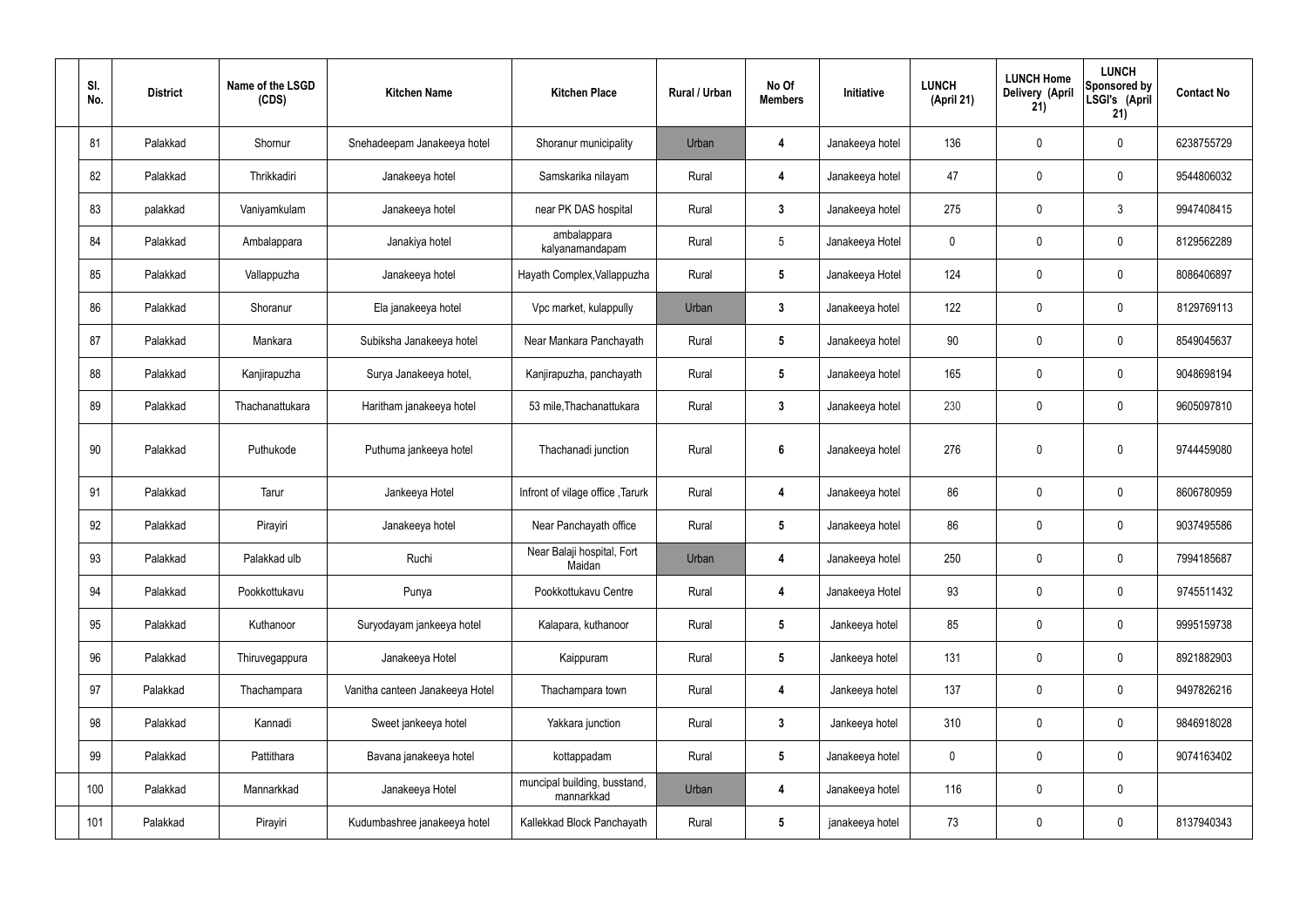| Sl. No. | District | Name of the LSGD (CDS) | Kitchen Name | Kitchen Place | Rural / Urban | No Of Members | Initiative | LUNCH (April 21) | LUNCH Home Delivery (April 21) | LUNCH Sponsored by LSGI's (April 21) | Contact No |
|---|---|---|---|---|---|---|---|---|---|---|---|
| 81 | Palakkad | Shornur | Snehadeepam Janakeeya hotel | Shoranur municipality | Urban | 4 | Janakeeya hotel | 136 | 0 | 0 | 6238755729 |
| 82 | Palakkad | Thrikkadiri | Janakeeya hotel | Samskarika nilayam | Rural | 4 | Janakeeya hotel | 47 | 0 | 0 | 9544806032 |
| 83 | palakkad | Vaniyamkulam | Janakeeya hotel | near PK DAS hospital | Rural | 3 | Janakeeya hotel | 275 | 0 | 3 | 9947408415 |
| 84 | Palakkad | Ambalappara | Janakiya hotel | ambalappara kalyanamandapam | Rural | 5 | Janakeeya Hotel | 0 | 0 | 0 | 8129562289 |
| 85 | Palakkad | Vallappuzha | Janakeeya hotel | Hayath Complex,Vallappuzha | Rural | 5 | Janakeeya Hotel | 124 | 0 | 0 | 8086406897 |
| 86 | Palakkad | Shoranur | Ela janakeeya hotel | Vpc market, kulappully | Urban | 3 | Janakeeya hotel | 122 | 0 | 0 | 8129769113 |
| 87 | Palakkad | Mankara | Subiksha Janakeeya hotel | Near Mankara Panchayath | Rural | 5 | Janakeeya hotel | 90 | 0 | 0 | 8549045637 |
| 88 | Palakkad | Kanjirapuzha | Surya Janakeeya hotel, | Kanjirapuzha, panchayath | Rural | 5 | Janakeeya hotel | 165 | 0 | 0 | 9048698194 |
| 89 | Palakkad | Thachanattukara | Haritham janakeeya hotel | 53 mile,Thachanattukara | Rural | 3 | Janakeeya hotel | 230 | 0 | 0 | 9605097810 |
| 90 | Palakkad | Puthukode | Puthuma jankeeya hotel | Thachanadi junction | Rural | 6 | Janakeeya hotel | 276 | 0 | 0 | 9744459080 |
| 91 | Palakkad | Tarur | Jankeeya Hotel | Infront of vilage office ,Tarurk | Rural | 4 | Janakeeya hotel | 86 | 0 | 0 | 8606780959 |
| 92 | Palakkad | Pirayiri | Janakeeya hotel | Near Panchayath office | Rural | 5 | Janakeeya hotel | 86 | 0 | 0 | 9037495586 |
| 93 | Palakkad | Palakkad ulb | Ruchi | Near Balaji hospital, Fort Maidan | Urban | 4 | Janakeeya hotel | 250 | 0 | 0 | 7994185687 |
| 94 | Palakkad | Pookkottukavu | Punya | Pookkottukavu Centre | Rural | 4 | Janakeeya Hotel | 93 | 0 | 0 | 9745511432 |
| 95 | Palakkad | Kuthanoor | Suryodayam jankeeya hotel | Kalapara, kuthanoor | Rural | 5 | Jankeeya hotel | 85 | 0 | 0 | 9995159738 |
| 96 | Palakkad | Thiruvegappura | Janakeeya Hotel | Kaippuram | Rural | 5 | Jankeeya hotel | 131 | 0 | 0 | 8921882903 |
| 97 | Palakkad | Thachampara | Vanitha canteen Janakeeya Hotel | Thachampara town | Rural | 4 | Jankeeya hotel | 137 | 0 | 0 | 9497826216 |
| 98 | Palakkad | Kannadi | Sweet jankeeya hotel | Yakkara junction | Rural | 3 | Jankeeya hotel | 310 | 0 | 0 | 9846918028 |
| 99 | Palakkad | Pattithara | Bavana janakeeya hotel | kottappadam | Rural | 5 | Janakeeya hotel | 0 | 0 | 0 | 9074163402 |
| 100 | Palakkad | Mannarkkad | Janakeeya Hotel | muncipal building, busstand, mannarkkad | Urban | 4 | Janakeeya hotel | 116 | 0 | 0 | |
| 101 | Palakkad | Pirayiri | Kudumbashree janakeeya hotel | Kallekkad Block Panchayath | Rural | 5 | janakeeya hotel | 73 | 0 | 0 | 8137940343 |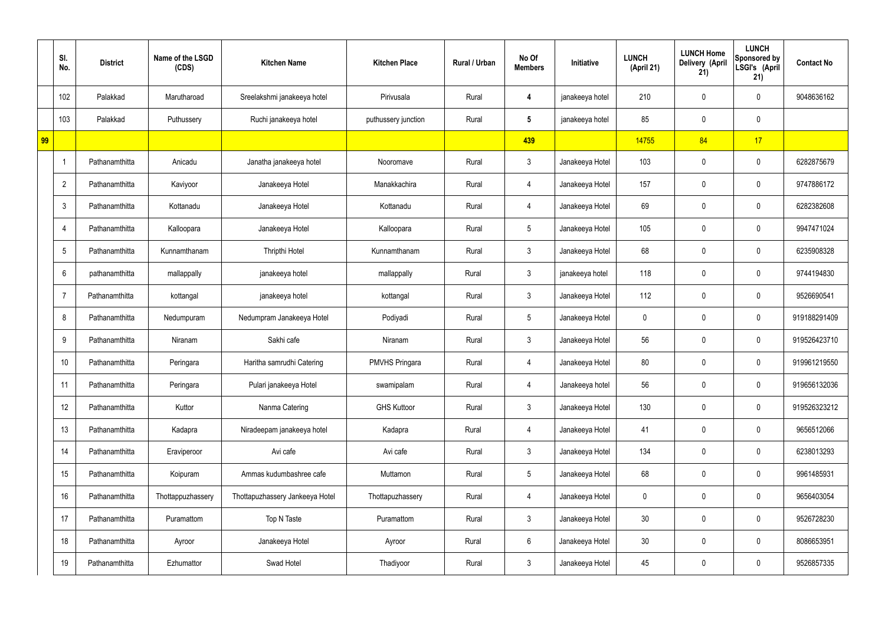|  | Sl. No. | District | Name of the LSGD (CDS) | Kitchen Name | Kitchen Place | Rural / Urban | No Of Members | Initiative | LUNCH (April 21) | LUNCH Home Delivery (April 21) | LUNCH Sponsored by LSGI's (April 21) | Contact No |
|---|---|---|---|---|---|---|---|---|---|---|---|---|
|  | 102 | Palakkad | Marutharoad | Sreelakshmi janakeeya hotel | Pirivusala | Rural | 4 | janakeeya hotel | 210 | 0 | 0 | 9048636162 |
|  | 103 | Palakkad | Puthussery | Ruchi janakeeya hotel | puthussery junction | Rural | 5 | janakeeya hotel | 85 | 0 | 0 |  |
| 99 |  |  |  |  |  |  | 439 |  | 14755 | 84 | 17 |  |
|  | 1 | Pathanamthitta | Anicadu | Janatha janakeeya hotel | Nooromave | Rural | 3 | Janakeeya Hotel | 103 | 0 | 0 | 6282875679 |
|  | 2 | Pathanamthitta | Kaviyoor | Janakeeya Hotel | Manakkachira | Rural | 4 | Janakeeya Hotel | 157 | 0 | 0 | 9747886172 |
|  | 3 | Pathanamthitta | Kottanadu | Janakeeya Hotel | Kottanadu | Rural | 4 | Janakeeya Hotel | 69 | 0 | 0 | 6282382608 |
|  | 4 | Pathanamthitta | Kalloopara | Janakeeya Hotel | Kalloopara | Rural | 5 | Janakeeya Hotel | 105 | 0 | 0 | 9947471024 |
|  | 5 | Pathanamthitta | Kunnamthanam | Thripthi Hotel | Kunnamthanam | Rural | 3 | Janakeeya Hotel | 68 | 0 | 0 | 6235908328 |
|  | 6 | pathanamthitta | mallappally | janakeeya hotel | mallappally | Rural | 3 | janakeeya hotel | 118 | 0 | 0 | 9744194830 |
|  | 7 | Pathanamthitta | kottangal | janakeeya hotel | kottangal | Rural | 3 | Janakeeya Hotel | 112 | 0 | 0 | 9526690541 |
|  | 8 | Pathanamthitta | Nedumpuram | Nedumpram Janakeeya Hotel | Podiyadi | Rural | 5 | Janakeeya Hotel | 0 | 0 | 0 | 919188291409 |
|  | 9 | Pathanamthitta | Niranam | Sakhi cafe | Niranam | Rural | 3 | Janakeeya Hotel | 56 | 0 | 0 | 919526423710 |
|  | 10 | Pathanamthitta | Peringara | Haritha samrudhi Catering | PMVHS Pringara | Rural | 4 | Janakeeya Hotel | 80 | 0 | 0 | 919961219550 |
|  | 11 | Pathanamthitta | Peringara | Pulari janakeeya Hotel | swamipalam | Rural | 4 | Janakeeya hotel | 56 | 0 | 0 | 919656132036 |
|  | 12 | Pathanamthitta | Kuttor | Nanma Catering | GHS Kuttoor | Rural | 3 | Janakeeya Hotel | 130 | 0 | 0 | 919526323212 |
|  | 13 | Pathanamthitta | Kadapra | Niradeepam janakeeya hotel | Kadapra | Rural | 4 | Janakeeya Hotel | 41 | 0 | 0 | 9656512066 |
|  | 14 | Pathanamthitta | Eraviperoor | Avi cafe | Avi cafe | Rural | 3 | Janakeeya Hotel | 134 | 0 | 0 | 6238013293 |
|  | 15 | Pathanamthitta | Koipuram | Ammas kudumbashree cafe | Muttamon | Rural | 5 | Janakeeya Hotel | 68 | 0 | 0 | 9961485931 |
|  | 16 | Pathanamthitta | Thottappuzhassery | Thottapuzhassery Jankeeya Hotel | Thottapuzhassery | Rural | 4 | Janakeeya Hotel | 0 | 0 | 0 | 9656403054 |
|  | 17 | Pathanamthitta | Puramattom | Top N Taste | Puramattom | Rural | 3 | Janakeeya Hotel | 30 | 0 | 0 | 9526728230 |
|  | 18 | Pathanamthitta | Ayroor | Janakeeya Hotel | Ayroor | Rural | 6 | Janakeeya Hotel | 30 | 0 | 0 | 8086653951 |
|  | 19 | Pathanamthitta | Ezhumattor | Swad Hotel | Thadiyoor | Rural | 3 | Janakeeya Hotel | 45 | 0 | 0 | 9526857335 |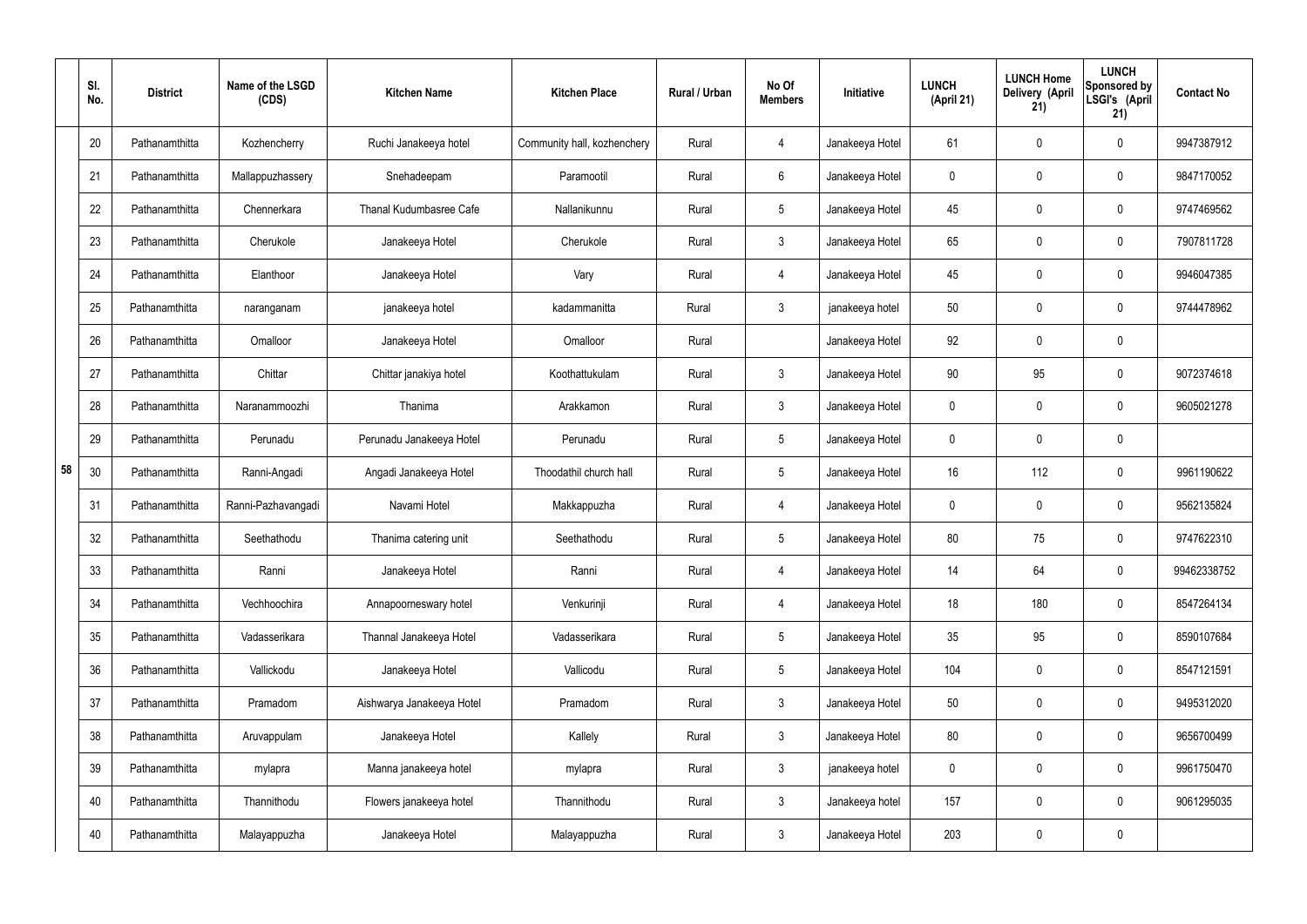| | Sl. No. | District | Name of the LSGD (CDS) | Kitchen Name | Kitchen Place | Rural / Urban | No Of Members | Initiative | LUNCH (April 21) | LUNCH Home Delivery (April 21) | LUNCH Sponsored by LSGI's (April 21) | Contact No |
|---|---|---|---|---|---|---|---|---|---|---|---|---|
| 58 | 20 | Pathanamthitta | Kozhencherry | Ruchi Janakeeya hotel | Community hall, kozhenchery | Rural | 4 | Janakeeya Hotel | 61 | 0 | 0 | 9947387912 |
| | 21 | Pathanamthitta | Mallappuzhassery | Snehadeepam | Paramootil | Rural | 6 | Janakeeya Hotel | 0 | 0 | 0 | 9847170052 |
| | 22 | Pathanamthitta | Chennerkara | Thanal Kudumbasree Cafe | Nallanikunnu | Rural | 5 | Janakeeya Hotel | 45 | 0 | 0 | 9747469562 |
| | 23 | Pathanamthitta | Cherukole | Janakeeya Hotel | Cherukole | Rural | 3 | Janakeeya Hotel | 65 | 0 | 0 | 7907811728 |
| | 24 | Pathanamthitta | Elanthoor | Janakeeya Hotel | Vary | Rural | 4 | Janakeeya Hotel | 45 | 0 | 0 | 9946047385 |
| | 25 | Pathanamthitta | naranganam | janakeeya hotel | kadammanitta | Rural | 3 | janakeeya hotel | 50 | 0 | 0 | 9744478962 |
| | 26 | Pathanamthitta | Omalloor | Janakeeya Hotel | Omalloor | Rural | | Janakeeya Hotel | 92 | 0 | 0 | |
| | 27 | Pathanamthitta | Chittar | Chittar janakiya hotel | Koothattukulam | Rural | 3 | Janakeeya Hotel | 90 | 95 | 0 | 9072374618 |
| | 28 | Pathanamthitta | Naranammoozhi | Thanima | Arakkamon | Rural | 3 | Janakeeya Hotel | 0 | 0 | 0 | 9605021278 |
| | 29 | Pathanamthitta | Perunadu | Perunadu Janakeeya Hotel | Perunadu | Rural | 5 | Janakeeya Hotel | 0 | 0 | 0 | |
| | 30 | Pathanamthitta | Ranni-Angadi | Angadi Janakeeya Hotel | Thoodathil church hall | Rural | 5 | Janakeeya Hotel | 16 | 112 | 0 | 9961190622 |
| | 31 | Pathanamthitta | Ranni-Pazhavangadi | Navami Hotel | Makkappuzha | Rural | 4 | Janakeeya Hotel | 0 | 0 | 0 | 9562135824 |
| | 32 | Pathanamthitta | Seethathodu | Thanima catering unit | Seethathodu | Rural | 5 | Janakeeya Hotel | 80 | 75 | 0 | 9747622310 |
| | 33 | Pathanamthitta | Ranni | Janakeeya Hotel | Ranni | Rural | 4 | Janakeeya Hotel | 14 | 64 | 0 | 99462338752 |
| | 34 | Pathanamthitta | Vechhoochira | Annapoorneswary hotel | Venkurinji | Rural | 4 | Janakeeya Hotel | 18 | 180 | 0 | 8547264134 |
| | 35 | Pathanamthitta | Vadasserikara | Thannal Janakeeya Hotel | Vadasserikara | Rural | 5 | Janakeeya Hotel | 35 | 95 | 0 | 8590107684 |
| | 36 | Pathanamthitta | Vallickodu | Janakeeya Hotel | Vallicodu | Rural | 5 | Janakeeya Hotel | 104 | 0 | 0 | 8547121591 |
| | 37 | Pathanamthitta | Pramadom | Aishwarya Janakeeya Hotel | Pramadom | Rural | 3 | Janakeeya Hotel | 50 | 0 | 0 | 9495312020 |
| | 38 | Pathanamthitta | Aruvappulam | Janakeeya Hotel | Kallely | Rural | 3 | Janakeeya Hotel | 80 | 0 | 0 | 9656700499 |
| | 39 | Pathanamthitta | mylapra | Manna janakeeya hotel | mylapra | Rural | 3 | janakeeya hotel | 0 | 0 | 0 | 9961750470 |
| | 40 | Pathanamthitta | Thannithodu | Flowers janakeeya hotel | Thannithodu | Rural | 3 | Janakeeya hotel | 157 | 0 | 0 | 9061295035 |
| | 40 | Pathanamthitta | Malayappuzha | Janakeeya Hotel | Malayappuzha | Rural | 3 | Janakeeya Hotel | 203 | 0 | 0 | |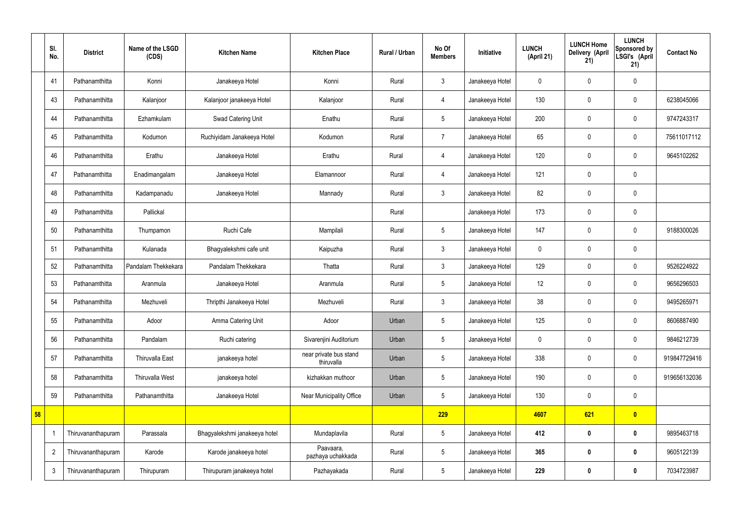|  | Sl. No. | District | Name of the LSGD (CDS) | Kitchen Name | Kitchen Place | Rural / Urban | No Of Members | Initiative | LUNCH (April 21) | LUNCH Home Delivery (April 21) | LUNCH Sponsored by LSGI's (April 21) | Contact No |
|---|---|---|---|---|---|---|---|---|---|---|---|---|
|  | 41 | Pathanamthitta | Konni | Janakeeya Hotel | Konni | Rural | 3 | Janakeeya Hotel | 0 | 0 | 0 |  |
|  | 43 | Pathanamthitta | Kalanjoor | Kalanjoor janakeeya Hotel | Kalanjoor | Rural | 4 | Janakeeya Hotel | 130 | 0 | 0 | 6238045066 |
|  | 44 | Pathanamthitta | Ezhamkulam | Swad Catering Unit | Enathu | Rural | 5 | Janakeeya Hotel | 200 | 0 | 0 | 9747243317 |
|  | 45 | Pathanamthitta | Kodumon | Ruchiyidam Janakeeya Hotel | Kodumon | Rural | 7 | Janakeeya Hotel | 65 | 0 | 0 | 75611017112 |
|  | 46 | Pathanamthitta | Erathu | Janakeeya Hotel | Erathu | Rural | 4 | Janakeeya Hotel | 120 | 0 | 0 | 9645102262 |
|  | 47 | Pathanamthitta | Enadimangalam | Janakeeya Hotel | Elamannoor | Rural | 4 | Janakeeya Hotel | 121 | 0 | 0 |  |
|  | 48 | Pathanamthitta | Kadampanadu | Janakeeya Hotel | Mannady | Rural | 3 | Janakeeya Hotel | 82 | 0 | 0 |  |
|  | 49 | Pathanamthitta | Pallickal |  |  | Rural |  | Janakeeya Hotel | 173 | 0 | 0 |  |
|  | 50 | Pathanamthitta | Thumpamon | Ruchi Cafe | Mampilali | Rural | 5 | Janakeeya Hotel | 147 | 0 | 0 | 9188300026 |
|  | 51 | Pathanamthitta | Kulanada | Bhagyalekshmi cafe unit | Kaipuzha | Rural | 3 | Janakeeya Hotel | 0 | 0 | 0 |  |
|  | 52 | Pathanamthitta | Pandalam Thekkekara | Pandalam Thekkekara | Thatta | Rural | 3 | Janakeeya Hotel | 129 | 0 | 0 | 9526224922 |
|  | 53 | Pathanamthitta | Aranmula | Janakeeya Hotel | Aranmula | Rural | 5 | Janakeeya Hotel | 12 | 0 | 0 | 9656296503 |
|  | 54 | Pathanamthitta | Mezhuveli | Thripthi Janakeeya Hotel | Mezhuveli | Rural | 3 | Janakeeya Hotel | 38 | 0 | 0 | 9495265971 |
|  | 55 | Pathanamthitta | Adoor | Amma Catering Unit | Adoor | Urban | 5 | Janakeeya Hotel | 125 | 0 | 0 | 8606887490 |
|  | 56 | Pathanamthitta | Pandalam | Ruchi catering | Sivarenjini Auditorium | Urban | 5 | Janakeeya Hotel | 0 | 0 | 0 | 9846212739 |
|  | 57 | Pathanamthitta | Thiruvalla East | janakeeya hotel | near private bus stand thiruvalla | Urban | 5 | Janakeeya Hotel | 338 | 0 | 0 | 919847729416 |
|  | 58 | Pathanamthitta | Thiruvalla West | janakeeya hotel | kizhakkan muthoor | Urban | 5 | Janakeeya Hotel | 190 | 0 | 0 | 919656132036 |
|  | 59 | Pathanamthitta | Pathanamthitta | Janakeeya Hotel | Near Municipality Office | Urban | 5 | Janakeeya Hotel | 130 | 0 | 0 |  |
| **58** |  |  |  |  |  |  | **229** |  | **4607** | **621** | **0** |  |
|  | 1 | Thiruvananthapuram | Parassala | Bhagyalekshmi janakeeya hotel | Mundaplavila | Rural | 5 | Janakeeya Hotel | **412** | **0** | **0** | 9895463718 |
|  | 2 | Thiruvananthapuram | Karode | Karode janakeeya hotel | Paavaara, pazhaya uchakkada | Rural | 5 | Janakeeya Hotel | **365** | **0** | **0** | 9605122139 |
|  | 3 | Thiruvananthapuram | Thirupuram | Thirupuram janakeeya hotel | Pazhayakada | Rural | 5 | Janakeeya Hotel | **229** | **0** | **0** | 7034723987 |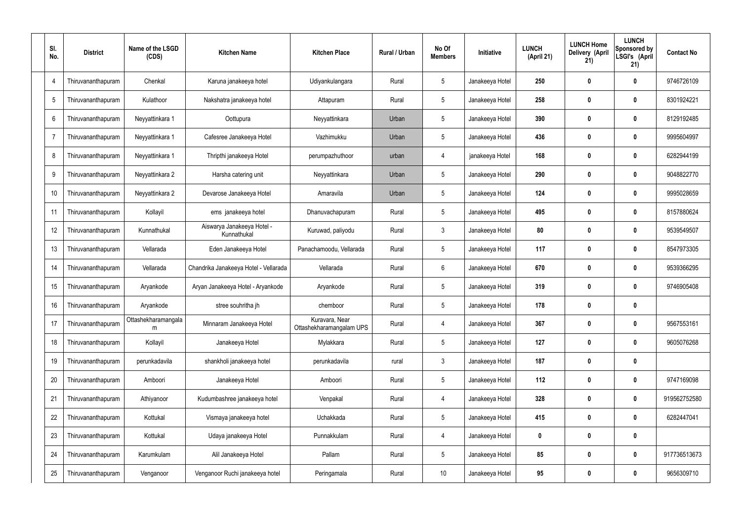| Sl. No. | District | Name of the LSGD (CDS) | Kitchen Name | Kitchen Place | Rural / Urban | No Of Members | Initiative | LUNCH (April 21) | LUNCH Home Delivery (April 21) | LUNCH Sponsored by LSGI's (April 21) | Contact No |
|---|---|---|---|---|---|---|---|---|---|---|---|
| 4 | Thiruvananthapuram | Chenkal | Karuna janakeeya hotel | Udiyankulangara | Rural | 5 | Janakeeya Hotel | **250** | **0** | **0** | 9746726109 |
| 5 | Thiruvananthapuram | Kulathoor | Nakshatra janakeeya hotel | Attapuram | Rural | 5 | Janakeeya Hotel | **258** | **0** | **0** | 8301924221 |
| 6 | Thiruvananthapuram | Neyyattinkara 1 | Oottupura | Neyyattinkara | Urban | 5 | Janakeeya Hotel | **390** | **0** | **0** | 8129192485 |
| 7 | Thiruvananthapuram | Neyyattinkara 1 | Cafesree Janakeeya Hotel | Vazhimukku | Urban | 5 | Janakeeya Hotel | **436** | **0** | **0** | 9995604997 |
| 8 | Thiruvananthapuram | Neyyattinkara 1 | Thripthi janakeeya Hotel | perumpazhuthoor | urban | 4 | janakeeya Hotel | **168** | **0** | **0** | 6282944199 |
| 9 | Thiruvananthapuram | Neyyattinkara 2 | Harsha catering unit | Neyyattinkara | Urban | 5 | Janakeeya Hotel | **290** | **0** | **0** | 9048822770 |
| 10 | Thiruvananthapuram | Neyyattinkara 2 | Devarose Janakeeya Hotel | Amaravila | Urban | 5 | Janakeeya Hotel | **124** | **0** | **0** | 9995028659 |
| 11 | Thiruvananthapuram | Kollayil | ems janakeeya hotel | Dhanuvachapuram | Rural | 5 | Janakeeya Hotel | **495** | **0** | **0** | 8157880624 |
| 12 | Thiruvananthapuram | Kunnathukal | Aiswarya Janakeeya Hotel - Kunnathukal | Kuruwad, paliyodu | Rural | 3 | Janakeeya Hotel | **80** | **0** | **0** | 9539549507 |
| 13 | Thiruvananthapuram | Vellarada | Eden Janakeeya Hotel | Panachamoodu, Vellarada | Rural | 5 | Janakeeya Hotel | **117** | **0** | **0** | 8547973305 |
| 14 | Thiruvananthapuram | Vellarada | Chandrika Janakeeya Hotel - Vellarada | Vellarada | Rural | 6 | Janakeeya Hotel | **670** | **0** | **0** | 9539366295 |
| 15 | Thiruvananthapuram | Aryankode | Aryan Janakeeya Hotel - Aryankode | Aryankode | Rural | 5 | Janakeeya Hotel | **319** | **0** | **0** | 9746905408 |
| 16 | Thiruvananthapuram | Aryankode | stree souhritha jh | chemboor | Rural | 5 | Janakeeya Hotel | **178** | **0** | **0** | |
| 17 | Thiruvananthapuram | Ottashekharamangalam | Minnaram Janakeeya Hotel | Kuravara, Near Ottashekharamangalam UPS | Rural | 4 | Janakeeya Hotel | **367** | **0** | **0** | 9567553161 |
| 18 | Thiruvananthapuram | Kollayil | Janakeeya Hotel | Mylakkara | Rural | 5 | Janakeeya Hotel | **127** | **0** | **0** | 9605076268 |
| 19 | Thiruvananthapuram | perunkadavila | shankholi janakeeya hotel | perunkadavila | rural | 3 | Janakeeya Hotel | **187** | **0** | **0** | |
| 20 | Thiruvananthapuram | Amboori | Janakeeya Hotel | Amboori | Rural | 5 | Janakeeya Hotel | **112** | **0** | **0** | 9747169098 |
| 21 | Thiruvananthapuram | Athiyanoor | Kudumbashree janakeeya hotel | Venpakal | Rural | 4 | Janakeeya Hotel | **328** | **0** | **0** | 919562752580 |
| 22 | Thiruvananthapuram | Kottukal | Vismaya janakeeya hotel | Uchakkada | Rural | 5 | Janakeeya Hotel | **415** | **0** | **0** | 6282447041 |
| 23 | Thiruvananthapuram | Kottukal | Udaya janakeeya Hotel | Punnakkulam | Rural | 4 | Janakeeya Hotel | **0** | **0** | **0** | |
| 24 | Thiruvananthapuram | Karumkulam | Alil Janakeeya Hotel | Pallam | Rural | 5 | Janakeeya Hotel | **85** | **0** | **0** | 917736513673 |
| 25 | Thiruvananthapuram | Venganoor | Venganoor Ruchi janakeeya hotel | Peringamala | Rural | 10 | Janakeeya Hotel | **95** | **0** | **0** | 9656309710 |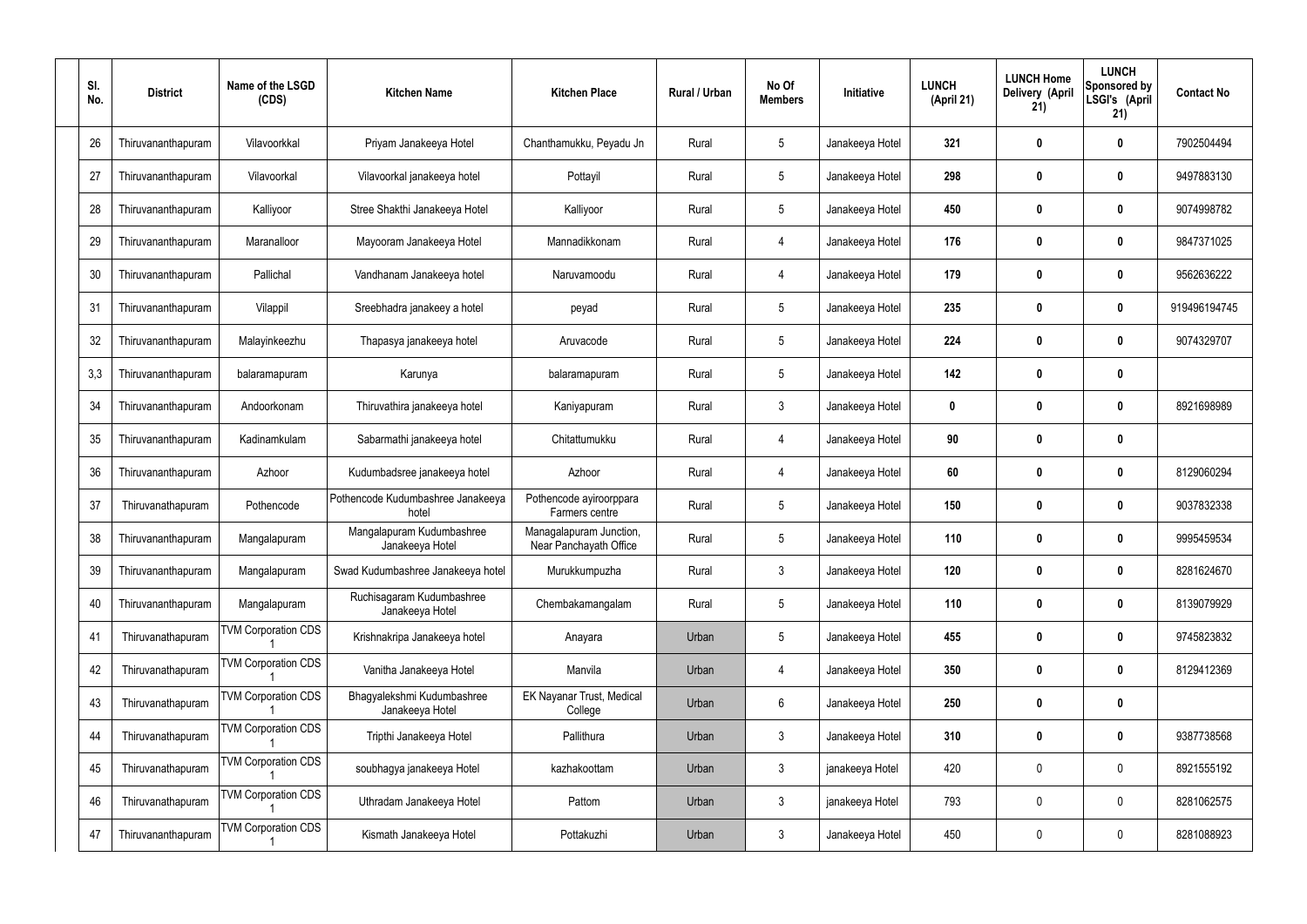| Sl. No. | District | Name of the LSGD (CDS) | Kitchen Name | Kitchen Place | Rural / Urban | No Of Members | Initiative | LUNCH (April 21) | LUNCH Home Delivery (April 21) | LUNCH Sponsored by LSGI's (April 21) | Contact No |
|---|---|---|---|---|---|---|---|---|---|---|---|
| 26 | Thiruvananthapuram | Vilavoorkkal | Priyam Janakeeya Hotel | Chanthamukku, Peyadu Jn | Rural | 5 | Janakeeya Hotel | **321** | **0** | **0** | 7902504494 |
| 27 | Thiruvananthapuram | Vilavoorkal | Vilavoorkal janakeeya hotel | Pottayil | Rural | 5 | Janakeeya Hotel | **298** | **0** | **0** | 9497883130 |
| 28 | Thiruvananthapuram | Kalliyoor | Stree Shakthi Janakeeya Hotel | Kalliyoor | Rural | 5 | Janakeeya Hotel | **450** | **0** | **0** | 9074998782 |
| 29 | Thiruvananthapuram | Maranalloor | Mayooram Janakeeya Hotel | Mannadikkonam | Rural | 4 | Janakeeya Hotel | **176** | **0** | **0** | 9847371025 |
| 30 | Thiruvananthapuram | Pallichal | Vandhanam Janakeeya hotel | Naruvamoodu | Rural | 4 | Janakeeya Hotel | **179** | **0** | **0** | 9562636222 |
| 31 | Thiruvananthapuram | Vilappil | Sreebhadra janakeey a hotel | peyad | Rural | 5 | Janakeeya Hotel | **235** | **0** | **0** | 919496194745 |
| 32 | Thiruvananthapuram | Malayinkeezhu | Thapasya janakeeya hotel | Aruvacode | Rural | 5 | Janakeeya Hotel | **224** | **0** | **0** | 9074329707 |
| 3,3 | Thiruvananthapuram | balaramapuram | Karunya | balaramapuram | Rural | 5 | Janakeeya Hotel | **142** | **0** | **0** | |
| 34 | Thiruvananthapuram | Andoorkonam | Thiruvathira janakeeya hotel | Kaniyapuram | Rural | 3 | Janakeeya Hotel | **0** | **0** | **0** | 8921698989 |
| 35 | Thiruvananthapuram | Kadinamkulam | Sabarmathi janakeeya hotel | Chitattumukku | Rural | 4 | Janakeeya Hotel | **90** | **0** | **0** | |
| 36 | Thiruvananthapuram | Azhoor | Kudumbadsree janakeeya hotel | Azhoor | Rural | 4 | Janakeeya Hotel | **60** | **0** | **0** | 8129060294 |
| 37 | Thiruvanathapuram | Pothencode | Pothencode Kudumbashree Janakeeya hotel | Pothencode ayiroorppara Farmers centre | Rural | 5 | Janakeeya Hotel | **150** | **0** | **0** | 9037832338 |
| 38 | Thiruvananthapuram | Mangalapuram | Mangalapuram Kudumbashree Janakeeya Hotel | Managalapuram Junction, Near Panchayath Office | Rural | 5 | Janakeeya Hotel | **110** | **0** | **0** | 9995459534 |
| 39 | Thiruvananthapuram | Mangalapuram | Swad Kudumbashree Janakeeya hotel | Murukkumpuzha | Rural | 3 | Janakeeya Hotel | **120** | **0** | **0** | 8281624670 |
| 40 | Thiruvananthapuram | Mangalapuram | Ruchisagaram Kudumbashree Janakeeya Hotel | Chembakamangalam | Rural | 5 | Janakeeya Hotel | **110** | **0** | **0** | 8139079929 |
| 41 | Thiruvanathapuram | TVM Corporation CDS 1 | Krishnakripa Janakeeya hotel | Anayara | Urban | 5 | Janakeeya Hotel | **455** | **0** | **0** | 9745823832 |
| 42 | Thiruvanathapuram | TVM Corporation CDS 1 | Vanitha Janakeeya Hotel | Manvila | Urban | 4 | Janakeeya Hotel | **350** | **0** | **0** | 8129412369 |
| 43 | Thiruvanathapuram | TVM Corporation CDS 1 | Bhagyalekshmi Kudumbashree Janakeeya Hotel | EK Nayanar Trust, Medical College | Urban | 6 | Janakeeya Hotel | **250** | **0** | **0** | |
| 44 | Thiruvanathapuram | TVM Corporation CDS 1 | Tripthi Janakeeya Hotel | Pallithura | Urban | 3 | Janakeeya Hotel | **310** | **0** | **0** | 9387738568 |
| 45 | Thiruvanathapuram | TVM Corporation CDS 1 | soubhagya janakeeya Hotel | kazhakoottam | Urban | 3 | janakeeya Hotel | 420 | 0 | 0 | 8921555192 |
| 46 | Thiruvanathapuram | TVM Corporation CDS 1 | Uthradam Janakeeya Hotel | Pattom | Urban | 3 | janakeeya Hotel | 793 | 0 | 0 | 8281062575 |
| 47 | Thiruvananthapuram | TVM Corporation CDS 1 | Kismath Janakeeya Hotel | Pottakuzhi | Urban | 3 | Janakeeya Hotel | 450 | 0 | 0 | 8281088923 |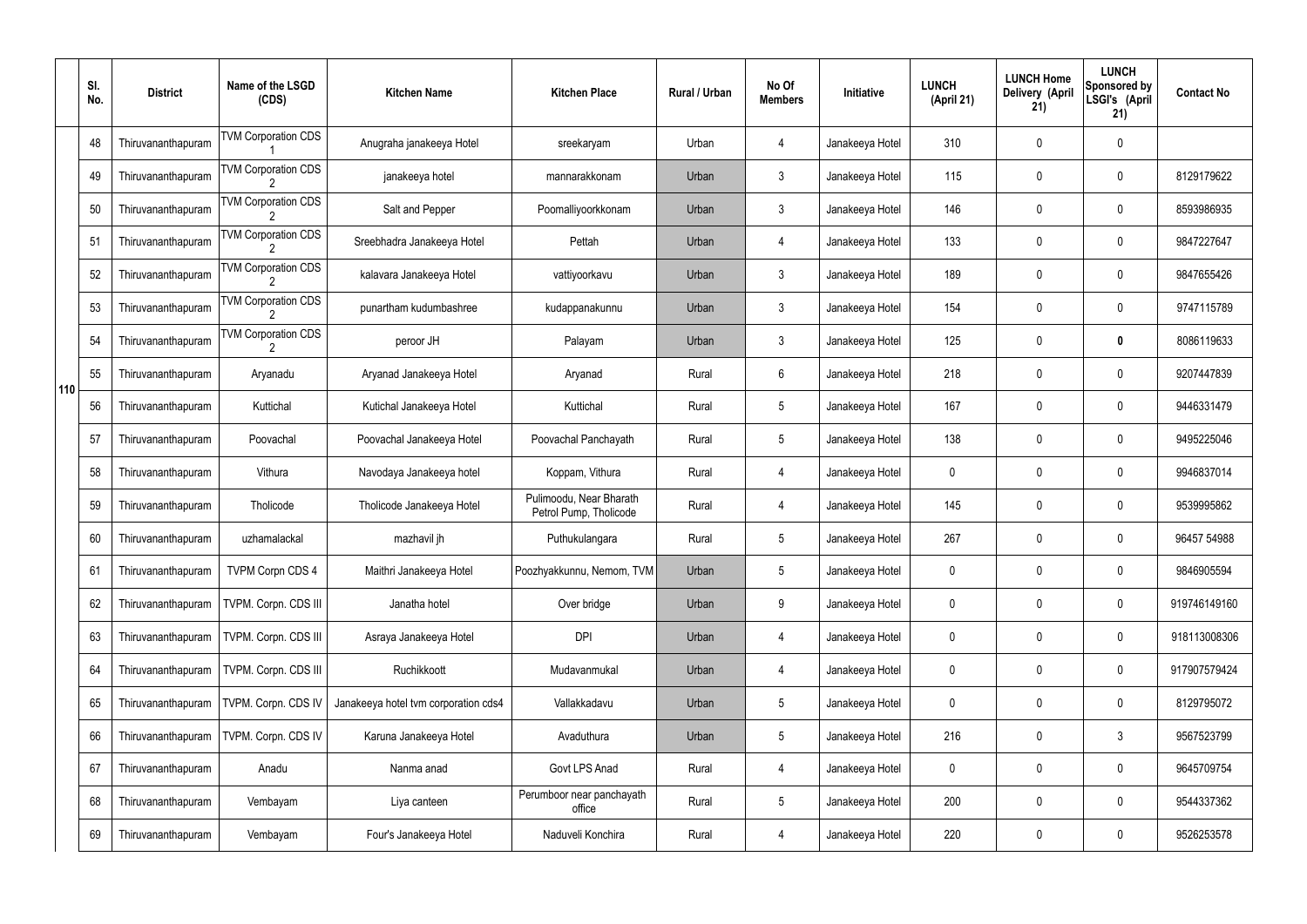| | Sl. No. | District | Name of the LSGD (CDS) | Kitchen Name | Kitchen Place | Rural / Urban | No Of Members | Initiative | LUNCH (April 21) | LUNCH Home Delivery (April 21) | LUNCH Sponsored by LSGI's (April 21) | Contact No |
|---|---|---|---|---|---|---|---|---|---|---|---|---|
| 110 | 48 | Thiruvananthapuram | TVM Corporation CDS 1 | Anugraha janakeeya Hotel | sreekaryam | Urban | 4 | Janakeeya Hotel | 310 | 0 | 0 | |
| | 49 | Thiruvananthapuram | TVM Corporation CDS 2 | janakeeya hotel | mannarakkonam | Urban | 3 | Janakeeya Hotel | 115 | 0 | 0 | 8129179622 |
| | 50 | Thiruvananthapuram | TVM Corporation CDS 2 | Salt and Pepper | Poomalliyoorkkonam | Urban | 3 | Janakeeya Hotel | 146 | 0 | 0 | 8593986935 |
| | 51 | Thiruvananthapuram | TVM Corporation CDS 2 | Sreebhadra Janakeeya Hotel | Pettah | Urban | 4 | Janakeeya Hotel | 133 | 0 | 0 | 9847227647 |
| | 52 | Thiruvananthapuram | TVM Corporation CDS 2 | kalavara Janakeeya Hotel | vattiyoorkavu | Urban | 3 | Janakeeya Hotel | 189 | 0 | 0 | 9847655426 |
| | 53 | Thiruvananthapuram | TVM Corporation CDS 2 | punartham kudumbashree | kudappanakunnu | Urban | 3 | Janakeeya Hotel | 154 | 0 | 0 | 9747115789 |
| | 54 | Thiruvananthapuram | TVM Corporation CDS 2 | peroor JH | Palayam | Urban | 3 | Janakeeya Hotel | 125 | 0 | **0** | 8086119633 |
| | 55 | Thiruvananthapuram | Aryanadu | Aryanad Janakeeya Hotel | Aryanad | Rural | 6 | Janakeeya Hotel | 218 | 0 | 0 | 9207447839 |
| | 56 | Thiruvananthapuram | Kuttichal | Kutichal Janakeeya Hotel | Kuttichal | Rural | 5 | Janakeeya Hotel | 167 | 0 | 0 | 9446331479 |
| | 57 | Thiruvananthapuram | Poovachal | Poovachal Janakeeya Hotel | Poovachal Panchayath | Rural | 5 | Janakeeya Hotel | 138 | 0 | 0 | 9495225046 |
| | 58 | Thiruvananthapuram | Vithura | Navodaya Janakeeya hotel | Koppam, Vithura | Rural | 4 | Janakeeya Hotel | 0 | 0 | 0 | 9946837014 |
| | 59 | Thiruvananthapuram | Tholicode | Tholicode Janakeeya Hotel | Pulimoodu, Near Bharath Petrol Pump, Tholicode | Rural | 4 | Janakeeya Hotel | 145 | 0 | 0 | 9539995862 |
| | 60 | Thiruvananthapuram | uzhamalackal | mazhavil jh | Puthukulangara | Rural | 5 | Janakeeya Hotel | 267 | 0 | 0 | 96457 54988 |
| | 61 | Thiruvananthapuram | TVPM Corpn CDS 4 | Maithri Janakeeya Hotel | Poozhyakkunnu, Nemom, TVM | Urban | 5 | Janakeeya Hotel | 0 | 0 | 0 | 9846905594 |
| | 62 | Thiruvananthapuram | TVPM. Corpn. CDS III | Janatha hotel | Over bridge | Urban | 9 | Janakeeya Hotel | 0 | 0 | 0 | 919746149160 |
| | 63 | Thiruvananthapuram | TVPM. Corpn. CDS III | Asraya Janakeeya Hotel | DPI | Urban | 4 | Janakeeya Hotel | 0 | 0 | 0 | 918113008306 |
| | 64 | Thiruvananthapuram | TVPM. Corpn. CDS III | Ruchikkoott | Mudavanmukal | Urban | 4 | Janakeeya Hotel | 0 | 0 | 0 | 917907579424 |
| | 65 | Thiruvananthapuram | TVPM. Corpn. CDS IV | Janakeeya hotel tvm corporation cds4 | Vallakkadavu | Urban | 5 | Janakeeya Hotel | 0 | 0 | 0 | 8129795072 |
| | 66 | Thiruvananthapuram | TVPM. Corpn. CDS IV | Karuna Janakeeya Hotel | Avaduthura | Urban | 5 | Janakeeya Hotel | 216 | 0 | 3 | 9567523799 |
| | 67 | Thiruvananthapuram | Anadu | Nanma anad | Govt LPS Anad | Rural | 4 | Janakeeya Hotel | 0 | 0 | 0 | 9645709754 |
| | 68 | Thiruvananthapuram | Vembayam | Liya canteen | Perumboor near panchayath office | Rural | 5 | Janakeeya Hotel | 200 | 0 | 0 | 9544337362 |
| | 69 | Thiruvananthapuram | Vembayam | Four's Janakeeya Hotel | Naduveli Konchira | Rural | 4 | Janakeeya Hotel | 220 | 0 | 0 | 9526253578 |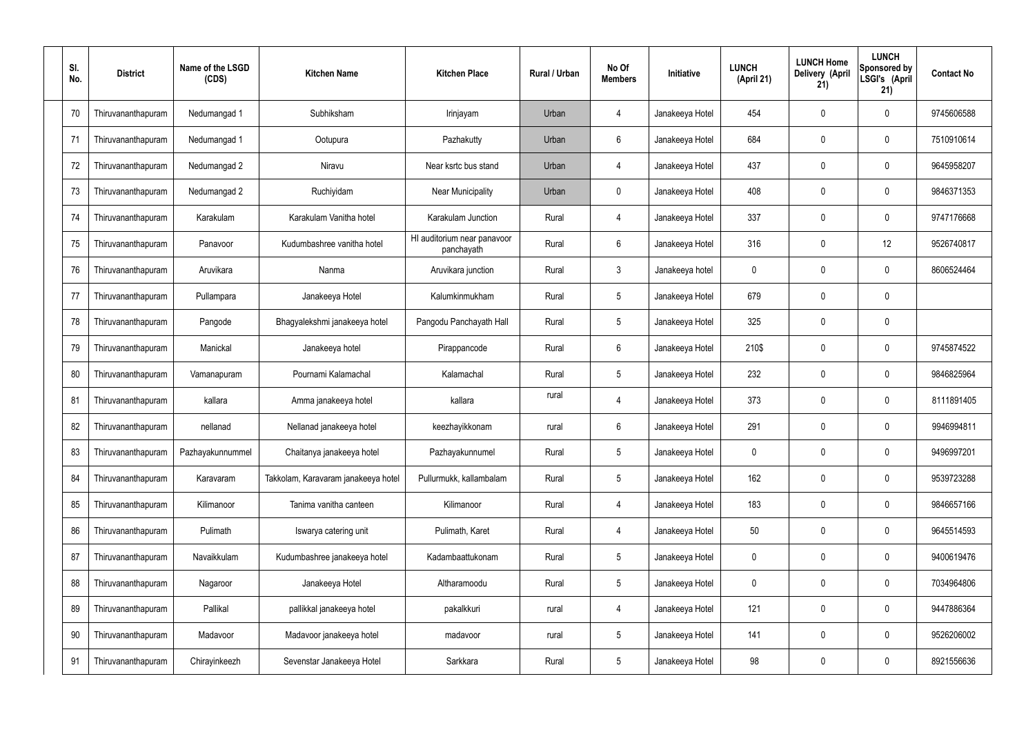| Sl. No. | District | Name of the LSGD (CDS) | Kitchen Name | Kitchen Place | Rural / Urban | No Of Members | Initiative | LUNCH (April 21) | LUNCH Home Delivery (April 21) | LUNCH Sponsored by LSGI's (April 21) | Contact No |
|---|---|---|---|---|---|---|---|---|---|---|---|
| 70 | Thiruvananthapuram | Nedumangad 1 | Subhiksham | Irinjayam | Urban | 4 | Janakeeya Hotel | 454 | 0 | 0 | 9745606588 |
| 71 | Thiruvananthapuram | Nedumangad 1 | Ootupura | Pazhakutty | Urban | 6 | Janakeeya Hotel | 684 | 0 | 0 | 7510910614 |
| 72 | Thiruvananthapuram | Nedumangad 2 | Niravu | Near ksrtc bus stand | Urban | 4 | Janakeeya Hotel | 437 | 0 | 0 | 9645958207 |
| 73 | Thiruvananthapuram | Nedumangad 2 | Ruchiyidam | Near Municipality | Urban | 0 | Janakeeya Hotel | 408 | 0 | 0 | 9846371353 |
| 74 | Thiruvananthapuram | Karakulam | Karakulam Vanitha hotel | Karakulam Junction | Rural | 4 | Janakeeya Hotel | 337 | 0 | 0 | 9747176668 |
| 75 | Thiruvananthapuram | Panavoor | Kudumbashree vanitha hotel | Hl auditorium near panavoor panchayath | Rural | 6 | Janakeeya Hotel | 316 | 0 | 12 | 9526740817 |
| 76 | Thiruvananthapuram | Aruvikara | Nanma | Aruvikara junction | Rural | 3 | Janakeeya hotel | 0 | 0 | 0 | 8606524464 |
| 77 | Thiruvananthapuram | Pullampara | Janakeeya Hotel | Kalumkinmukham | Rural | 5 | Janakeeya Hotel | 679 | 0 | 0 | |
| 78 | Thiruvananthapuram | Pangode | Bhagyalekshmi janakeeya hotel | Pangodu Panchayath Hall | Rural | 5 | Janakeeya Hotel | 325 | 0 | 0 | |
| 79 | Thiruvananthapuram | Manickal | Janakeeya hotel | Pirappancode | Rural | 6 | Janakeeya Hotel | 210$ | 0 | 0 | 9745874522 |
| 80 | Thiruvananthapuram | Vamanapuram | Pournami Kalamachal | Kalamachal | Rural | 5 | Janakeeya Hotel | 232 | 0 | 0 | 9846825964 |
| 81 | Thiruvananthapuram | kallara | Amma janakeeya hotel | kallara | rural | 4 | Janakeeya Hotel | 373 | 0 | 0 | 8111891405 |
| 82 | Thiruvananthapuram | nellanad | Nellanad janakeeya hotel | keezhayikkonam | rural | 6 | Janakeeya Hotel | 291 | 0 | 0 | 9946994811 |
| 83 | Thiruvananthapuram | Pazhayakunnummel | Chaitanya janakeeya hotel | Pazhayakunnumel | Rural | 5 | Janakeeya Hotel | 0 | 0 | 0 | 9496997201 |
| 84 | Thiruvananthapuram | Karavaram | Takkolam, Karavaram janakeeya hotel | Pullurmukk, kallambalam | Rural | 5 | Janakeeya Hotel | 162 | 0 | 0 | 9539723288 |
| 85 | Thiruvananthapuram | Kilimanoor | Tanima vanitha canteen | Kilimanoor | Rural | 4 | Janakeeya Hotel | 183 | 0 | 0 | 9846657166 |
| 86 | Thiruvananthapuram | Pulimath | Iswarya catering unit | Pulimath, Karet | Rural | 4 | Janakeeya Hotel | 50 | 0 | 0 | 9645514593 |
| 87 | Thiruvananthapuram | Navaikkulam | Kudumbashree janakeeya hotel | Kadambaattukonam | Rural | 5 | Janakeeya Hotel | 0 | 0 | 0 | 9400619476 |
| 88 | Thiruvananthapuram | Nagaroor | Janakeeya Hotel | Altharamoodu | Rural | 5 | Janakeeya Hotel | 0 | 0 | 0 | 7034964806 |
| 89 | Thiruvananthapuram | Pallikal | pallikkal janakeeya hotel | pakalkkuri | rural | 4 | Janakeeya Hotel | 121 | 0 | 0 | 9447886364 |
| 90 | Thiruvananthapuram | Madavoor | Madavoor janakeeya hotel | madavoor | rural | 5 | Janakeeya Hotel | 141 | 0 | 0 | 9526206002 |
| 91 | Thiruvananthapuram | Chirayinkeezh | Sevenstar Janakeeya Hotel | Sarkkara | Rural | 5 | Janakeeya Hotel | 98 | 0 | 0 | 8921556636 |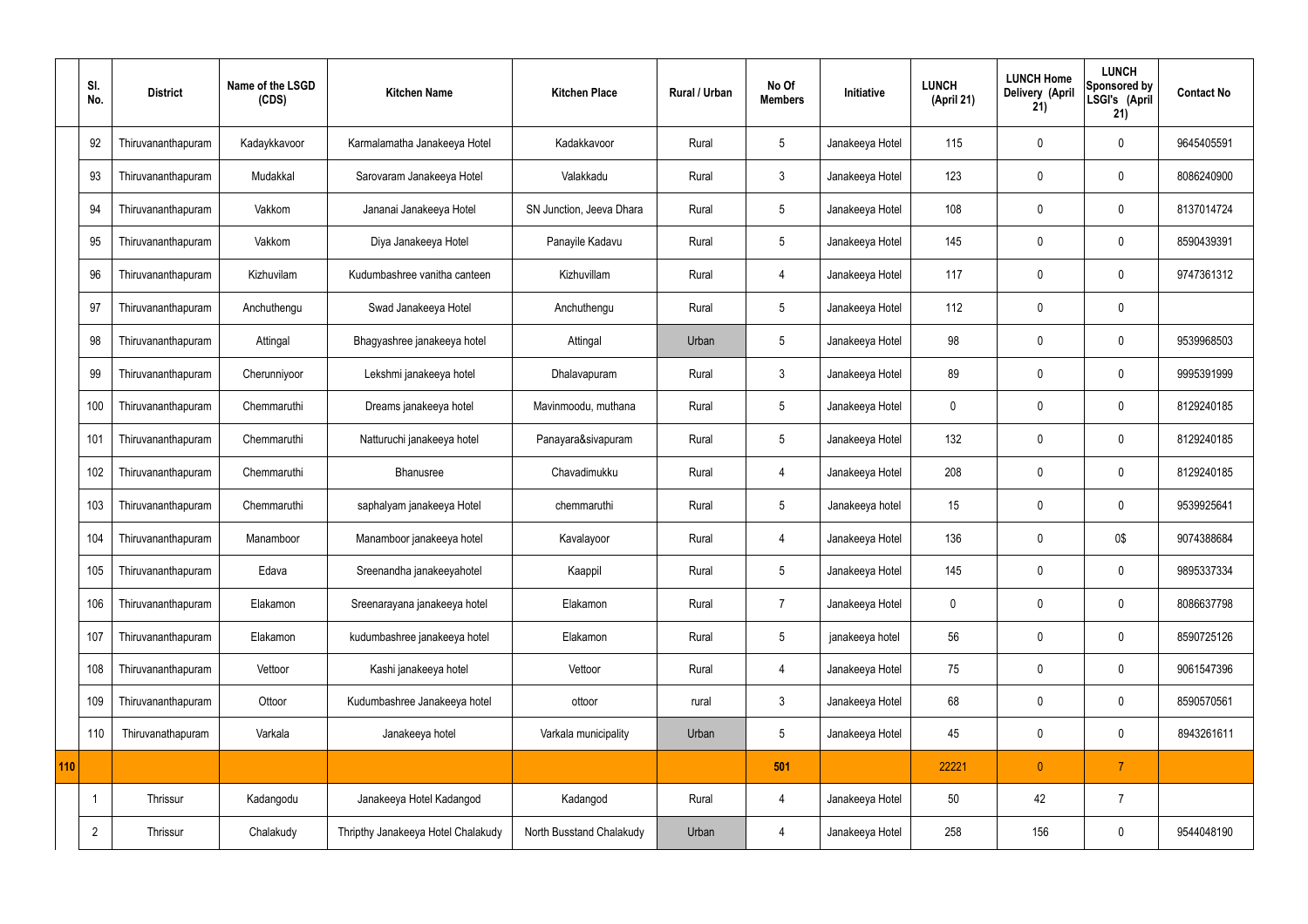| | Sl. No. | District | Name of the LSGD (CDS) | Kitchen Name | Kitchen Place | Rural / Urban | No Of Members | Initiative | LUNCH (April 21) | LUNCH Home Delivery (April 21) | LUNCH Sponsored by LSGI's (April 21) | Contact No |
|---|---|---|---|---|---|---|---|---|---|---|---|---|
| | 92 | Thiruvananthapuram | Kadaykkavoor | Karmalamatha Janakeeya Hotel | Kadakkavoor | Rural | 5 | Janakeeya Hotel | 115 | 0 | 0 | 9645405591 |
| | 93 | Thiruvananthapuram | Mudakkal | Sarovaram Janakeeya Hotel | Valakkadu | Rural | 3 | Janakeeya Hotel | 123 | 0 | 0 | 8086240900 |
| | 94 | Thiruvananthapuram | Vakkom | Jananai Janakeeya Hotel | SN Junction, Jeeva Dhara | Rural | 5 | Janakeeya Hotel | 108 | 0 | 0 | 8137014724 |
| | 95 | Thiruvananthapuram | Vakkom | Diya Janakeeya Hotel | Panayile Kadavu | Rural | 5 | Janakeeya Hotel | 145 | 0 | 0 | 8590439391 |
| | 96 | Thiruvananthapuram | Kizhuvilam | Kudumbashree vanitha canteen | Kizhuvillam | Rural | 4 | Janakeeya Hotel | 117 | 0 | 0 | 9747361312 |
| | 97 | Thiruvananthapuram | Anchuthengu | Swad Janakeeya Hotel | Anchuthengu | Rural | 5 | Janakeeya Hotel | 112 | 0 | 0 | |
| | 98 | Thiruvananthapuram | Attingal | Bhagyashree janakeeya hotel | Attingal | Urban | 5 | Janakeeya Hotel | 98 | 0 | 0 | 9539968503 |
| | 99 | Thiruvananthapuram | Cherunniyoor | Lekshmi janakeeya hotel | Dhalavapuram | Rural | 3 | Janakeeya Hotel | 89 | 0 | 0 | 9995391999 |
| | 100 | Thiruvananthapuram | Chemmaruthi | Dreams janakeeya hotel | Mavinmoodu, muthana | Rural | 5 | Janakeeya Hotel | 0 | 0 | 0 | 8129240185 |
| | 101 | Thiruvananthapuram | Chemmaruthi | Natturuchi janakeeya hotel | Panayara&sivapuram | Rural | 5 | Janakeeya Hotel | 132 | 0 | 0 | 8129240185 |
| | 102 | Thiruvananthapuram | Chemmaruthi | Bhanusree | Chavadimukku | Rural | 4 | Janakeeya Hotel | 208 | 0 | 0 | 8129240185 |
| | 103 | Thiruvananthapuram | Chemmaruthi | saphalyam janakeeya Hotel | chemmaruthi | Rural | 5 | Janakeeya hotel | 15 | 0 | 0 | 9539925641 |
| | 104 | Thiruvananthapuram | Manamboor | Manamboor janakeeya hotel | Kavalayoor | Rural | 4 | Janakeeya Hotel | 136 | 0 | 0$ | 9074388684 |
| | 105 | Thiruvananthapuram | Edava | Sreenandha janakeeyahotel | Kaappil | Rural | 5 | Janakeeya Hotel | 145 | 0 | 0 | 9895337334 |
| | 106 | Thiruvananthapuram | Elakamon | Sreenarayana janakeeya hotel | Elakamon | Rural | 7 | Janakeeya Hotel | 0 | 0 | 0 | 8086637798 |
| | 107 | Thiruvananthapuram | Elakamon | kudumbashree janakeeya hotel | Elakamon | Rural | 5 | janakeeya hotel | 56 | 0 | 0 | 8590725126 |
| | 108 | Thiruvananthapuram | Vettoor | Kashi janakeeya hotel | Vettoor | Rural | 4 | Janakeeya Hotel | 75 | 0 | 0 | 9061547396 |
| | 109 | Thiruvananthapuram | Ottoor | Kudumbashree Janakeeya hotel | ottoor | rural | 3 | Janakeeya Hotel | 68 | 0 | 0 | 8590570561 |
| | 110 | Thiruvanathapuram | Varkala | Janakeeya hotel | Varkala municipality | Urban | 5 | Janakeeya Hotel | 45 | 0 | 0 | 8943261611 |
| 110 | | | | | | | 501 | | 22221 | 0 | 7 | |
| | 1 | Thrissur | Kadangodu | Janakeeya Hotel Kadangod | Kadangod | Rural | 4 | Janakeeya Hotel | 50 | 42 | 7 | |
| | 2 | Thrissur | Chalakudy | Thripthy Janakeeya Hotel Chalakudy | North Busstand Chalakudy | Urban | 4 | Janakeeya Hotel | 258 | 156 | 0 | 9544048190 |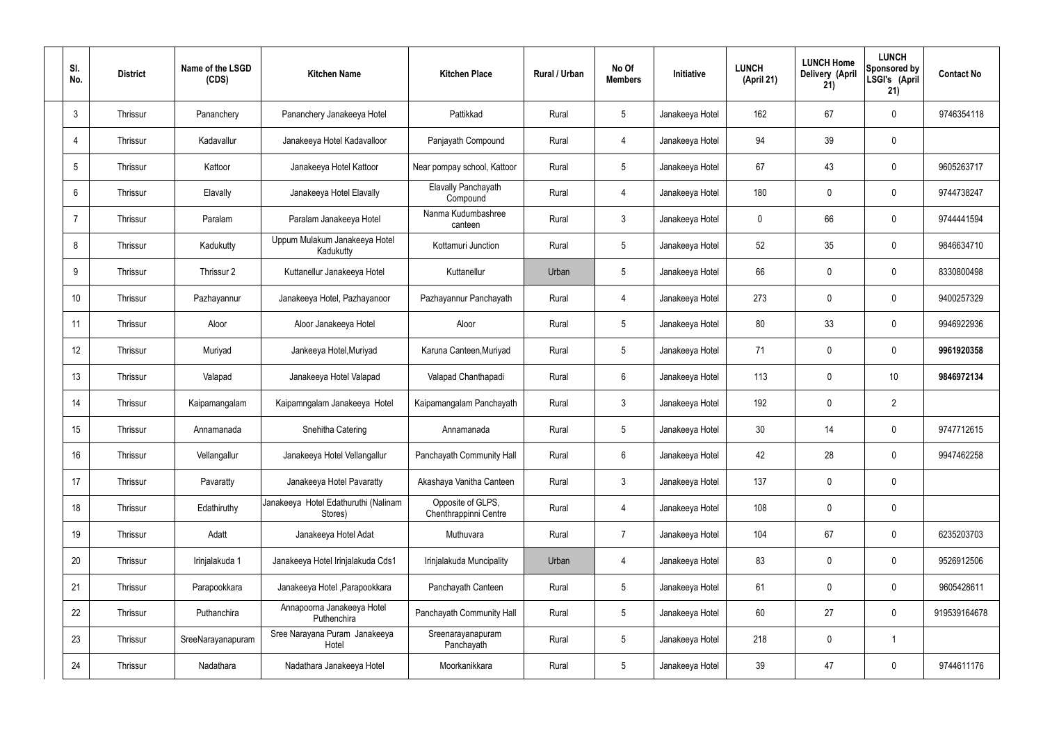| Sl. No. | District | Name of the LSGD (CDS) | Kitchen Name | Kitchen Place | Rural / Urban | No Of Members | Initiative | LUNCH (April 21) | LUNCH Home Delivery (April 21) | LUNCH Sponsored by LSGI's (April 21) | Contact No |
|---|---|---|---|---|---|---|---|---|---|---|---|
| 3 | Thrissur | Pananchery | Pananchery Janakeeya Hotel | Pattikkad | Rural | 5 | Janakeeya Hotel | 162 | 67 | 0 | 9746354118 |
| 4 | Thrissur | Kadavallur | Janakeeya Hotel Kadavalloor | Panjayath Compound | Rural | 4 | Janakeeya Hotel | 94 | 39 | 0 | |
| 5 | Thrissur | Kattoor | Janakeeya Hotel Kattoor | Near pompay school, Kattoor | Rural | 5 | Janakeeya Hotel | 67 | 43 | 0 | 9605263717 |
| 6 | Thrissur | Elavally | Janakeeya Hotel Elavally | Elavally Panchayath Compound | Rural | 4 | Janakeeya Hotel | 180 | 0 | 0 | 9744738247 |
| 7 | Thrissur | Paralam | Paralam Janakeeya Hotel | Nanma Kudumbashree canteen | Rural | 3 | Janakeeya Hotel | 0 | 66 | 0 | 9744441594 |
| 8 | Thrissur | Kadukutty | Uppum Mulakum Janakeeya Hotel Kadukutty | Kottamuri Junction | Rural | 5 | Janakeeya Hotel | 52 | 35 | 0 | 9846634710 |
| 9 | Thrissur | Thrissur 2 | Kuttanellur Janakeeya Hotel | Kuttanellur | Urban | 5 | Janakeeya Hotel | 66 | 0 | 0 | 8330800498 |
| 10 | Thrissur | Pazhayannur | Janakeeya Hotel, Pazhayanoor | Pazhayannur Panchayath | Rural | 4 | Janakeeya Hotel | 273 | 0 | 0 | 9400257329 |
| 11 | Thrissur | Aloor | Aloor Janakeeya Hotel | Aloor | Rural | 5 | Janakeeya Hotel | 80 | 33 | 0 | 9946922936 |
| 12 | Thrissur | Muriyad | Jankeeya Hotel,Muriyad | Karuna Canteen,Muriyad | Rural | 5 | Janakeeya Hotel | 71 | 0 | 0 | **9961920358** |
| 13 | Thrissur | Valapad | Janakeeya Hotel Valapad | Valapad Chanthapadi | Rural | 6 | Janakeeya Hotel | 113 | 0 | 10 | **9846972134** |
| 14 | Thrissur | Kaipamangalam | Kaipamngalam Janakeeya Hotel | Kaipamangalam Panchayath | Rural | 3 | Janakeeya Hotel | 192 | 0 | 2 | |
| 15 | Thrissur | Annamanada | Snehitha Catering | Annamanada | Rural | 5 | Janakeeya Hotel | 30 | 14 | 0 | 9747712615 |
| 16 | Thrissur | Vellangallur | Janakeeya Hotel Vellangallur | Panchayath Community Hall | Rural | 6 | Janakeeya Hotel | 42 | 28 | 0 | 9947462258 |
| 17 | Thrissur | Pavaratty | Janakeeya Hotel Pavaratty | Akashaya Vanitha Canteen | Rural | 3 | Janakeeya Hotel | 137 | 0 | 0 | |
| 18 | Thrissur | Edathiruthy | Janakeeya Hotel Edathuruthi (Nalinam Stores) | Opposite of GLPS, Chenthrappinni Centre | Rural | 4 | Janakeeya Hotel | 108 | 0 | 0 | |
| 19 | Thrissur | Adatt | Janakeeya Hotel Adat | Muthuvara | Rural | 7 | Janakeeya Hotel | 104 | 67 | 0 | 6235203703 |
| 20 | Thrissur | Irinjalakuda 1 | Janakeeya Hotel Irinjalakuda Cds1 | Irinjalakuda Muncipality | Urban | 4 | Janakeeya Hotel | 83 | 0 | 0 | 9526912506 |
| 21 | Thrissur | Parapookkara | Janakeeya Hotel ,Parapookkara | Panchayath Canteen | Rural | 5 | Janakeeya Hotel | 61 | 0 | 0 | 9605428611 |
| 22 | Thrissur | Puthanchira | Annapoorna Janakeeya Hotel Puthenchira | Panchayath Community Hall | Rural | 5 | Janakeeya Hotel | 60 | 27 | 0 | 919539164678 |
| 23 | Thrissur | SreeNarayanapuram | Sree Narayana Puram Janakeeya Hotel | Sreenarayanapuram Panchayath | Rural | 5 | Janakeeya Hotel | 218 | 0 | 1 | |
| 24 | Thrissur | Nadathara | Nadathara Janakeeya Hotel | Moorkanikkara | Rural | 5 | Janakeeya Hotel | 39 | 47 | 0 | 9744611176 |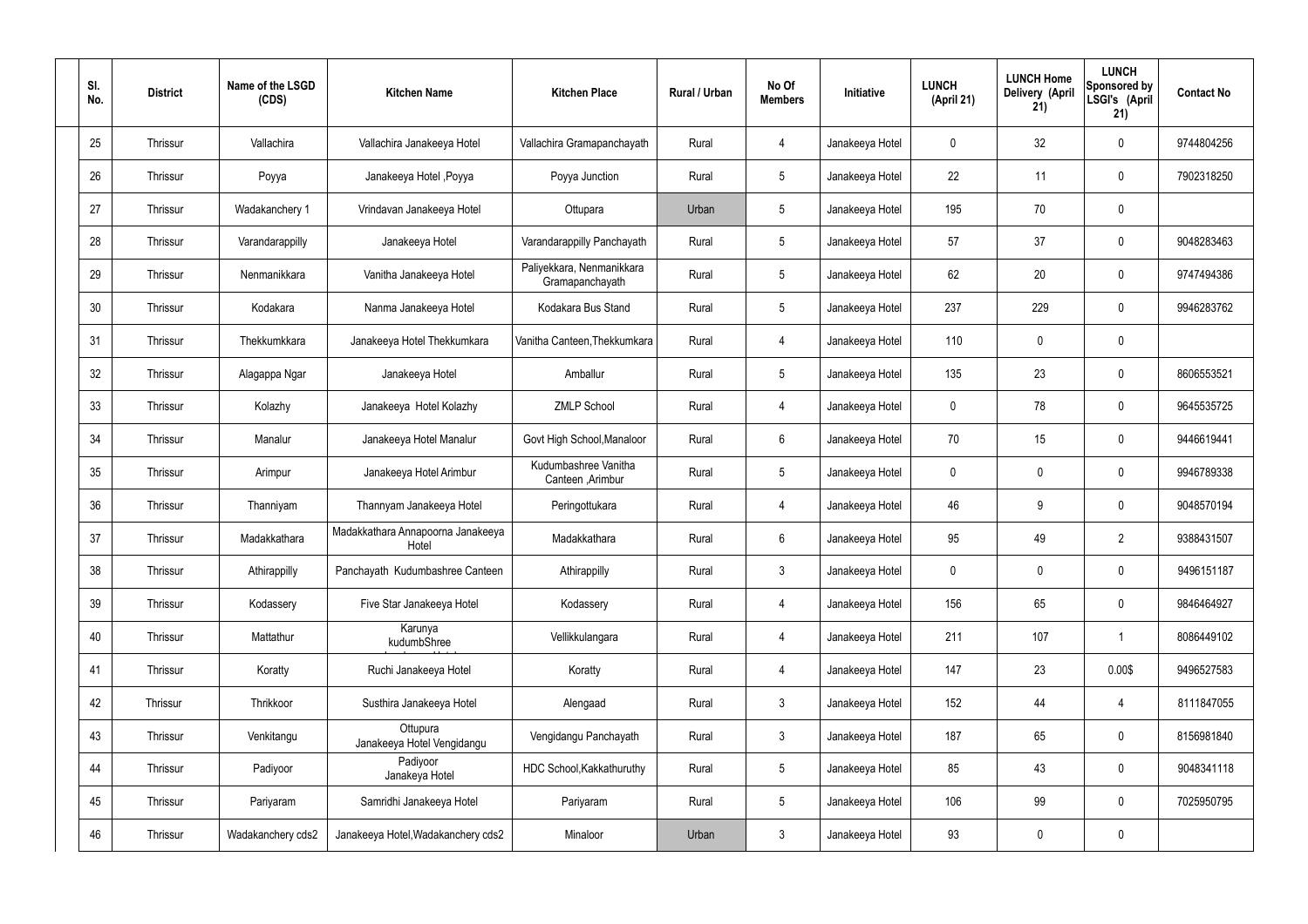| Sl. No. | District | Name of the LSGD (CDS) | Kitchen Name | Kitchen Place | Rural / Urban | No Of Members | Initiative | LUNCH (April 21) | LUNCH Home Delivery (April 21) | LUNCH Sponsored by LSGI's (April 21) | Contact No |
|---|---|---|---|---|---|---|---|---|---|---|---|
| 25 | Thrissur | Vallachira | Vallachira Janakeeya Hotel | Vallachira Gramapanchayath | Rural | 4 | Janakeeya Hotel | 0 | 32 | 0 | 9744804256 |
| 26 | Thrissur | Poyya | Janakeeya Hotel ,Poyya | Poyya Junction | Rural | 5 | Janakeeya Hotel | 22 | 11 | 0 | 7902318250 |
| 27 | Thrissur | Wadakanchery 1 | Vrindavan Janakeeya Hotel | Ottupara | Urban | 5 | Janakeeya Hotel | 195 | 70 | 0 | |
| 28 | Thrissur | Varandarappilly | Janakeeya Hotel | Varandarappilly Panchayath | Rural | 5 | Janakeeya Hotel | 57 | 37 | 0 | 9048283463 |
| 29 | Thrissur | Nenmanikkara | Vanitha Janakeeya Hotel | Paliyekkara, Nenmanikkara Gramapanchayath | Rural | 5 | Janakeeya Hotel | 62 | 20 | 0 | 9747494386 |
| 30 | Thrissur | Kodakara | Nanma Janakeeya Hotel | Kodakara Bus Stand | Rural | 5 | Janakeeya Hotel | 237 | 229 | 0 | 9946283762 |
| 31 | Thrissur | Thekkumkkara | Janakeeya Hotel Thekkumkara | Vanitha Canteen,Thekkumkara | Rural | 4 | Janakeeya Hotel | 110 | 0 | 0 | |
| 32 | Thrissur | Alagappa Ngar | Janakeeya Hotel | Amballur | Rural | 5 | Janakeeya Hotel | 135 | 23 | 0 | 8606553521 |
| 33 | Thrissur | Kolazhy | Janakeeya Hotel Kolazhy | ZMLP School | Rural | 4 | Janakeeya Hotel | 0 | 78 | 0 | 9645535725 |
| 34 | Thrissur | Manalur | Janakeeya Hotel Manalur | Govt High School,Manaloor | Rural | 6 | Janakeeya Hotel | 70 | 15 | 0 | 9446619441 |
| 35 | Thrissur | Arimpur | Janakeeya Hotel Arimbur | Kudumbashree Vanitha Canteen ,Arimbur | Rural | 5 | Janakeeya Hotel | 0 | 0 | 0 | 9946789338 |
| 36 | Thrissur | Thanniyam | Thannyam Janakeeya Hotel | Peringottukara | Rural | 4 | Janakeeya Hotel | 46 | 9 | 0 | 9048570194 |
| 37 | Thrissur | Madakkathara | Madakkathara Annapoorna Janakeeya Hotel | Madakkathara | Rural | 6 | Janakeeya Hotel | 95 | 49 | 2 | 9388431507 |
| 38 | Thrissur | Athirappilly | Panchayath Kudumbashree Canteen | Athirappilly | Rural | 3 | Janakeeya Hotel | 0 | 0 | 0 | 9496151187 |
| 39 | Thrissur | Kodassery | Five Star Janakeeya Hotel | Kodassery | Rural | 4 | Janakeeya Hotel | 156 | 65 | 0 | 9846464927 |
| 40 | Thrissur | Mattathur | Karunya kudumbShree | Vellikkulangara | Rural | 4 | Janakeeya Hotel | 211 | 107 | 1 | 8086449102 |
| 41 | Thrissur | Koratty | Ruchi Janakeeya Hotel | Koratty | Rural | 4 | Janakeeya Hotel | 147 | 23 | 0.00$ | 9496527583 |
| 42 | Thrissur | Thrikkoor | Susthira Janakeeya Hotel | Alengaad | Rural | 3 | Janakeeya Hotel | 152 | 44 | 4 | 8111847055 |
| 43 | Thrissur | Venkitangu | Ottupura Janakeeya Hotel Vengidangu | Vengidangu Panchayath | Rural | 3 | Janakeeya Hotel | 187 | 65 | 0 | 8156981840 |
| 44 | Thrissur | Padiyoor | Padiyoor Janakeya Hotel | HDC School,Kakkathuruthy | Rural | 5 | Janakeeya Hotel | 85 | 43 | 0 | 9048341118 |
| 45 | Thrissur | Pariyaram | Samridhi Janakeeya Hotel | Pariyaram | Rural | 5 | Janakeeya Hotel | 106 | 99 | 0 | 7025950795 |
| 46 | Thrissur | Wadakanchery cds2 | Janakeeya Hotel,Wadakanchery cds2 | Minaloor | Urban | 3 | Janakeeya Hotel | 93 | 0 | 0 | |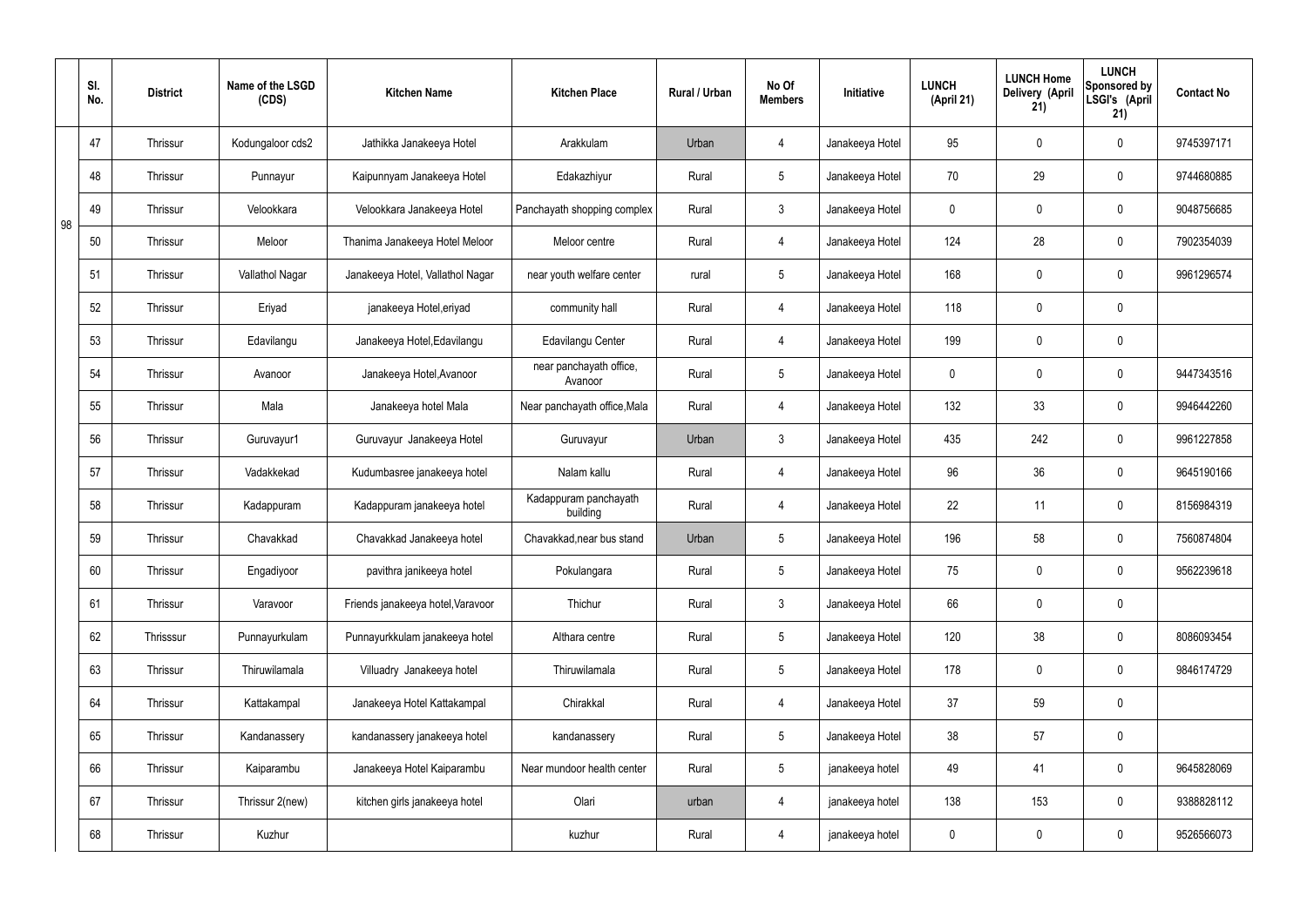|  | Sl. No. | District | Name of the LSGD (CDS) | Kitchen Name | Kitchen Place | Rural / Urban | No Of Members | Initiative | LUNCH (April 21) | LUNCH Home Delivery (April 21) | LUNCH Sponsored by LSGI's (April 21) | Contact No |
|---|---|---|---|---|---|---|---|---|---|---|---|---|
| 98 | 47 | Thrissur | Kodungaloor cds2 | Jathikka Janakeeya Hotel | Arakkulam | Urban | 4 | Janakeeya Hotel | 95 | 0 | 0 | 9745397171 |
|  | 48 | Thrissur | Punnayur | Kaipunnyam Janakeeya Hotel | Edakazhiyur | Rural | 5 | Janakeeya Hotel | 70 | 29 | 0 | 9744680885 |
|  | 49 | Thrissur | Velookkara | Velookkara Janakeeya Hotel | Panchayath shopping complex | Rural | 3 | Janakeeya Hotel | 0 | 0 | 0 | 9048756685 |
|  | 50 | Thrissur | Meloor | Thanima Janakeeya Hotel Meloor | Meloor centre | Rural | 4 | Janakeeya Hotel | 124 | 28 | 0 | 7902354039 |
|  | 51 | Thrissur | Vallathol Nagar | Janakeeya Hotel, Vallathol Nagar | near youth welfare center | rural | 5 | Janakeeya Hotel | 168 | 0 | 0 | 9961296574 |
|  | 52 | Thrissur | Eriyad | janakeeya Hotel,eriyad | community hall | Rural | 4 | Janakeeya Hotel | 118 | 0 | 0 |  |
|  | 53 | Thrissur | Edavilangu | Janakeeya Hotel,Edavilangu | Edavilangu Center | Rural | 4 | Janakeeya Hotel | 199 | 0 | 0 |  |
|  | 54 | Thrissur | Avanoor | Janakeeya Hotel,Avanoor | near panchayath office, Avanoor | Rural | 5 | Janakeeya Hotel | 0 | 0 | 0 | 9447343516 |
|  | 55 | Thrissur | Mala | Janakeeya hotel Mala | Near panchayath office,Mala | Rural | 4 | Janakeeya Hotel | 132 | 33 | 0 | 9946442260 |
|  | 56 | Thrissur | Guruvayur1 | Guruvayur Janakeeya Hotel | Guruvayur | Urban | 3 | Janakeeya Hotel | 435 | 242 | 0 | 9961227858 |
|  | 57 | Thrissur | Vadakkekad | Kudumbasree janakeeya hotel | Nalam kallu | Rural | 4 | Janakeeya Hotel | 96 | 36 | 0 | 9645190166 |
|  | 58 | Thrissur | Kadappuram | Kadappuram janakeeya hotel | Kadappuram panchayath building | Rural | 4 | Janakeeya Hotel | 22 | 11 | 0 | 8156984319 |
|  | 59 | Thrissur | Chavakkad | Chavakkad Janakeeya hotel | Chavakkad,near bus stand | Urban | 5 | Janakeeya Hotel | 196 | 58 | 0 | 7560874804 |
|  | 60 | Thrissur | Engadiyoor | pavithra janikeeya hotel | Pokulangara | Rural | 5 | Janakeeya Hotel | 75 | 0 | 0 | 9562239618 |
|  | 61 | Thrissur | Varavoor | Friends janakeeya hotel,Varavoor | Thichur | Rural | 3 | Janakeeya Hotel | 66 | 0 | 0 |  |
|  | 62 | Thrisssur | Punnayurkulam | Punnayurkkulam janakeeya hotel | Althara centre | Rural | 5 | Janakeeya Hotel | 120 | 38 | 0 | 8086093454 |
|  | 63 | Thrissur | Thiruwilamala | Villuadry Janakeeya hotel | Thiruwilamala | Rural | 5 | Janakeeya Hotel | 178 | 0 | 0 | 9846174729 |
|  | 64 | Thrissur | Kattakampal | Janakeeya Hotel Kattakampal | Chirakkal | Rural | 4 | Janakeeya Hotel | 37 | 59 | 0 |  |
|  | 65 | Thrissur | Kandanassery | kandanassery janakeeya hotel | kandanassery | Rural | 5 | Janakeeya Hotel | 38 | 57 | 0 |  |
|  | 66 | Thrissur | Kaiparambu | Janakeeya Hotel Kaiparambu | Near mundoor health center | Rural | 5 | janakeeya hotel | 49 | 41 | 0 | 9645828069 |
|  | 67 | Thrissur | Thrissur 2(new) | kitchen girls janakeeya hotel | Olari | urban | 4 | janakeeya hotel | 138 | 153 | 0 | 9388828112 |
|  | 68 | Thrissur | Kuzhur |  | kuzhur | Rural | 4 | janakeeya hotel | 0 | 0 | 0 | 9526566073 |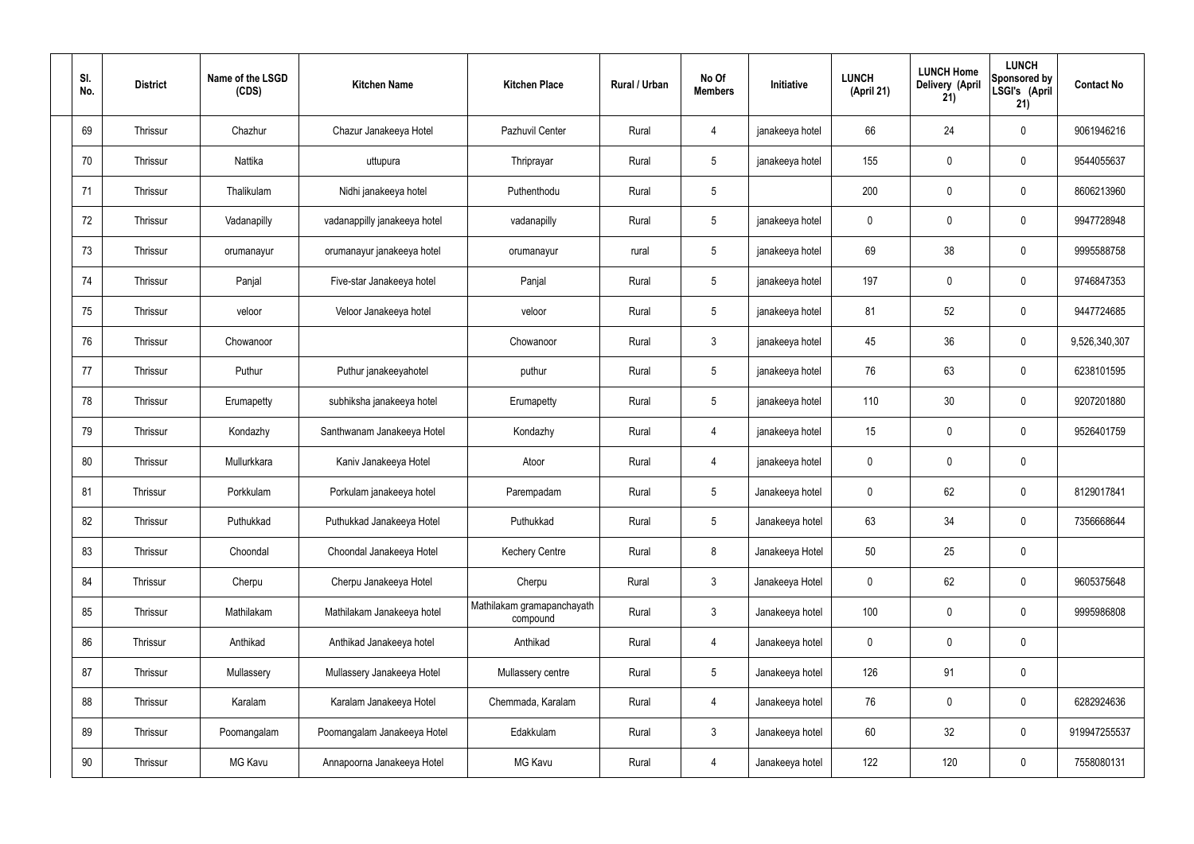| Sl. No. | District | Name of the LSGD (CDS) | Kitchen Name | Kitchen Place | Rural / Urban | No Of Members | Initiative | LUNCH (April 21) | LUNCH Home Delivery (April 21) | LUNCH Sponsored by LSGI's (April 21) | Contact No |
|---|---|---|---|---|---|---|---|---|---|---|---|
| 69 | Thrissur | Chazhur | Chazur Janakeeya Hotel | Pazhuvil Center | Rural | 4 | janakeeya hotel | 66 | 24 | 0 | 9061946216 |
| 70 | Thrissur | Nattika | uttupura | Thriprayar | Rural | 5 | janakeeya hotel | 155 | 0 | 0 | 9544055637 |
| 71 | Thrissur | Thalikulam | Nidhi janakeeya hotel | Puthenthodu | Rural | 5 | | 200 | 0 | 0 | 8606213960 |
| 72 | Thrissur | Vadanapilly | vadanappilly janakeeya hotel | vadanapilly | Rural | 5 | janakeeya hotel | 0 | 0 | 0 | 9947728948 |
| 73 | Thrissur | orumanayur | orumanayur janakeeya hotel | orumanayur | rural | 5 | janakeeya hotel | 69 | 38 | 0 | 9995588758 |
| 74 | Thrissur | Panjal | Five-star Janakeeya hotel | Panjal | Rural | 5 | janakeeya hotel | 197 | 0 | 0 | 9746847353 |
| 75 | Thrissur | veloor | Veloor Janakeeya hotel | veloor | Rural | 5 | janakeeya hotel | 81 | 52 | 0 | 9447724685 |
| 76 | Thrissur | Chowanoor | | Chowanoor | Rural | 3 | janakeeya hotel | 45 | 36 | 0 | 9,526,340,307 |
| 77 | Thrissur | Puthur | Puthur janakeeyahotel | puthur | Rural | 5 | janakeeya hotel | 76 | 63 | 0 | 6238101595 |
| 78 | Thrissur | Erumapetty | subhiksha janakeeya hotel | Erumapetty | Rural | 5 | janakeeya hotel | 110 | 30 | 0 | 9207201880 |
| 79 | Thrissur | Kondazhy | Santhwanam Janakeeya Hotel | Kondazhy | Rural | 4 | janakeeya hotel | 15 | 0 | 0 | 9526401759 |
| 80 | Thrissur | Mullurkkara | Kaniv Janakeeya Hotel | Atoor | Rural | 4 | janakeeya hotel | 0 | 0 | 0 | |
| 81 | Thrissur | Porkkulam | Porkulam janakeeya hotel | Parempadam | Rural | 5 | Janakeeya hotel | 0 | 62 | 0 | 8129017841 |
| 82 | Thrissur | Puthukkad | Puthukkad Janakeeya Hotel | Puthukkad | Rural | 5 | Janakeeya hotel | 63 | 34 | 0 | 7356668644 |
| 83 | Thrissur | Choondal | Choondal Janakeeya Hotel | Kechery Centre | Rural | 8 | Janakeeya Hotel | 50 | 25 | 0 | |
| 84 | Thrissur | Cherpu | Cherpu Janakeeya Hotel | Cherpu | Rural | 3 | Janakeeya Hotel | 0 | 62 | 0 | 9605375648 |
| 85 | Thrissur | Mathilakam | Mathilakam Janakeeya hotel | Mathilakam gramapanchayath compound | Rural | 3 | Janakeeya hotel | 100 | 0 | 0 | 9995986808 |
| 86 | Thrissur | Anthikad | Anthikad Janakeeya hotel | Anthikad | Rural | 4 | Janakeeya hotel | 0 | 0 | 0 | |
| 87 | Thrissur | Mullassery | Mullassery Janakeeya Hotel | Mullassery centre | Rural | 5 | Janakeeya hotel | 126 | 91 | 0 | |
| 88 | Thrissur | Karalam | Karalam Janakeeya Hotel | Chemmada, Karalam | Rural | 4 | Janakeeya hotel | 76 | 0 | 0 | 6282924636 |
| 89 | Thrissur | Poomangalam | Poomangalam Janakeeya Hotel | Edakkulam | Rural | 3 | Janakeeya hotel | 60 | 32 | 0 | 919947255537 |
| 90 | Thrissur | MG Kavu | Annapoorna Janakeeya Hotel | MG Kavu | Rural | 4 | Janakeeya hotel | 122 | 120 | 0 | 7558080131 |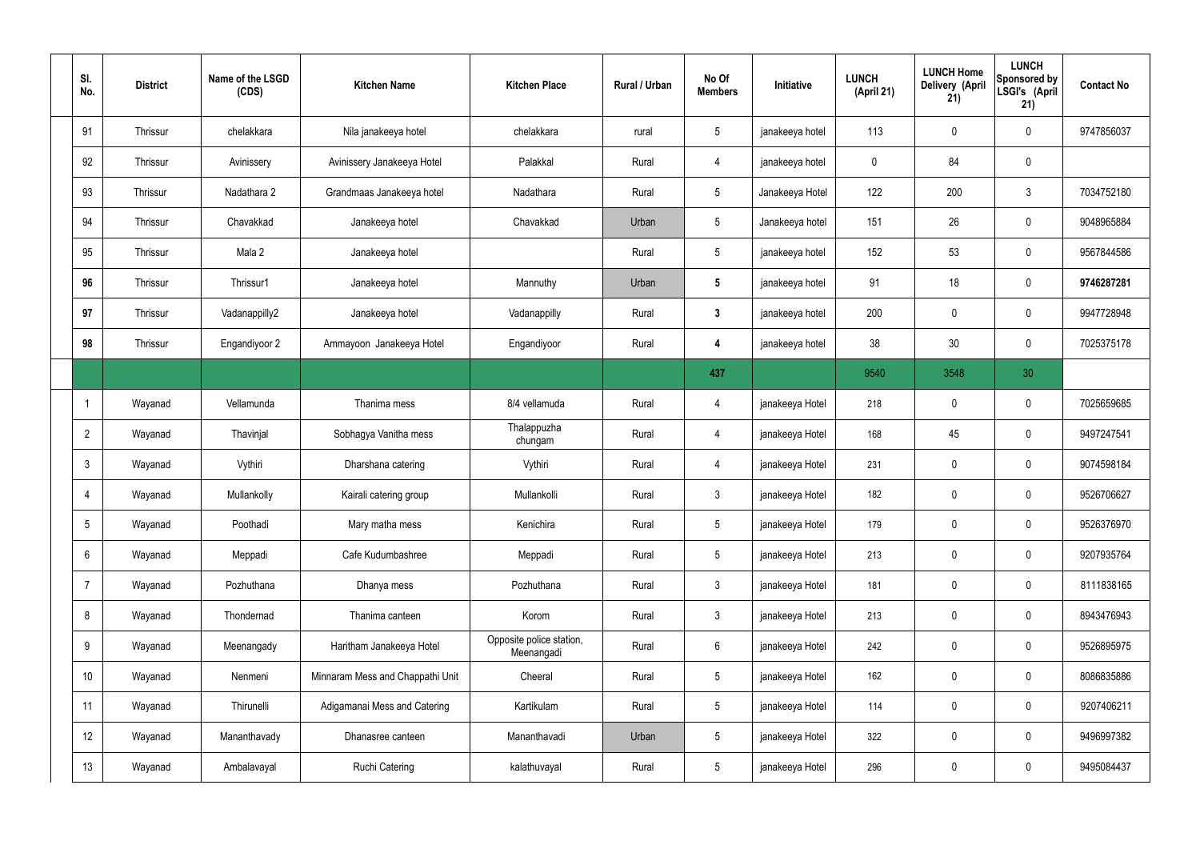| Sl. No. | District | Name of the LSGD (CDS) | Kitchen Name | Kitchen Place | Rural / Urban | No Of Members | Initiative | LUNCH (April 21) | LUNCH Home Delivery (April 21) | LUNCH Sponsored by LSGI's (April 21) | Contact No |
|---|---|---|---|---|---|---|---|---|---|---|---|
| 91 | Thrissur | chelakkara | Nila janakeeya hotel | chelakkara | rural | 5 | janakeeya hotel | 113 | 0 | 0 | 9747856037 |
| 92 | Thrissur | Avinissery | Avinissery Janakeeya Hotel | Palakkal | Rural | 4 | janakeeya hotel | 0 | 84 | 0 | |
| 93 | Thrissur | Nadathara 2 | Grandmaas Janakeeya hotel | Nadathara | Rural | 5 | Janakeeya Hotel | 122 | 200 | 3 | 7034752180 |
| 94 | Thrissur | Chavakkad | Janakeeya hotel | Chavakkad | Urban | 5 | Janakeeya hotel | 151 | 26 | 0 | 9048965884 |
| 95 | Thrissur | Mala 2 | Janakeeya hotel | | Rural | 5 | janakeeya hotel | 152 | 53 | 0 | 9567844586 |
| **96** | Thrissur | Thrissur1 | Janakeeya hotel | Mannuthy | Urban | **5** | janakeeya hotel | 91 | 18 | 0 | **9746287281** |
| **97** | Thrissur | Vadanappilly2 | Janakeeya hotel | Vadanappilly | Rural | **3** | janakeeya hotel | 200 | 0 | 0 | 9947728948 |
| **98** | Thrissur | Engandiyoor 2 | Ammayoon Janakeeya Hotel | Engandiyoor | Rural | **4** | janakeeya hotel | 38 | 30 | 0 | 7025375178 |
| | | | | | | **437** | | 9540 | 3548 | 30 | |
| 1 | Wayanad | Vellamunda | Thanima mess | 8/4 vellamuda | Rural | 4 | janakeeya Hotel | 218 | 0 | 0 | 7025659685 |
| 2 | Wayanad | Thavinjal | Sobhagya Vanitha mess | Thalappuzha chungam | Rural | 4 | janakeeya Hotel | 168 | 45 | 0 | 9497247541 |
| 3 | Wayanad | Vythiri | Dharshana catering | Vythiri | Rural | 4 | janakeeya Hotel | 231 | 0 | 0 | 9074598184 |
| 4 | Wayanad | Mullankolly | Kairali catering group | Mullankolli | Rural | 3 | janakeeya Hotel | 182 | 0 | 0 | 9526706627 |
| 5 | Wayanad | Poothadi | Mary matha mess | Kenichira | Rural | 5 | janakeeya Hotel | 179 | 0 | 0 | 9526376970 |
| 6 | Wayanad | Meppadi | Cafe Kudumbashree | Meppadi | Rural | 5 | janakeeya Hotel | 213 | 0 | 0 | 9207935764 |
| 7 | Wayanad | Pozhuthana | Dhanya mess | Pozhuthana | Rural | 3 | janakeeya Hotel | 181 | 0 | 0 | 8111838165 |
| 8 | Wayanad | Thondernad | Thanima canteen | Korom | Rural | 3 | janakeeya Hotel | 213 | 0 | 0 | 8943476943 |
| 9 | Wayanad | Meenangady | Haritham Janakeeya Hotel | Opposite police station, Meenangadi | Rural | 6 | janakeeya Hotel | 242 | 0 | 0 | 9526895975 |
| 10 | Wayanad | Nenmeni | Minnaram Mess and Chappathi Unit | Cheeral | Rural | 5 | janakeeya Hotel | 162 | 0 | 0 | 8086835886 |
| 11 | Wayanad | Thirunelli | Adigamanai Mess and Catering | Kartikulam | Rural | 5 | janakeeya Hotel | 114 | 0 | 0 | 9207406211 |
| 12 | Wayanad | Mananthavady | Dhanasree canteen | Mananthavadi | Urban | 5 | janakeeya Hotel | 322 | 0 | 0 | 9496997382 |
| 13 | Wayanad | Ambalavayal | Ruchi Catering | kalathuvayal | Rural | 5 | janakeeya Hotel | 296 | 0 | 0 | 9495084437 |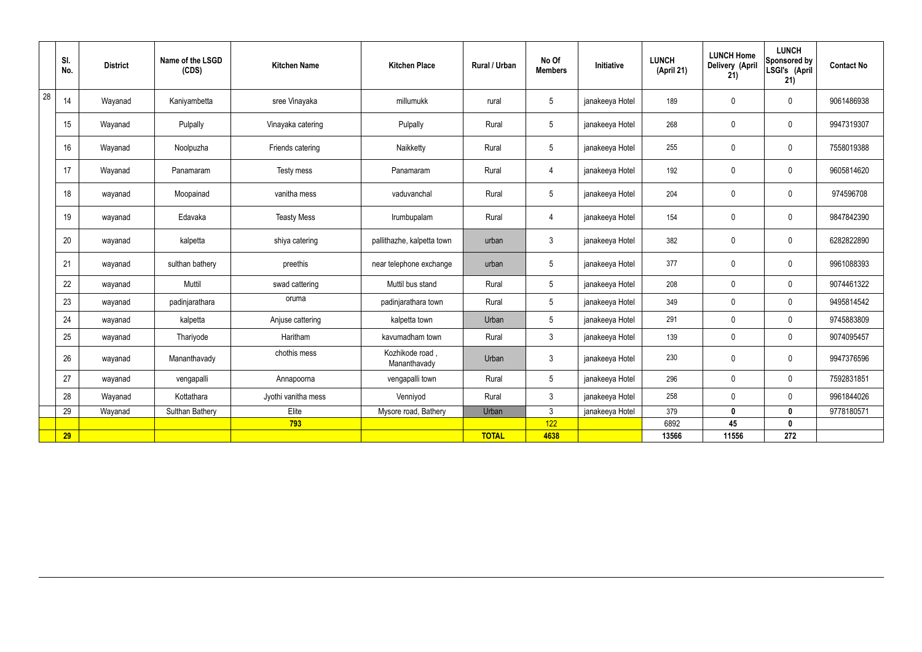| | Sl. No. | District | Name of the LSGD (CDS) | Kitchen Name | Kitchen Place | Rural / Urban | No Of Members | Initiative | LUNCH (April 21) | LUNCH Home Delivery (April 21) | LUNCH Sponsored by LSGI's (April 21) | Contact No |
|---|---|---|---|---|---|---|---|---|---|---|---|---|
| 28 | 14 | Wayanad | Kaniyambetta | sree Vinayaka | millumukk | rural | 5 | janakeeya Hotel | 189 | 0 | 0 | 9061486938 |
| | 15 | Wayanad | Pulpally | Vinayaka catering | Pulpally | Rural | 5 | janakeeya Hotel | 268 | 0 | 0 | 9947319307 |
| | 16 | Wayanad | Noolpuzha | Friends catering | Naikketty | Rural | 5 | janakeeya Hotel | 255 | 0 | 0 | 7558019388 |
| | 17 | Wayanad | Panamaram | Testy mess | Panamaram | Rural | 4 | janakeeya Hotel | 192 | 0 | 0 | 9605814620 |
| | 18 | wayanad | Moopainad | vanitha mess | vaduvanchal | Rural | 5 | janakeeya Hotel | 204 | 0 | 0 | 974596708 |
| | 19 | wayanad | Edavaka | Teasty Mess | Irumbupalam | Rural | 4 | janakeeya Hotel | 154 | 0 | 0 | 9847842390 |
| | 20 | wayanad | kalpetta | shiya catering | pallithazhe, kalpetta town | urban | 3 | janakeeya Hotel | 382 | 0 | 0 | 6282822890 |
| | 21 | wayanad | sulthan bathery | preethis | near telephone exchange | urban | 5 | janakeeya Hotel | 377 | 0 | 0 | 9961088393 |
| | 22 | wayanad | Muttil | swad cattering | Muttil bus stand | Rural | 5 | janakeeya Hotel | 208 | 0 | 0 | 9074461322 |
| | 23 | wayanad | padinjarathara | oruma | padinjarathara town | Rural | 5 | janakeeya Hotel | 349 | 0 | 0 | 9495814542 |
| | 24 | wayanad | kalpetta | Anjuse cattering | kalpetta town | Urban | 5 | janakeeya Hotel | 291 | 0 | 0 | 9745883809 |
| | 25 | wayanad | Thariyode | Haritham | kavumadham town | Rural | 3 | janakeeya Hotel | 139 | 0 | 0 | 9074095457 |
| | 26 | wayanad | Mananthavady | chothis mess | Kozhikode road , Mananthavady | Urban | 3 | janakeeya Hotel | 230 | 0 | 0 | 9947376596 |
| | 27 | wayanad | vengapalli | Annapoorna | vengapalli town | Rural | 5 | janakeeya Hotel | 296 | 0 | 0 | 7592831851 |
| | 28 | Wayanad | Kottathara | Jyothi vanitha mess | Venniyod | Rural | 3 | janakeeya Hotel | 258 | 0 | 0 | 9961844026 |
| | 29 | Wayanad | Sulthan Bathery | Elite | Mysore road, Bathery | Urban | 3 | janakeeya Hotel | 379 | **0** | **0** | 9778180571 |
| | | | | **793** | | | 122 | | 6892 | **45** | **0** | |
| | **29** | | | | | **TOTAL** | **4638** | | **13566** | **11556** | **272** | |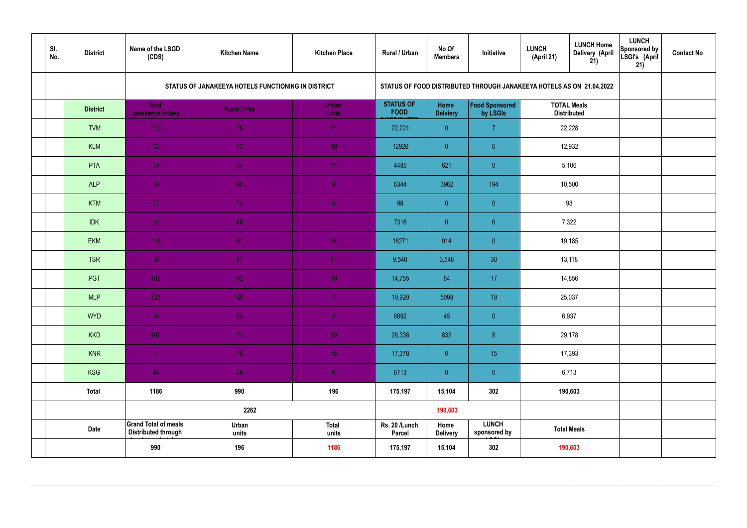| | Sl. No. | District | Name of the LSGD (CDS) | Kitchen Name | Kitchen Place | Rural / Urban | No Of Members | Initiative | LUNCH (April 21) | LUNCH Home Delivery (April 21) | LUNCH Sponsored by LSGI's (April 21) | Contact No |
|---|---|---|---|---|---|---|---|---|---|---|---|---|
| | | | STATUS OF JANAKEEYA HOTELS FUNCTIONING IN DISTRICT | | | STATUS OF FOOD DISTRIBUTED THROUGH JANAKEEYA HOTELS AS ON 21.04.2022 | | | | | | |
| | | District | Total Janakeeya Hotels | Rural Units | Urban units | STATUS OF FOOD DISTRIBUTED | Home Delviery | Food Sponsored by LSGIs | TOTAL Meals Distributed | | | |
| | | TVM | 110 | 79 | 31 | 22,221 | 0 | 7 | 22,228 | | | |
| | | KLM | 82 | 72 | 10 | 12926 | 0 | 6 | 12,932 | | | |
| | | PTA | 59 | 54 | 5 | 4485 | 621 | 0 | 5,106 | | | |
| | | ALP | 89 | 80 | 9 | 6344 | 3962 | 194 | 10,500 | | | |
| | | KTM | 82 | 74 | 8 | 98 | 0 | 0 | 98 | | | |
| | | IDK | 50 | 49 | 1 | 7316 | 0 | 6 | 7,322 | | | |
| | | EKM | 115 | 81 | 34 | 18271 | 914 | 0 | 19,185 | | | |
| | | TSR | 98 | 87 | 11 | 9,540 | 3,548 | 30 | 13,118 | | | |
| | | PGT | 102 | 92 | 10 | 14,755 | 84 | 17 | 14,856 | | | |
| | | MLP | 128 | 107 | 21 | 19,920 | 5098 | 19 | 25,037 | | | |
| | | WYD | 29 | 24 | 5 | 6892 | 45 | 0 | 6,937 | | | |
| | | KKD | 107 | 77 | 30 | 28,338 | 832 | 8 | 29,178 | | | |
| | | KNR | 91 | 76 | 15 | 17,378 | 0 | 15 | 17,393 | | | |
| | | KSG | 44 | 38 | 6 | 6713 | 0 | 0 | 6,713 | | | |
| | | Total | 1186 | 990 | 196 | 175,197 | 15,104 | 302 | 190,603 | | | |
| | | | | 2262 | | | 190,603 | | | | | |
| | | Date | Grand Total of meals Distributed through | Urban units | Total units | Rs. 20 /Lunch Parcel | Home Delivery | LUNCH sponsored by | Total Meals | | | |
| | | | 990 | 196 | 1186 | 175,197 | 15,104 | 302 | 190,603 | | | |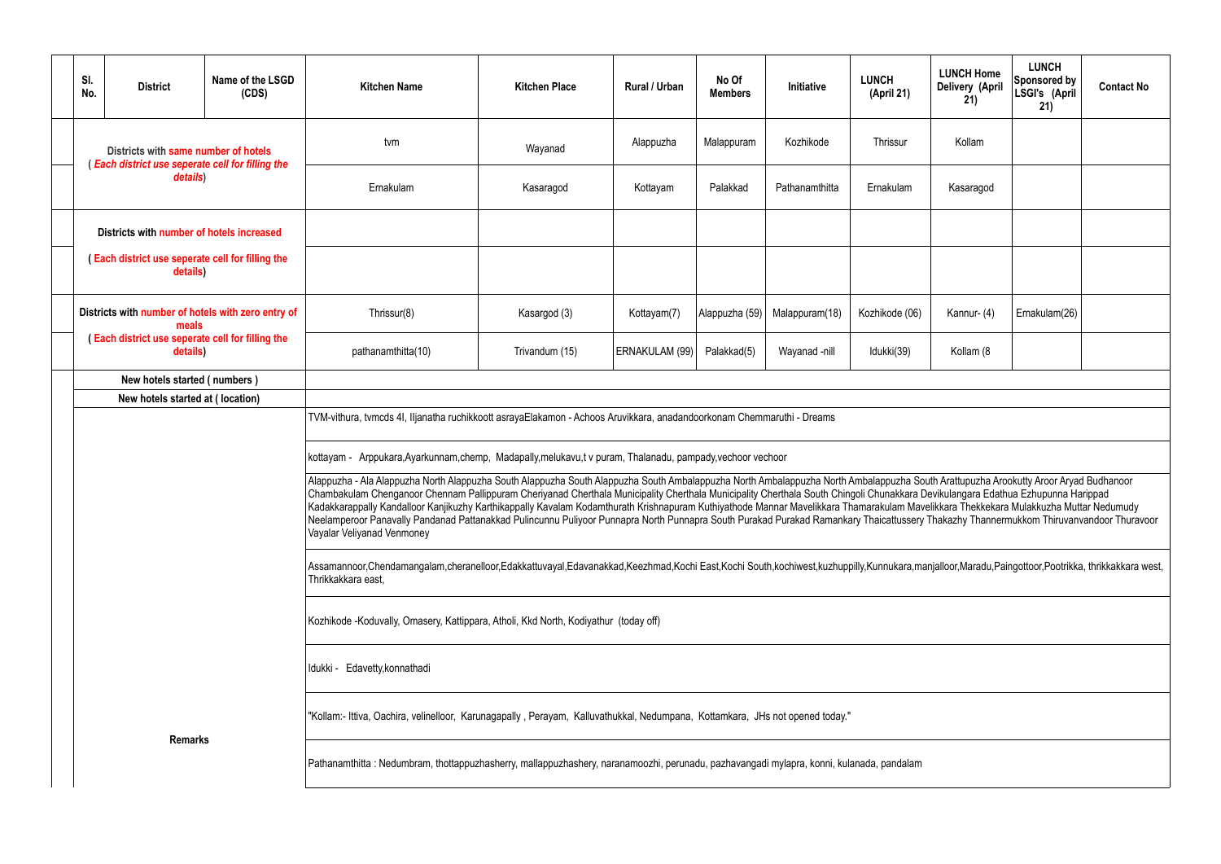| Sl. No. | District | Name of the LSGD (CDS) | Kitchen Name | Kitchen Place | Rural / Urban | No Of Members | Initiative | LUNCH (April 21) | LUNCH Home Delivery (April 21) | LUNCH Sponsored by LSGI's (April 21) | Contact No |
|---|---|---|---|---|---|---|---|---|---|---|---|
| Districts with same number of hotels ( *Each district use seperate cell for filling the details*) | | | tvm | Wayanad | Alappuzha | Malappuram | Kozhikode | Thrissur | Kollam | | |
| | | | Ernakulam | Kasaragod | Kottayam | Palakkad | Pathanamthitta | Ernakulam | Kasaragod | | |
| Districts with number of hotels increased | | | | | | | | | | | |
| ( Each district use seperate cell for filling the details) | | | | | | | | | | | |
| Districts with number of hotels with zero entry of meals | | | Thrissur(8) | Kasargod (3) | Kottayam(7) | Alappuzha (59) | Malappuram(18) | Kozhikode (06) | Kannur- (4) | Ernakulam(26) | |
| ( Each district use seperate cell for filling the details) | | | pathanamthitta(10) | Trivandum (15) | ERNAKULAM (99) | Palakkad(5) | Wayanad -nill | Idukki(39) | Kollam (8 | | |
| New hotels started ( numbers ) | | | | | | | | | | | |
| New hotels started at ( location) | | | | | | | | | | | |
| Remarks | | | TVM-vithura, tvmcds 4I, Iljanatha ruchikkoott asrayaElakamon - Achoos Aruvikkara, anadandoorkonam Chemmaruthi - Dreams | | | | | | | | |
| | | | kottayam - Arppukara,Ayarkunnam,chemp, Madapally,melukavu,t v puram, Thalanadu, pampady,vechoor vechoor | | | | | | | | |
| | | | Alappuzha - Ala Alappuzha North Alappuzha South Alappuzha South Alappuzha South Ambalappuzha North Ambalappuzha North Ambalappuzha South Arattupuzha Arookutty Aroor Aryad Budhanoor Chambakulam Chenganoor Chennam Pallippuram Cheriyanad Cherthala Municipality Cherthala Municipality Cherthala South Chingoli Chunakkara Devikulangara Edathua Ezhupunna Harippad Kadakkarappally Kandalloor Kanjikuzhy Karthikappally Kavalam Kodamthurath Krishnapuram Kuthiyathode Mannar Mavelikkara Thamarakulam Mavelikkara Thekkekara Mulakkuzha Muttar Nedumudy Neelamperoor Panavally Pandanad Pattanakkad Pulincunnu Puliyoor Punnapra North Punnapra South Purakad Purakad Ramankary Thaicattussery Thakazhy Thannermukkom Thiruvanvandoor Thuravoor Vayalar Veliyanad Venmoney | | | | | | | | |
| | | | Assamannoor,Chendamangalam,cheranelloor,Edakkattuvayal,Edavanakkad,Keezhmad,Kochi East,Kochi South,kochiwest,kuzhuppilly,Kunnukara,manjalloor,Maradu,Paingottoor,Pootrikka, thrikkakkara west, Thrikkakkara east, | | | | | | | | |
| | | | Kozhikode -Koduvally, Omasery, Kattippara, Atholi, Kkd North, Kodiyathur (today off) | | | | | | | | |
| | | | Idukki - Edavetty,konnathadi | | | | | | | | |
| | | | "Kollam:- Ittiva, Oachira, velinelloor, Karunagapally , Perayam, Kalluvathukkal, Nedumpana, Kottamkara, JHs not opened today." | | | | | | | | |
| | | | Pathanamthitta : Nedumbram, thottappuzhasherry, mallappuzhashery, naranamoozhi, perunadu, pazhavangadi mylapra, konni, kulanada, pandalam | | | | | | | | |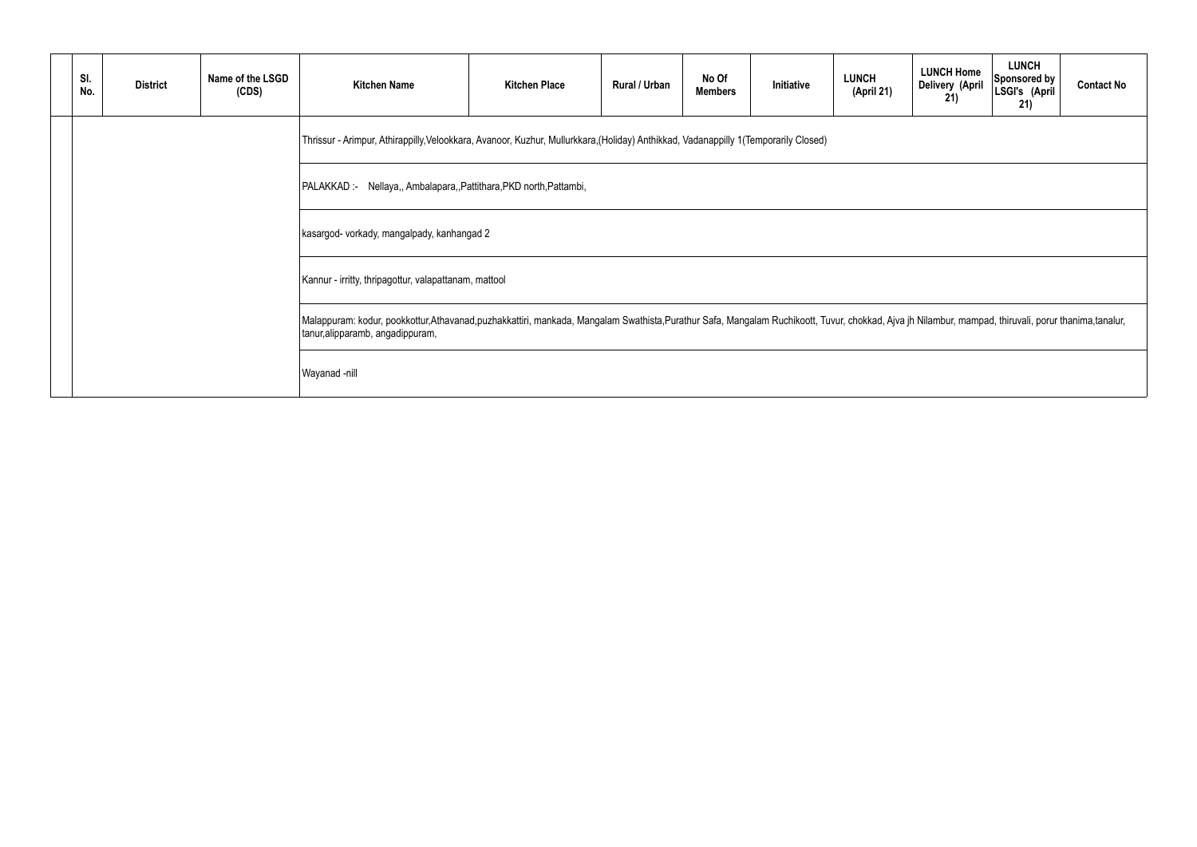| | Sl. No. | District | Name of the LSGD (CDS) | Kitchen Name | Kitchen Place | Rural / Urban | No Of Members | Initiative | LUNCH (April 21) | LUNCH Home Delivery (April 21) | LUNCH Sponsored by LSGI's (April 21) | Contact No |
|---|---|---|---|---|---|---|---|---|---|---|---|---|
| | | | | Thrissur - Arimpur, Athirappilly,Velookkara, Avanoor, Kuzhur, Mullurkkara,(Holiday) Anthikkad, Vadanappilly 1(Temporarily Closed) | | | | | | | | |
| | | | | PALAKKAD :- Nellaya,, Ambalapara,,Pattithara,PKD north,Pattambi, | | | | | | | | |
| | | | | kasargod- vorkady, mangalpady, kanhangad 2 | | | | | | | | |
| | | | | Kannur - irritty, thripagottur, valapattanam, mattool | | | | | | | | |
| | | | | Malappuram: kodur, pookkottur,Athavanad,puzhakkattiri, mankada, Mangalam Swathista,Purathur Safa, Mangalam Ruchikoott, Tuvur, chokkad, Ajva jh Nilambur, mampad, thiruvali, porur thanima,tanalur, tanur,alipparamb, angadippuram, | | | | | | | | |
| | | | | Wayanad -nill | | | | | | | | |